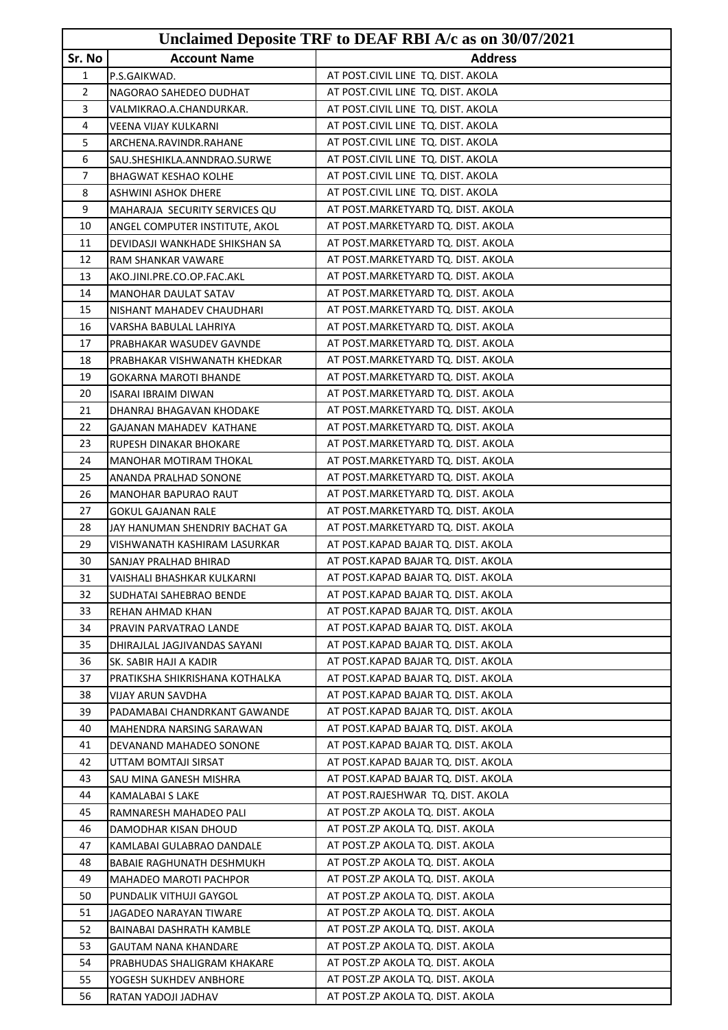| Unclaimed Deposite TRF to DEAF RBI A/c as on 30/07/2021 | | |
|---|---|---|
| Sr. No | Account Name | Address |
| 1 | P.S.GAIKWAD. | AT POST.CIVIL LINE TQ. DIST. AKOLA |
| 2 | NAGORAO SAHEDEO DUDHAT | AT POST.CIVIL LINE TQ. DIST. AKOLA |
| 3 | VALMIKRAO.A.CHANDURKAR. | AT POST.CIVIL LINE TQ. DIST. AKOLA |
| 4 | VEENA VIJAY KULKARNI | AT POST.CIVIL LINE TQ. DIST. AKOLA |
| 5 | ARCHENA.RAVINDR.RAHANE | AT POST.CIVIL LINE TQ. DIST. AKOLA |
| 6 | SAU.SHESHIKLA.ANNDRAO.SURWE | AT POST.CIVIL LINE TQ. DIST. AKOLA |
| 7 | BHAGWAT KESHAO KOLHE | AT POST.CIVIL LINE TQ. DIST. AKOLA |
| 8 | ASHWINI ASHOK DHERE | AT POST.CIVIL LINE TQ. DIST. AKOLA |
| 9 | MAHARAJA SECURITY SERVICES QU | AT POST.MARKETYARD TQ. DIST. AKOLA |
| 10 | ANGEL COMPUTER INSTITUTE, AKOL | AT POST.MARKETYARD TQ. DIST. AKOLA |
| 11 | DEVIDASJI WANKHADE SHIKSHAN SA | AT POST.MARKETYARD TQ. DIST. AKOLA |
| 12 | RAM SHANKAR VAWARE | AT POST.MARKETYARD TQ. DIST. AKOLA |
| 13 | AKO.JINI.PRE.CO.OP.FAC.AKL | AT POST.MARKETYARD TQ. DIST. AKOLA |
| 14 | MANOHAR DAULAT SATAV | AT POST.MARKETYARD TQ. DIST. AKOLA |
| 15 | NISHANT MAHADEV CHAUDHARI | AT POST.MARKETYARD TQ. DIST. AKOLA |
| 16 | VARSHA BABULAL LAHRIYA | AT POST.MARKETYARD TQ. DIST. AKOLA |
| 17 | PRABHAKAR WASUDEV GAVNDE | AT POST.MARKETYARD TQ. DIST. AKOLA |
| 18 | PRABHAKAR VISHWANATH KHEDKAR | AT POST.MARKETYARD TQ. DIST. AKOLA |
| 19 | GOKARNA MAROTI BHANDE | AT POST.MARKETYARD TQ. DIST. AKOLA |
| 20 | ISARAI IBRAIM DIWAN | AT POST.MARKETYARD TQ. DIST. AKOLA |
| 21 | DHANRAJ BHAGAVAN KHODAKE | AT POST.MARKETYARD TQ. DIST. AKOLA |
| 22 | GAJANAN MAHADEV KATHANE | AT POST.MARKETYARD TQ. DIST. AKOLA |
| 23 | RUPESH DINAKAR BHOKARE | AT POST.MARKETYARD TQ. DIST. AKOLA |
| 24 | MANOHAR MOTIRAM THOKAL | AT POST.MARKETYARD TQ. DIST. AKOLA |
| 25 | ANANDA PRALHAD SONONE | AT POST.MARKETYARD TQ. DIST. AKOLA |
| 26 | MANOHAR BAPURAO RAUT | AT POST.MARKETYARD TQ. DIST. AKOLA |
| 27 | GOKUL GAJANAN RALE | AT POST.MARKETYARD TQ. DIST. AKOLA |
| 28 | JAY HANUMAN SHENDRIY BACHAT GA | AT POST.MARKETYARD TQ. DIST. AKOLA |
| 29 | VISHWANATH KASHIRAM LASURKAR | AT POST.KAPAD BAJAR TQ. DIST. AKOLA |
| 30 | SANJAY PRALHAD BHIRAD | AT POST.KAPAD BAJAR TQ. DIST. AKOLA |
| 31 | VAISHALI BHASHKAR KULKARNI | AT POST.KAPAD BAJAR TQ. DIST. AKOLA |
| 32 | SUDHATAI SAHEBRAO BENDE | AT POST.KAPAD BAJAR TQ. DIST. AKOLA |
| 33 | REHAN AHMAD KHAN | AT POST.KAPAD BAJAR TQ. DIST. AKOLA |
| 34 | PRAVIN PARVATRAO LANDE | AT POST.KAPAD BAJAR TQ. DIST. AKOLA |
| 35 | DHIRAJLAL JAGJIVANDAS SAYANI | AT POST.KAPAD BAJAR TQ. DIST. AKOLA |
| 36 | SK. SABIR HAJI A KADIR | AT POST.KAPAD BAJAR TQ. DIST. AKOLA |
| 37 | PRATIKSHA SHIKRISHANA KOTHALKA | AT POST.KAPAD BAJAR TQ. DIST. AKOLA |
| 38 | VIJAY ARUN SAVDHA | AT POST.KAPAD BAJAR TQ. DIST. AKOLA |
| 39 | PADAMABAI CHANDRKANT GAWANDE | AT POST.KAPAD BAJAR TQ. DIST. AKOLA |
| 40 | MAHENDRA NARSING SARAWAN | AT POST.KAPAD BAJAR TQ. DIST. AKOLA |
| 41 | DEVANAND MAHADEO SONONE | AT POST.KAPAD BAJAR TQ. DIST. AKOLA |
| 42 | UTTAM BOMTAJI SIRSAT | AT POST.KAPAD BAJAR TQ. DIST. AKOLA |
| 43 | SAU MINA GANESH MISHRA | AT POST.KAPAD BAJAR TQ. DIST. AKOLA |
| 44 | KAMALABAI S LAKE | AT POST.RAJESHWAR TQ. DIST. AKOLA |
| 45 | RAMNARESH MAHADEO PALI | AT POST.ZP AKOLA TQ. DIST. AKOLA |
| 46 | DAMODHAR KISAN DHOUD | AT POST.ZP AKOLA TQ. DIST. AKOLA |
| 47 | KAMLABAI GULABRAO DANDALE | AT POST.ZP AKOLA TQ. DIST. AKOLA |
| 48 | BABAIE RAGHUNATH DESHMUKH | AT POST.ZP AKOLA TQ. DIST. AKOLA |
| 49 | MAHADEO MAROTI PACHPOR | AT POST.ZP AKOLA TQ. DIST. AKOLA |
| 50 | PUNDALIK VITHUJI GAYGOL | AT POST.ZP AKOLA TQ. DIST. AKOLA |
| 51 | JAGADEO NARAYAN TIWARE | AT POST.ZP AKOLA TQ. DIST. AKOLA |
| 52 | BAINABAI DASHRATH KAMBLE | AT POST.ZP AKOLA TQ. DIST. AKOLA |
| 53 | GAUTAM NANA KHANDARE | AT POST.ZP AKOLA TQ. DIST. AKOLA |
| 54 | PRABHUDAS SHALIGRAM KHAKARE | AT POST.ZP AKOLA TQ. DIST. AKOLA |
| 55 | YOGESH SUKHDEV ANBHORE | AT POST.ZP AKOLA TQ. DIST. AKOLA |
| 56 | RATAN YADOJI JADHAV | AT POST.ZP AKOLA TQ. DIST. AKOLA |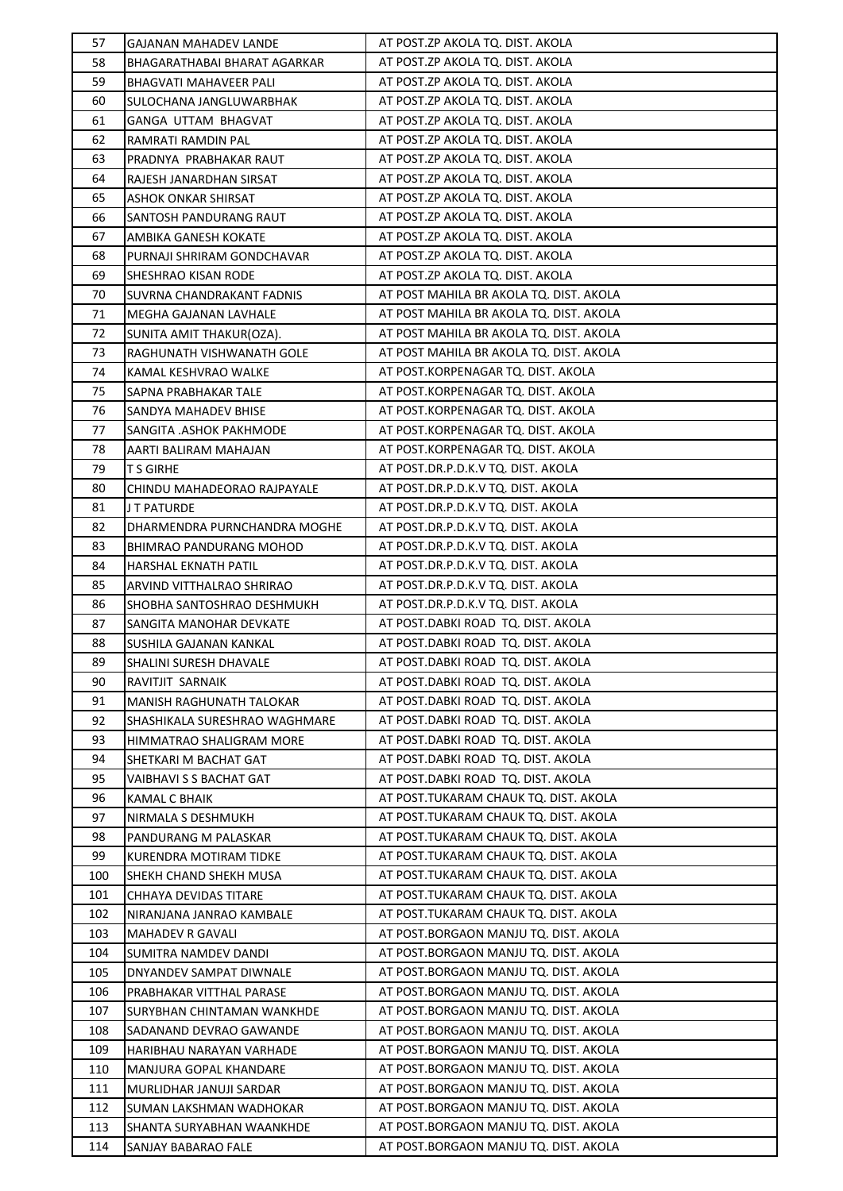| 57 | GAJANAN MAHADEV LANDE | AT POST.ZP AKOLA TQ. DIST. AKOLA |
|---|---|---|
| 58 | BHAGARATHABAI BHARAT AGARKAR | AT POST.ZP AKOLA TQ. DIST. AKOLA |
| 59 | BHAGVATI MAHAVEER PALI | AT POST.ZP AKOLA TQ. DIST. AKOLA |
| 60 | SULOCHANA JANGLUWARBHAK | AT POST.ZP AKOLA TQ. DIST. AKOLA |
| 61 | GANGA UTTAM BHAGVAT | AT POST.ZP AKOLA TQ. DIST. AKOLA |
| 62 | RAMRATI RAMDIN PAL | AT POST.ZP AKOLA TQ. DIST. AKOLA |
| 63 | PRADNYA PRABHAKAR RAUT | AT POST.ZP AKOLA TQ. DIST. AKOLA |
| 64 | RAJESH JANARDHAN SIRSAT | AT POST.ZP AKOLA TQ. DIST. AKOLA |
| 65 | ASHOK ONKAR SHIRSAT | AT POST.ZP AKOLA TQ. DIST. AKOLA |
| 66 | SANTOSH PANDURANG RAUT | AT POST.ZP AKOLA TQ. DIST. AKOLA |
| 67 | AMBIKA GANESH KOKATE | AT POST.ZP AKOLA TQ. DIST. AKOLA |
| 68 | PURNAJI SHRIRAM GONDCHAVAR | AT POST.ZP AKOLA TQ. DIST. AKOLA |
| 69 | SHESHRAO KISAN RODE | AT POST.ZP AKOLA TQ. DIST. AKOLA |
| 70 | SUVRNA CHANDRAKANT FADNIS | AT POST MAHILA BR AKOLA TQ. DIST. AKOLA |
| 71 | MEGHA GAJANAN LAVHALE | AT POST MAHILA BR AKOLA TQ. DIST. AKOLA |
| 72 | SUNITA AMIT THAKUR(OZA). | AT POST MAHILA BR AKOLA TQ. DIST. AKOLA |
| 73 | RAGHUNATH VISHWANATH GOLE | AT POST MAHILA BR AKOLA TQ. DIST. AKOLA |
| 74 | KAMAL KESHVRAO WALKE | AT POST.KORPENAGAR TQ. DIST. AKOLA |
| 75 | SAPNA PRABHAKAR TALE | AT POST.KORPENAGAR TQ. DIST. AKOLA |
| 76 | SANDYA MAHADEV BHISE | AT POST.KORPENAGAR TQ. DIST. AKOLA |
| 77 | SANGITA .ASHOK PAKHMODE | AT POST.KORPENAGAR TQ. DIST. AKOLA |
| 78 | AARTI BALIRAM MAHAJAN | AT POST.KORPENAGAR TQ. DIST. AKOLA |
| 79 | T S GIRHE | AT POST.DR.P.D.K.V TQ. DIST. AKOLA |
| 80 | CHINDU MAHADEORAO RAJPAYALE | AT POST.DR.P.D.K.V TQ. DIST. AKOLA |
| 81 | J T PATURDE | AT POST.DR.P.D.K.V TQ. DIST. AKOLA |
| 82 | DHARMENDRA PURNCHANDRA MOGHE | AT POST.DR.P.D.K.V TQ. DIST. AKOLA |
| 83 | BHIMRAO PANDURANG MOHOD | AT POST.DR.P.D.K.V TQ. DIST. AKOLA |
| 84 | HARSHAL EKNATH PATIL | AT POST.DR.P.D.K.V TQ. DIST. AKOLA |
| 85 | ARVIND VITTHALRAO SHRIRAO | AT POST.DR.P.D.K.V TQ. DIST. AKOLA |
| 86 | SHOBHA SANTOSHRAO DESHMUKH | AT POST.DR.P.D.K.V TQ. DIST. AKOLA |
| 87 | SANGITA MANOHAR DEVKATE | AT POST.DABKI ROAD TQ. DIST. AKOLA |
| 88 | SUSHILA GAJANAN KANKAL | AT POST.DABKI ROAD TQ. DIST. AKOLA |
| 89 | SHALINI SURESH DHAVALE | AT POST.DABKI ROAD TQ. DIST. AKOLA |
| 90 | RAVITJIT SARNAIK | AT POST.DABKI ROAD TQ. DIST. AKOLA |
| 91 | MANISH RAGHUNATH TALOKAR | AT POST.DABKI ROAD TQ. DIST. AKOLA |
| 92 | SHASHIKALA SURESHRAO WAGHMARE | AT POST.DABKI ROAD TQ. DIST. AKOLA |
| 93 | HIMMATRAO SHALIGRAM MORE | AT POST.DABKI ROAD TQ. DIST. AKOLA |
| 94 | SHETKARI M BACHAT GAT | AT POST.DABKI ROAD TQ. DIST. AKOLA |
| 95 | VAIBHAVI S S BACHAT GAT | AT POST.DABKI ROAD TQ. DIST. AKOLA |
| 96 | KAMAL C BHAIK | AT POST.TUKARAM CHAUK TQ. DIST. AKOLA |
| 97 | NIRMALA S DESHMUKH | AT POST.TUKARAM CHAUK TQ. DIST. AKOLA |
| 98 | PANDURANG M PALASKAR | AT POST.TUKARAM CHAUK TQ. DIST. AKOLA |
| 99 | KURENDRA MOTIRAM TIDKE | AT POST.TUKARAM CHAUK TQ. DIST. AKOLA |
| 100 | SHEKH CHAND SHEKH MUSA | AT POST.TUKARAM CHAUK TQ. DIST. AKOLA |
| 101 | CHHAYA DEVIDAS TITARE | AT POST.TUKARAM CHAUK TQ. DIST. AKOLA |
| 102 | NIRANJANA JANRAO KAMBALE | AT POST.TUKARAM CHAUK TQ. DIST. AKOLA |
| 103 | MAHADEV R GAVALI | AT POST.BORGAON MANJU TQ. DIST. AKOLA |
| 104 | SUMITRA NAMDEV DANDI | AT POST.BORGAON MANJU TQ. DIST. AKOLA |
| 105 | DNYANDEV SAMPAT DIWNALE | AT POST.BORGAON MANJU TQ. DIST. AKOLA |
| 106 | PRABHAKAR VITTHAL PARASE | AT POST.BORGAON MANJU TQ. DIST. AKOLA |
| 107 | SURYBHAN CHINTAMAN WANKHDE | AT POST.BORGAON MANJU TQ. DIST. AKOLA |
| 108 | SADANAND DEVRAO GAWANDE | AT POST.BORGAON MANJU TQ. DIST. AKOLA |
| 109 | HARIBHAU NARAYAN VARHADE | AT POST.BORGAON MANJU TQ. DIST. AKOLA |
| 110 | MANJURA GOPAL KHANDARE | AT POST.BORGAON MANJU TQ. DIST. AKOLA |
| 111 | MURLIDHAR JANUJI SARDAR | AT POST.BORGAON MANJU TQ. DIST. AKOLA |
| 112 | SUMAN LAKSHMAN WADHOKAR | AT POST.BORGAON MANJU TQ. DIST. AKOLA |
| 113 | SHANTA SURYABHAN WAANKHDE | AT POST.BORGAON MANJU TQ. DIST. AKOLA |
| 114 | SANJAY BABARAO FALE | AT POST.BORGAON MANJU TQ. DIST. AKOLA |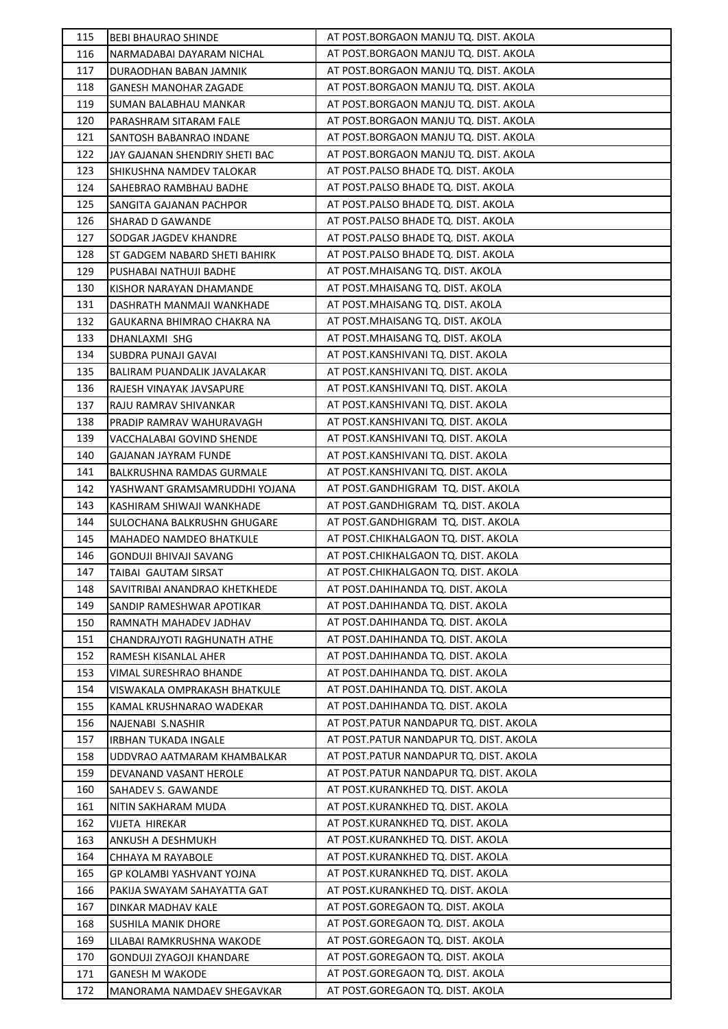| 115 | BEBI BHAURAO SHINDE | AT POST.BORGAON MANJU TQ. DIST. AKOLA |
|---|---|---|
| 116 | NARMADABAI DAYARAM NICHAL | AT POST.BORGAON MANJU TQ. DIST. AKOLA |
| 117 | DURAODHAN BABAN JAMNIK | AT POST.BORGAON MANJU TQ. DIST. AKOLA |
| 118 | GANESH MANOHAR ZAGADE | AT POST.BORGAON MANJU TQ. DIST. AKOLA |
| 119 | SUMAN BALABHAU MANKAR | AT POST.BORGAON MANJU TQ. DIST. AKOLA |
| 120 | PARASHRAM SITARAM FALE | AT POST.BORGAON MANJU TQ. DIST. AKOLA |
| 121 | SANTOSH BABANRAO INDANE | AT POST.BORGAON MANJU TQ. DIST. AKOLA |
| 122 | JAY GAJANAN SHENDRIY SHETI BAC | AT POST.BORGAON MANJU TQ. DIST. AKOLA |
| 123 | SHIKUSHNA NAMDEV TALOKAR | AT POST.PALSO BHADE TQ. DIST. AKOLA |
| 124 | SAHEBRAO RAMBHAU BADHE | AT POST.PALSO BHADE TQ. DIST. AKOLA |
| 125 | SANGITA GAJANAN PACHPOR | AT POST.PALSO BHADE TQ. DIST. AKOLA |
| 126 | SHARAD D GAWANDE | AT POST.PALSO BHADE TQ. DIST. AKOLA |
| 127 | SODGAR JAGDEV KHANDRE | AT POST.PALSO BHADE TQ. DIST. AKOLA |
| 128 | ST GADGEM NABARD SHETI BAHIRK | AT POST.PALSO BHADE TQ. DIST. AKOLA |
| 129 | PUSHABAI NATHUJI BADHE | AT POST.MHAISANG TQ. DIST. AKOLA |
| 130 | KISHOR NARAYAN DHAMANDE | AT POST.MHAISANG TQ. DIST. AKOLA |
| 131 | DASHRATH MANMAJI WANKHADE | AT POST.MHAISANG TQ. DIST. AKOLA |
| 132 | GAUKARNA BHIMRAO CHAKRA NA | AT POST.MHAISANG TQ. DIST. AKOLA |
| 133 | DHANLAXMI SHG | AT POST.MHAISANG TQ. DIST. AKOLA |
| 134 | SUBDRA PUNAJI GAVAI | AT POST.KANSHIVANI TQ. DIST. AKOLA |
| 135 | BALIRAM PUANDALIK JAVALAKAR | AT POST.KANSHIVANI TQ. DIST. AKOLA |
| 136 | RAJESH VINAYAK JAVSAPURE | AT POST.KANSHIVANI TQ. DIST. AKOLA |
| 137 | RAJU RAMRAV SHIVANKAR | AT POST.KANSHIVANI TQ. DIST. AKOLA |
| 138 | PRADIP RAMRAV WAHURAVAGH | AT POST.KANSHIVANI TQ. DIST. AKOLA |
| 139 | VACCHALABAI GOVIND SHENDE | AT POST.KANSHIVANI TQ. DIST. AKOLA |
| 140 | GAJANAN JAYRAM FUNDE | AT POST.KANSHIVANI TQ. DIST. AKOLA |
| 141 | BALKRUSHNA RAMDAS GURMALE | AT POST.KANSHIVANI TQ. DIST. AKOLA |
| 142 | YASHWANT GRAMSAMRUDDHI YOJANA | AT POST.GANDHIGRAM TQ. DIST. AKOLA |
| 143 | KASHIRAM SHIWAJI WANKHADE | AT POST.GANDHIGRAM TQ. DIST. AKOLA |
| 144 | SULOCHANA BALKRUSHN GHUGARE | AT POST.GANDHIGRAM TQ. DIST. AKOLA |
| 145 | MAHADEO NAMDEO BHATKULE | AT POST.CHIKHALGAON TQ. DIST. AKOLA |
| 146 | GONDUJI BHIVAJI SAVANG | AT POST.CHIKHALGAON TQ. DIST. AKOLA |
| 147 | TAIBAI GAUTAM SIRSAT | AT POST.CHIKHALGAON TQ. DIST. AKOLA |
| 148 | SAVITRIBAI ANANDRAO KHETKHEDE | AT POST.DAHIHANDA TQ. DIST. AKOLA |
| 149 | SANDIP RAMESHWAR APOTIKAR | AT POST.DAHIHANDA TQ. DIST. AKOLA |
| 150 | RAMNATH MAHADEV JADHAV | AT POST.DAHIHANDA TQ. DIST. AKOLA |
| 151 | CHANDRAJYOTI RAGHUNATH ATHE | AT POST.DAHIHANDA TQ. DIST. AKOLA |
| 152 | RAMESH KISANLAL AHER | AT POST.DAHIHANDA TQ. DIST. AKOLA |
| 153 | VIMAL SURESHRAO BHANDE | AT POST.DAHIHANDA TQ. DIST. AKOLA |
| 154 | VISWAKALA OMPRAKASH BHATKULE | AT POST.DAHIHANDA TQ. DIST. AKOLA |
| 155 | KAMAL KRUSHNARAO WADEKAR | AT POST.DAHIHANDA TQ. DIST. AKOLA |
| 156 | NAJENABI S.NASHIR | AT POST.PATUR NANDAPUR TQ. DIST. AKOLA |
| 157 | IRBHAN TUKADA INGALE | AT POST.PATUR NANDAPUR TQ. DIST. AKOLA |
| 158 | UDDVRAO AATMARAM KHAMBALKAR | AT POST.PATUR NANDAPUR TQ. DIST. AKOLA |
| 159 | DEVANAND VASANT HEROLE | AT POST.PATUR NANDAPUR TQ. DIST. AKOLA |
| 160 | SAHADEV S. GAWANDE | AT POST.KURANKHED TQ. DIST. AKOLA |
| 161 | NITIN SAKHARAM MUDA | AT POST.KURANKHED TQ. DIST. AKOLA |
| 162 | VIJETA HIREKAR | AT POST.KURANKHED TQ. DIST. AKOLA |
| 163 | ANKUSH A DESHMUKH | AT POST.KURANKHED TQ. DIST. AKOLA |
| 164 | CHHAYA M RAYABOLE | AT POST.KURANKHED TQ. DIST. AKOLA |
| 165 | GP KOLAMBI YASHVANT YOJNA | AT POST.KURANKHED TQ. DIST. AKOLA |
| 166 | PAKIJA SWAYAM SAHAYATTA GAT | AT POST.KURANKHED TQ. DIST. AKOLA |
| 167 | DINKAR MADHAV KALE | AT POST.GOREGAON TQ. DIST. AKOLA |
| 168 | SUSHILA MANIK DHORE | AT POST.GOREGAON TQ. DIST. AKOLA |
| 169 | LILABAI RAMKRUSHNA WAKODE | AT POST.GOREGAON TQ. DIST. AKOLA |
| 170 | GONDUJI ZYAGOJI KHANDARE | AT POST.GOREGAON TQ. DIST. AKOLA |
| 171 | GANESH M WAKODE | AT POST.GOREGAON TQ. DIST. AKOLA |
| 172 | MANORAMA NAMDAEV SHEGAVKAR | AT POST.GOREGAON TQ. DIST. AKOLA |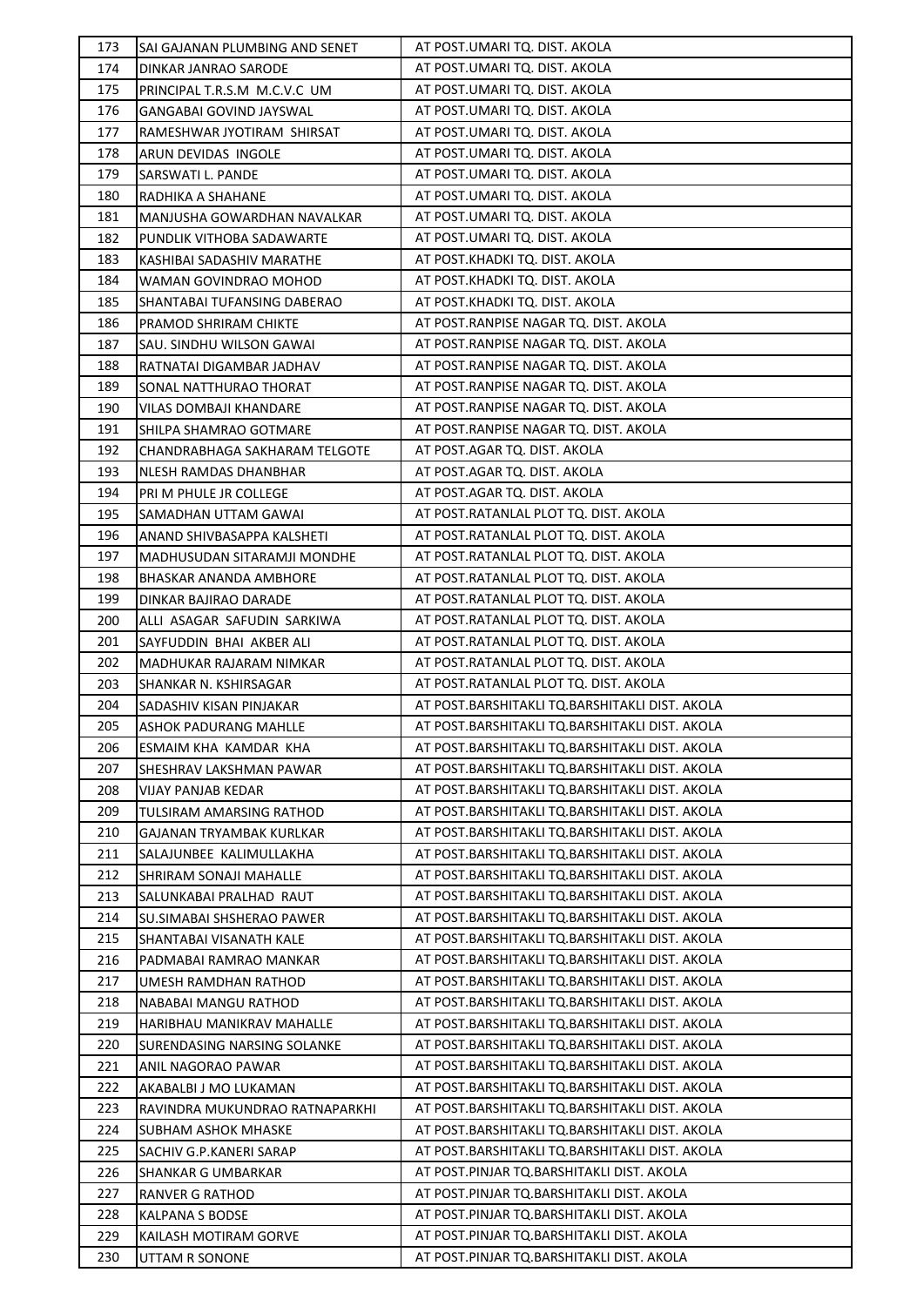| 173 | SAI GAJANAN PLUMBING AND SENET | AT POST.UMARI TQ. DIST. AKOLA |
|---|---|---|
| 174 | DINKAR JANRAO SARODE | AT POST.UMARI TQ. DIST. AKOLA |
| 175 | PRINCIPAL T.R.S.M M.C.V.C UM | AT POST.UMARI TQ. DIST. AKOLA |
| 176 | GANGABAI GOVIND JAYSWAL | AT POST.UMARI TQ. DIST. AKOLA |
| 177 | RAMESHWAR JYOTIRAM SHIRSAT | AT POST.UMARI TQ. DIST. AKOLA |
| 178 | ARUN DEVIDAS INGOLE | AT POST.UMARI TQ. DIST. AKOLA |
| 179 | SARSWATI L. PANDE | AT POST.UMARI TQ. DIST. AKOLA |
| 180 | RADHIKA A SHAHANE | AT POST.UMARI TQ. DIST. AKOLA |
| 181 | MANJUSHA GOWARDHAN NAVALKAR | AT POST.UMARI TQ. DIST. AKOLA |
| 182 | PUNDLIK VITHOBA SADAWARTE | AT POST.UMARI TQ. DIST. AKOLA |
| 183 | KASHIBAI SADASHIV MARATHE | AT POST.KHADKI TQ. DIST. AKOLA |
| 184 | WAMAN GOVINDRAO MOHOD | AT POST.KHADKI TQ. DIST. AKOLA |
| 185 | SHANTABAI TUFANSING DABERAO | AT POST.KHADKI TQ. DIST. AKOLA |
| 186 | PRAMOD SHRIRAM CHIKTE | AT POST.RANPISE NAGAR TQ. DIST. AKOLA |
| 187 | SAU. SINDHU WILSON GAWAI | AT POST.RANPISE NAGAR TQ. DIST. AKOLA |
| 188 | RATNATAI DIGAMBAR JADHAV | AT POST.RANPISE NAGAR TQ. DIST. AKOLA |
| 189 | SONAL NATTHURAO THORAT | AT POST.RANPISE NAGAR TQ. DIST. AKOLA |
| 190 | VILAS DOMBAJI KHANDARE | AT POST.RANPISE NAGAR TQ. DIST. AKOLA |
| 191 | SHILPA SHAMRAO GOTMARE | AT POST.RANPISE NAGAR TQ. DIST. AKOLA |
| 192 | CHANDRABHAGA SAKHARAM TELGOTE | AT POST.AGAR TQ. DIST. AKOLA |
| 193 | NLESH RAMDAS DHANBHAR | AT POST.AGAR TQ. DIST. AKOLA |
| 194 | PRI M PHULE JR COLLEGE | AT POST.AGAR TQ. DIST. AKOLA |
| 195 | SAMADHAN UTTAM GAWAI | AT POST.RATANLAL PLOT TQ. DIST. AKOLA |
| 196 | ANAND SHIVBASAPPA KALSHETI | AT POST.RATANLAL PLOT TQ. DIST. AKOLA |
| 197 | MADHUSUDAN SITARAMJI MONDHE | AT POST.RATANLAL PLOT TQ. DIST. AKOLA |
| 198 | BHASKAR ANANDA AMBHORE | AT POST.RATANLAL PLOT TQ. DIST. AKOLA |
| 199 | DINKAR BAJIRAO DARADE | AT POST.RATANLAL PLOT TQ. DIST. AKOLA |
| 200 | ALLI ASAGAR SAFUDIN SARKIWA | AT POST.RATANLAL PLOT TQ. DIST. AKOLA |
| 201 | SAYFUDDIN BHAI AKBER ALI | AT POST.RATANLAL PLOT TQ. DIST. AKOLA |
| 202 | MADHUKAR RAJARAM NIMKAR | AT POST.RATANLAL PLOT TQ. DIST. AKOLA |
| 203 | SHANKAR N. KSHIRSAGAR | AT POST.RATANLAL PLOT TQ. DIST. AKOLA |
| 204 | SADASHIV KISAN PINJAKAR | AT POST.BARSHITAKLI TQ.BARSHITAKLI DIST. AKOLA |
| 205 | ASHOK PADURANG MAHLLE | AT POST.BARSHITAKLI TQ.BARSHITAKLI DIST. AKOLA |
| 206 | ESMAIM KHA KAMDAR KHA | AT POST.BARSHITAKLI TQ.BARSHITAKLI DIST. AKOLA |
| 207 | SHESHRAV LAKSHMAN PAWAR | AT POST.BARSHITAKLI TQ.BARSHITAKLI DIST. AKOLA |
| 208 | VIJAY PANJAB KEDAR | AT POST.BARSHITAKLI TQ.BARSHITAKLI DIST. AKOLA |
| 209 | TULSIRAM AMARSING RATHOD | AT POST.BARSHITAKLI TQ.BARSHITAKLI DIST. AKOLA |
| 210 | GAJANAN TRYAMBAK KURLKAR | AT POST.BARSHITAKLI TQ.BARSHITAKLI DIST. AKOLA |
| 211 | SALAJUNBEE KALIMULLAKHA | AT POST.BARSHITAKLI TQ.BARSHITAKLI DIST. AKOLA |
| 212 | SHRIRAM SONAJI MAHALLE | AT POST.BARSHITAKLI TQ.BARSHITAKLI DIST. AKOLA |
| 213 | SALUNKABAI PRALHAD RAUT | AT POST.BARSHITAKLI TQ.BARSHITAKLI DIST. AKOLA |
| 214 | SU.SIMABAI SHSHERAO PAWER | AT POST.BARSHITAKLI TQ.BARSHITAKLI DIST. AKOLA |
| 215 | SHANTABAI VISANATH KALE | AT POST.BARSHITAKLI TQ.BARSHITAKLI DIST. AKOLA |
| 216 | PADMABAI RAMRAO MANKAR | AT POST.BARSHITAKLI TQ.BARSHITAKLI DIST. AKOLA |
| 217 | UMESH RAMDHAN RATHOD | AT POST.BARSHITAKLI TQ.BARSHITAKLI DIST. AKOLA |
| 218 | NABABAI MANGU RATHOD | AT POST.BARSHITAKLI TQ.BARSHITAKLI DIST. AKOLA |
| 219 | HARIBHAU MANIKRAV MAHALLE | AT POST.BARSHITAKLI TQ.BARSHITAKLI DIST. AKOLA |
| 220 | SURENDASING NARSING SOLANKE | AT POST.BARSHITAKLI TQ.BARSHITAKLI DIST. AKOLA |
| 221 | ANIL NAGORAO PAWAR | AT POST.BARSHITAKLI TQ.BARSHITAKLI DIST. AKOLA |
| 222 | AKABALBI J MO LUKAMAN | AT POST.BARSHITAKLI TQ.BARSHITAKLI DIST. AKOLA |
| 223 | RAVINDRA MUKUNDRAO RATNAPARKHI | AT POST.BARSHITAKLI TQ.BARSHITAKLI DIST. AKOLA |
| 224 | SUBHAM ASHOK MHASKE | AT POST.BARSHITAKLI TQ.BARSHITAKLI DIST. AKOLA |
| 225 | SACHIV G.P.KANERI SARAP | AT POST.BARSHITAKLI TQ.BARSHITAKLI DIST. AKOLA |
| 226 | SHANKAR G UMBARKAR | AT POST.PINJAR TQ.BARSHITAKLI DIST. AKOLA |
| 227 | RANVER G RATHOD | AT POST.PINJAR TQ.BARSHITAKLI DIST. AKOLA |
| 228 | KALPANA S BODSE | AT POST.PINJAR TQ.BARSHITAKLI DIST. AKOLA |
| 229 | KAILASH MOTIRAM GORVE | AT POST.PINJAR TQ.BARSHITAKLI DIST. AKOLA |
| 230 | UTTAM R SONONE | AT POST.PINJAR TQ.BARSHITAKLI DIST. AKOLA |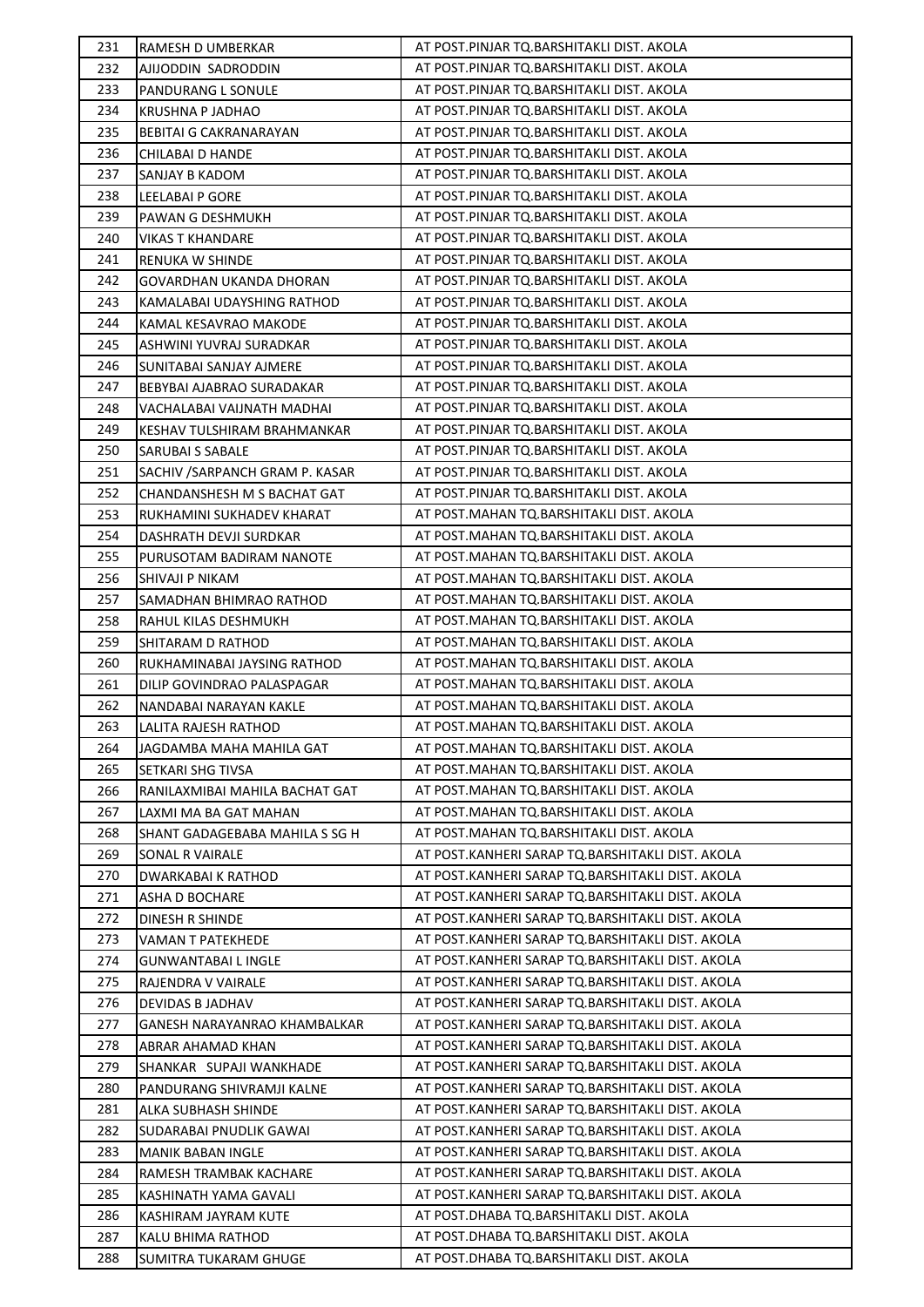| | | |
|---|---|---|
| 231 | RAMESH D UMBERKAR | AT POST.PINJAR TQ.BARSHITAKLI DIST. AKOLA |
| 232 | AJIJODDIN SADRODDIN | AT POST.PINJAR TQ.BARSHITAKLI DIST. AKOLA |
| 233 | PANDURANG L SONULE | AT POST.PINJAR TQ.BARSHITAKLI DIST. AKOLA |
| 234 | KRUSHNA P JADHAO | AT POST.PINJAR TQ.BARSHITAKLI DIST. AKOLA |
| 235 | BEBITAI G CAKRANARAYAN | AT POST.PINJAR TQ.BARSHITAKLI DIST. AKOLA |
| 236 | CHILABAI D HANDE | AT POST.PINJAR TQ.BARSHITAKLI DIST. AKOLA |
| 237 | SANJAY B KADOM | AT POST.PINJAR TQ.BARSHITAKLI DIST. AKOLA |
| 238 | LEELABAI P GORE | AT POST.PINJAR TQ.BARSHITAKLI DIST. AKOLA |
| 239 | PAWAN G DESHMUKH | AT POST.PINJAR TQ.BARSHITAKLI DIST. AKOLA |
| 240 | VIKAS T KHANDARE | AT POST.PINJAR TQ.BARSHITAKLI DIST. AKOLA |
| 241 | RENUKA W SHINDE | AT POST.PINJAR TQ.BARSHITAKLI DIST. AKOLA |
| 242 | GOVARDHAN UKANDA DHORAN | AT POST.PINJAR TQ.BARSHITAKLI DIST. AKOLA |
| 243 | KAMALABAI UDAYSHING RATHOD | AT POST.PINJAR TQ.BARSHITAKLI DIST. AKOLA |
| 244 | KAMAL KESAVRAO MAKODE | AT POST.PINJAR TQ.BARSHITAKLI DIST. AKOLA |
| 245 | ASHWINI YUVRAJ SURADKAR | AT POST.PINJAR TQ.BARSHITAKLI DIST. AKOLA |
| 246 | SUNITABAI SANJAY AJMERE | AT POST.PINJAR TQ.BARSHITAKLI DIST. AKOLA |
| 247 | BEBYBAI AJABRAO SURADAKAR | AT POST.PINJAR TQ.BARSHITAKLI DIST. AKOLA |
| 248 | VACHALABAI VAIJNATH MADHAI | AT POST.PINJAR TQ.BARSHITAKLI DIST. AKOLA |
| 249 | KESHAV TULSHIRAM BRAHMANKAR | AT POST.PINJAR TQ.BARSHITAKLI DIST. AKOLA |
| 250 | SARUBAI S SABALE | AT POST.PINJAR TQ.BARSHITAKLI DIST. AKOLA |
| 251 | SACHIV /SARPANCH GRAM P. KASAR | AT POST.PINJAR TQ.BARSHITAKLI DIST. AKOLA |
| 252 | CHANDANSHESH M S BACHAT GAT | AT POST.PINJAR TQ.BARSHITAKLI DIST. AKOLA |
| 253 | RUKHAMINI SUKHADEV KHARAT | AT POST.MAHAN TQ.BARSHITAKLI DIST. AKOLA |
| 254 | DASHRATH DEVJI SURDKAR | AT POST.MAHAN TQ.BARSHITAKLI DIST. AKOLA |
| 255 | PURUSOTAM BADIRAM NANOTE | AT POST.MAHAN TQ.BARSHITAKLI DIST. AKOLA |
| 256 | SHIVAJI P NIKAM | AT POST.MAHAN TQ.BARSHITAKLI DIST. AKOLA |
| 257 | SAMADHAN BHIMRAO RATHOD | AT POST.MAHAN TQ.BARSHITAKLI DIST. AKOLA |
| 258 | RAHUL KILAS DESHMUKH | AT POST.MAHAN TQ.BARSHITAKLI DIST. AKOLA |
| 259 | SHITARAM D RATHOD | AT POST.MAHAN TQ.BARSHITAKLI DIST. AKOLA |
| 260 | RUKHAMINABAI JAYSING RATHOD | AT POST.MAHAN TQ.BARSHITAKLI DIST. AKOLA |
| 261 | DILIP GOVINDRAO PALASPAGAR | AT POST.MAHAN TQ.BARSHITAKLI DIST. AKOLA |
| 262 | NANDABAI NARAYAN KAKLE | AT POST.MAHAN TQ.BARSHITAKLI DIST. AKOLA |
| 263 | LALITA RAJESH RATHOD | AT POST.MAHAN TQ.BARSHITAKLI DIST. AKOLA |
| 264 | JAGDAMBA MAHA MAHILA GAT | AT POST.MAHAN TQ.BARSHITAKLI DIST. AKOLA |
| 265 | SETKARI SHG TIVSA | AT POST.MAHAN TQ.BARSHITAKLI DIST. AKOLA |
| 266 | RANILAXMIBAI MAHILA BACHAT GAT | AT POST.MAHAN TQ.BARSHITAKLI DIST. AKOLA |
| 267 | LAXMI MA BA GAT MAHAN | AT POST.MAHAN TQ.BARSHITAKLI DIST. AKOLA |
| 268 | SHANT GADAGEBABA MAHILA S SG H | AT POST.MAHAN TQ.BARSHITAKLI DIST. AKOLA |
| 269 | SONAL R VAIRALE | AT POST.KANHERI SARAP TQ.BARSHITAKLI DIST. AKOLA |
| 270 | DWARKABAI K RATHOD | AT POST.KANHERI SARAP TQ.BARSHITAKLI DIST. AKOLA |
| 271 | ASHA D BOCHARE | AT POST.KANHERI SARAP TQ.BARSHITAKLI DIST. AKOLA |
| 272 | DINESH R SHINDE | AT POST.KANHERI SARAP TQ.BARSHITAKLI DIST. AKOLA |
| 273 | VAMAN T PATEKHEDE | AT POST.KANHERI SARAP TQ.BARSHITAKLI DIST. AKOLA |
| 274 | GUNWANTABAI L INGLE | AT POST.KANHERI SARAP TQ.BARSHITAKLI DIST. AKOLA |
| 275 | RAJENDRA V VAIRALE | AT POST.KANHERI SARAP TQ.BARSHITAKLI DIST. AKOLA |
| 276 | DEVIDAS B JADHAV | AT POST.KANHERI SARAP TQ.BARSHITAKLI DIST. AKOLA |
| 277 | GANESH NARAYANRAO KHAMBALKAR | AT POST.KANHERI SARAP TQ.BARSHITAKLI DIST. AKOLA |
| 278 | ABRAR AHAMAD KHAN | AT POST.KANHERI SARAP TQ.BARSHITAKLI DIST. AKOLA |
| 279 | SHANKAR SUPAJI WANKHADE | AT POST.KANHERI SARAP TQ.BARSHITAKLI DIST. AKOLA |
| 280 | PANDURANG SHIVRAMJI KALNE | AT POST.KANHERI SARAP TQ.BARSHITAKLI DIST. AKOLA |
| 281 | ALKA SUBHASH SHINDE | AT POST.KANHERI SARAP TQ.BARSHITAKLI DIST. AKOLA |
| 282 | SUDARABAI PNUDLIK GAWAI | AT POST.KANHERI SARAP TQ.BARSHITAKLI DIST. AKOLA |
| 283 | MANIK BABAN INGLE | AT POST.KANHERI SARAP TQ.BARSHITAKLI DIST. AKOLA |
| 284 | RAMESH TRAMBAK KACHARE | AT POST.KANHERI SARAP TQ.BARSHITAKLI DIST. AKOLA |
| 285 | KASHINATH YAMA GAVALI | AT POST.KANHERI SARAP TQ.BARSHITAKLI DIST. AKOLA |
| 286 | KASHIRAM JAYRAM KUTE | AT POST.DHABA TQ.BARSHITAKLI DIST. AKOLA |
| 287 | KALU BHIMA RATHOD | AT POST.DHABA TQ.BARSHITAKLI DIST. AKOLA |
| 288 | SUMITRA TUKARAM GHUGE | AT POST.DHABA TQ.BARSHITAKLI DIST. AKOLA |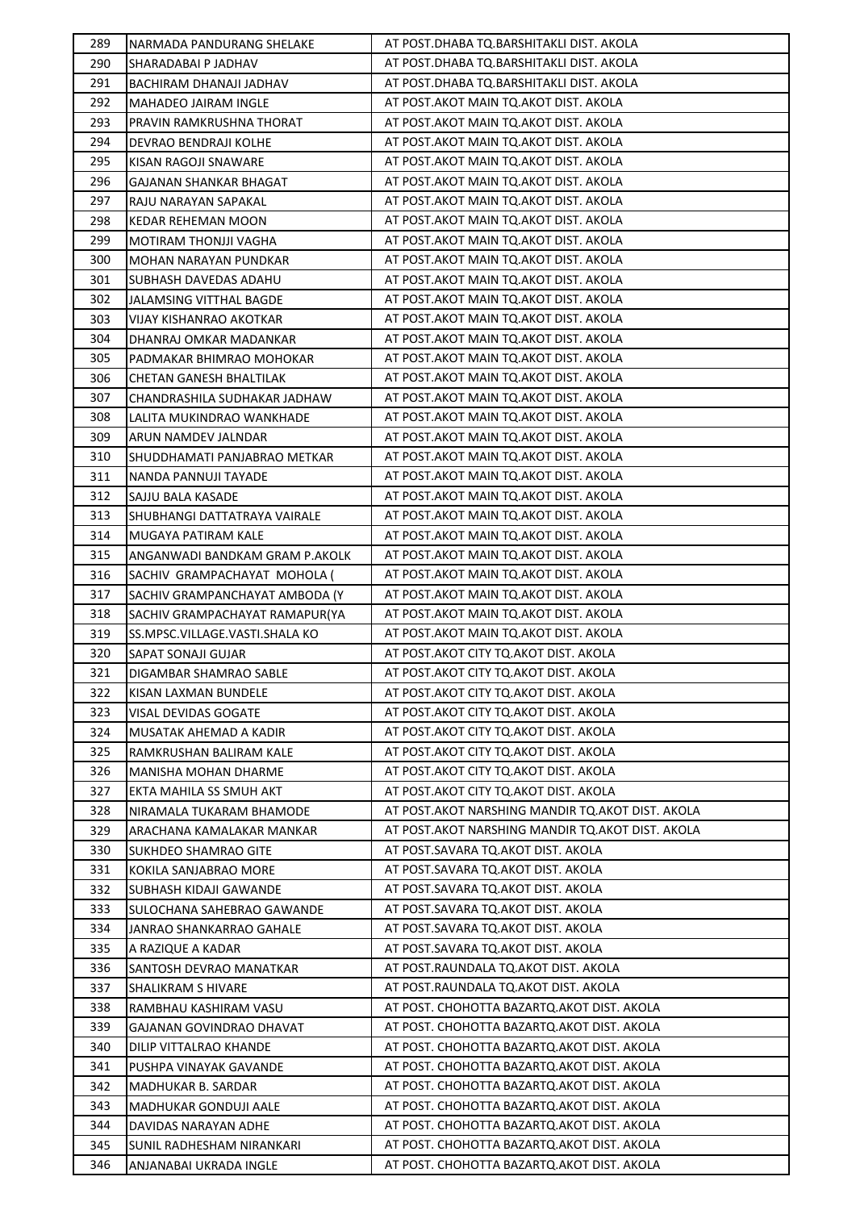| | | |
|---|---|---|
| 289 | NARMADA PANDURANG SHELAKE | AT POST.DHABA TQ.BARSHITAKLI DIST. AKOLA |
| 290 | SHARADABAI P JADHAV | AT POST.DHABA TQ.BARSHITAKLI DIST. AKOLA |
| 291 | BACHIRAM DHANAJI JADHAV | AT POST.DHABA TQ.BARSHITAKLI DIST. AKOLA |
| 292 | MAHADEO JAIRAM INGLE | AT POST.AKOT MAIN TQ.AKOT DIST. AKOLA |
| 293 | PRAVIN RAMKRUSHNA THORAT | AT POST.AKOT MAIN TQ.AKOT DIST. AKOLA |
| 294 | DEVRAO BENDRAJI KOLHE | AT POST.AKOT MAIN TQ.AKOT DIST. AKOLA |
| 295 | KISAN RAGOJI SNAWARE | AT POST.AKOT MAIN TQ.AKOT DIST. AKOLA |
| 296 | GAJANAN SHANKAR BHAGAT | AT POST.AKOT MAIN TQ.AKOT DIST. AKOLA |
| 297 | RAJU NARAYAN SAPAKAL | AT POST.AKOT MAIN TQ.AKOT DIST. AKOLA |
| 298 | KEDAR REHEMAN MOON | AT POST.AKOT MAIN TQ.AKOT DIST. AKOLA |
| 299 | MOTIRAM THONJJI VAGHA | AT POST.AKOT MAIN TQ.AKOT DIST. AKOLA |
| 300 | MOHAN NARAYAN PUNDKAR | AT POST.AKOT MAIN TQ.AKOT DIST. AKOLA |
| 301 | SUBHASH DAVEDAS ADAHU | AT POST.AKOT MAIN TQ.AKOT DIST. AKOLA |
| 302 | JALAMSING VITTHAL BAGDE | AT POST.AKOT MAIN TQ.AKOT DIST. AKOLA |
| 303 | VIJAY KISHANRAO AKOTKAR | AT POST.AKOT MAIN TQ.AKOT DIST. AKOLA |
| 304 | DHANRAJ OMKAR MADANKAR | AT POST.AKOT MAIN TQ.AKOT DIST. AKOLA |
| 305 | PADMAKAR BHIMRAO MOHOKAR | AT POST.AKOT MAIN TQ.AKOT DIST. AKOLA |
| 306 | CHETAN GANESH BHALTILAK | AT POST.AKOT MAIN TQ.AKOT DIST. AKOLA |
| 307 | CHANDRASHILA SUDHAKAR JADHAW | AT POST.AKOT MAIN TQ.AKOT DIST. AKOLA |
| 308 | LALITA MUKINDRAO WANKHADE | AT POST.AKOT MAIN TQ.AKOT DIST. AKOLA |
| 309 | ARUN NAMDEV JALNDAR | AT POST.AKOT MAIN TQ.AKOT DIST. AKOLA |
| 310 | SHUDDHAMATI PANJABRAO METKAR | AT POST.AKOT MAIN TQ.AKOT DIST. AKOLA |
| 311 | NANDA PANNUJI TAYADE | AT POST.AKOT MAIN TQ.AKOT DIST. AKOLA |
| 312 | SAJJU BALA KASADE | AT POST.AKOT MAIN TQ.AKOT DIST. AKOLA |
| 313 | SHUBHANGI DATTATRAYA VAIRALE | AT POST.AKOT MAIN TQ.AKOT DIST. AKOLA |
| 314 | MUGAYA PATIRAM KALE | AT POST.AKOT MAIN TQ.AKOT DIST. AKOLA |
| 315 | ANGANWADI BANDKAM GRAM P.AKOLK | AT POST.AKOT MAIN TQ.AKOT DIST. AKOLA |
| 316 | SACHIV GRAMPACHAYAT MOHOLA ( | AT POST.AKOT MAIN TQ.AKOT DIST. AKOLA |
| 317 | SACHIV GRAMPANCHAYAT AMBODA (Y | AT POST.AKOT MAIN TQ.AKOT DIST. AKOLA |
| 318 | SACHIV GRAMPACHAYAT RAMAPUR(YA | AT POST.AKOT MAIN TQ.AKOT DIST. AKOLA |
| 319 | SS.MPSC.VILLAGE.VASTI.SHALA KO | AT POST.AKOT MAIN TQ.AKOT DIST. AKOLA |
| 320 | SAPAT SONAJI GUJAR | AT POST.AKOT CITY TQ.AKOT DIST. AKOLA |
| 321 | DIGAMBAR SHAMRAO SABLE | AT POST.AKOT CITY TQ.AKOT DIST. AKOLA |
| 322 | KISAN LAXMAN BUNDELE | AT POST.AKOT CITY TQ.AKOT DIST. AKOLA |
| 323 | VISAL DEVIDAS GOGATE | AT POST.AKOT CITY TQ.AKOT DIST. AKOLA |
| 324 | MUSATAK AHEMAD A KADIR | AT POST.AKOT CITY TQ.AKOT DIST. AKOLA |
| 325 | RAMKRUSHAN BALIRAM KALE | AT POST.AKOT CITY TQ.AKOT DIST. AKOLA |
| 326 | MANISHA MOHAN DHARME | AT POST.AKOT CITY TQ.AKOT DIST. AKOLA |
| 327 | EKTA MAHILA SS SMUH AKT | AT POST.AKOT CITY TQ.AKOT DIST. AKOLA |
| 328 | NIRAMALA TUKARAM BHAMODE | AT POST.AKOT NARSHING MANDIR TQ.AKOT DIST. AKOLA |
| 329 | ARACHANA KAMALAKAR MANKAR | AT POST.AKOT NARSHING MANDIR TQ.AKOT DIST. AKOLA |
| 330 | SUKHDEO SHAMRAO GITE | AT POST.SAVARA TQ.AKOT DIST. AKOLA |
| 331 | KOKILA SANJABRAO MORE | AT POST.SAVARA TQ.AKOT DIST. AKOLA |
| 332 | SUBHASH KIDAJI GAWANDE | AT POST.SAVARA TQ.AKOT DIST. AKOLA |
| 333 | SULOCHANA SAHEBRAO GAWANDE | AT POST.SAVARA TQ.AKOT DIST. AKOLA |
| 334 | JANRAO SHANKARRAO GAHALE | AT POST.SAVARA TQ.AKOT DIST. AKOLA |
| 335 | A RAZIQUE A KADAR | AT POST.SAVARA TQ.AKOT DIST. AKOLA |
| 336 | SANTOSH DEVRAO MANATKAR | AT POST.RAUNDALA TQ.AKOT DIST. AKOLA |
| 337 | SHALIKRAM S HIVARE | AT POST.RAUNDALA TQ.AKOT DIST. AKOLA |
| 338 | RAMBHAU KASHIRAM VASU | AT POST. CHOHOTTA BAZARTQ.AKOT DIST. AKOLA |
| 339 | GAJANAN GOVINDRAO DHAVAT | AT POST. CHOHOTTA BAZARTQ.AKOT DIST. AKOLA |
| 340 | DILIP VITTALRAO KHANDE | AT POST. CHOHOTTA BAZARTQ.AKOT DIST. AKOLA |
| 341 | PUSHPA VINAYAK GAVANDE | AT POST. CHOHOTTA BAZARTQ.AKOT DIST. AKOLA |
| 342 | MADHUKAR B. SARDAR | AT POST. CHOHOTTA BAZARTQ.AKOT DIST. AKOLA |
| 343 | MADHUKAR GONDUJI AALE | AT POST. CHOHOTTA BAZARTQ.AKOT DIST. AKOLA |
| 344 | DAVIDAS NARAYAN ADHE | AT POST. CHOHOTTA BAZARTQ.AKOT DIST. AKOLA |
| 345 | SUNIL RADHESHAM NIRANKARI | AT POST. CHOHOTTA BAZARTQ.AKOT DIST. AKOLA |
| 346 | ANJANABAI UKRADA INGLE | AT POST. CHOHOTTA BAZARTQ.AKOT DIST. AKOLA |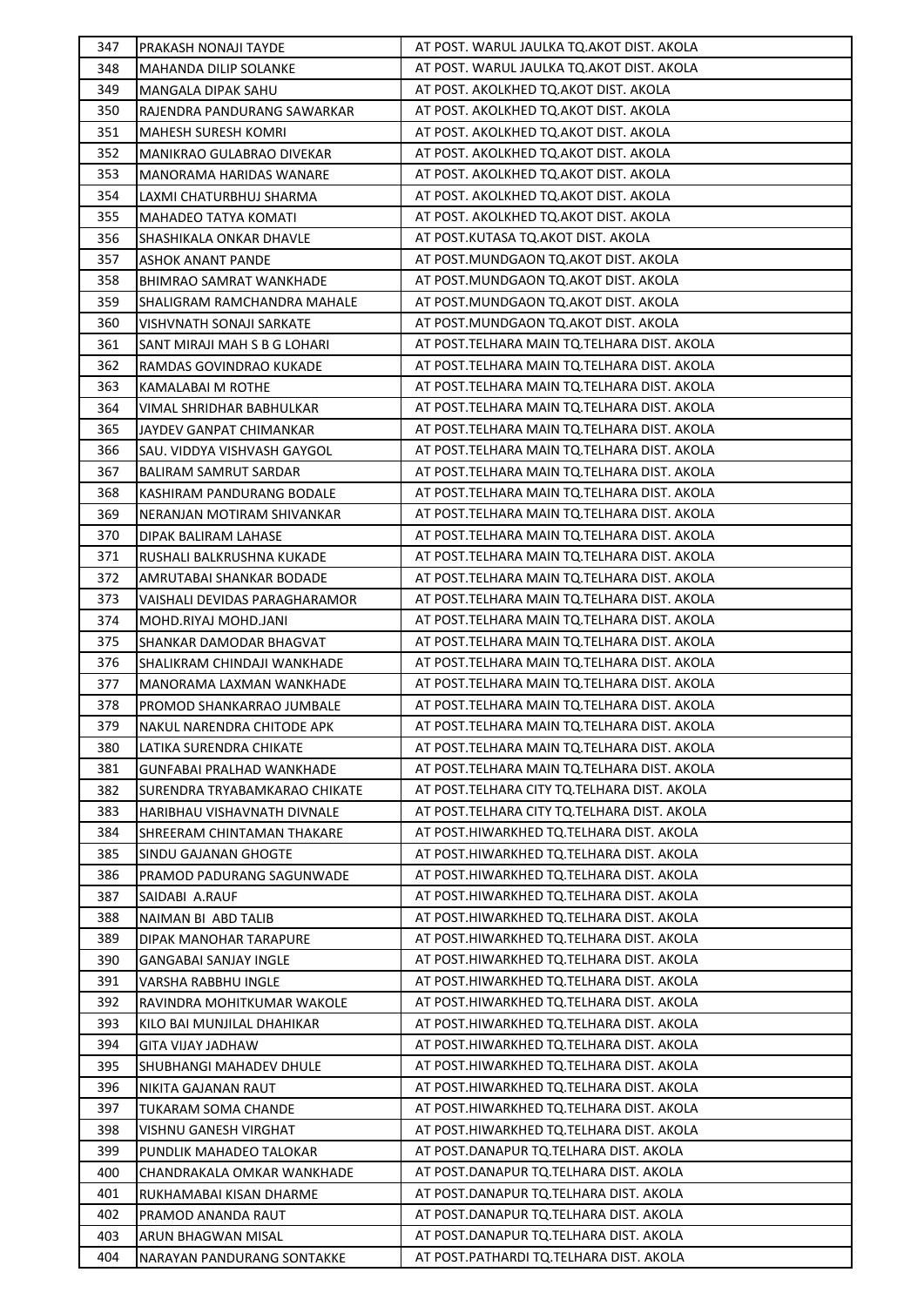| 347 | PRAKASH NONAJI TAYDE | AT POST. WARUL JAULKA TQ.AKOT DIST. AKOLA |
|---|---|---|
| 348 | MAHANDA DILIP SOLANKE | AT POST. WARUL JAULKA TQ.AKOT DIST. AKOLA |
| 349 | MANGALA DIPAK SAHU | AT POST. AKOLKHED TQ.AKOT DIST. AKOLA |
| 350 | RAJENDRA PANDURANG SAWARKAR | AT POST. AKOLKHED TQ.AKOT DIST. AKOLA |
| 351 | MAHESH SURESH KOMRI | AT POST. AKOLKHED TQ.AKOT DIST. AKOLA |
| 352 | MANIKRAO GULABRAO DIVEKAR | AT POST. AKOLKHED TQ.AKOT DIST. AKOLA |
| 353 | MANORAMA HARIDAS WANARE | AT POST. AKOLKHED TQ.AKOT DIST. AKOLA |
| 354 | LAXMI CHATURBHUJ SHARMA | AT POST. AKOLKHED TQ.AKOT DIST. AKOLA |
| 355 | MAHADEO TATYA KOMATI | AT POST. AKOLKHED TQ.AKOT DIST. AKOLA |
| 356 | SHASHIKALA ONKAR DHAVLE | AT POST.KUTASA TQ.AKOT DIST. AKOLA |
| 357 | ASHOK ANANT PANDE | AT POST.MUNDGAON TQ.AKOT DIST. AKOLA |
| 358 | BHIMRAO SAMRAT WANKHADE | AT POST.MUNDGAON TQ.AKOT DIST. AKOLA |
| 359 | SHALIGRAM RAMCHANDRA MAHALE | AT POST.MUNDGAON TQ.AKOT DIST. AKOLA |
| 360 | VISHVNATH SONAJI SARKATE | AT POST.MUNDGAON TQ.AKOT DIST. AKOLA |
| 361 | SANT MIRAJI MAH S B G LOHARI | AT POST.TELHARA MAIN TQ.TELHARA DIST. AKOLA |
| 362 | RAMDAS GOVINDRAO KUKADE | AT POST.TELHARA MAIN TQ.TELHARA DIST. AKOLA |
| 363 | KAMALABAI M ROTHE | AT POST.TELHARA MAIN TQ.TELHARA DIST. AKOLA |
| 364 | VIMAL SHRIDHAR BABHULKAR | AT POST.TELHARA MAIN TQ.TELHARA DIST. AKOLA |
| 365 | JAYDEV GANPAT CHIMANKAR | AT POST.TELHARA MAIN TQ.TELHARA DIST. AKOLA |
| 366 | SAU. VIDDYA VISHVASH GAYGOL | AT POST.TELHARA MAIN TQ.TELHARA DIST. AKOLA |
| 367 | BALIRAM SAMRUT SARDAR | AT POST.TELHARA MAIN TQ.TELHARA DIST. AKOLA |
| 368 | KASHIRAM PANDURANG BODALE | AT POST.TELHARA MAIN TQ.TELHARA DIST. AKOLA |
| 369 | NERANJAN MOTIRAM SHIVANKAR | AT POST.TELHARA MAIN TQ.TELHARA DIST. AKOLA |
| 370 | DIPAK BALIRAM LAHASE | AT POST.TELHARA MAIN TQ.TELHARA DIST. AKOLA |
| 371 | RUSHALI BALKRUSHNA KUKADE | AT POST.TELHARA MAIN TQ.TELHARA DIST. AKOLA |
| 372 | AMRUTABAI SHANKAR BODADE | AT POST.TELHARA MAIN TQ.TELHARA DIST. AKOLA |
| 373 | VAISHALI DEVIDAS PARAGHARAMOR | AT POST.TELHARA MAIN TQ.TELHARA DIST. AKOLA |
| 374 | MOHD.RIYAJ MOHD.JANI | AT POST.TELHARA MAIN TQ.TELHARA DIST. AKOLA |
| 375 | SHANKAR DAMODAR BHAGVAT | AT POST.TELHARA MAIN TQ.TELHARA DIST. AKOLA |
| 376 | SHALIKRAM CHINDAJI WANKHADE | AT POST.TELHARA MAIN TQ.TELHARA DIST. AKOLA |
| 377 | MANORAMA LAXMAN WANKHADE | AT POST.TELHARA MAIN TQ.TELHARA DIST. AKOLA |
| 378 | PROMOD SHANKARRAO JUMBALE | AT POST.TELHARA MAIN TQ.TELHARA DIST. AKOLA |
| 379 | NAKUL NARENDRA CHITODE APK | AT POST.TELHARA MAIN TQ.TELHARA DIST. AKOLA |
| 380 | LATIKA SURENDRA CHIKATE | AT POST.TELHARA MAIN TQ.TELHARA DIST. AKOLA |
| 381 | GUNFABAI PRALHAD WANKHADE | AT POST.TELHARA MAIN TQ.TELHARA DIST. AKOLA |
| 382 | SURENDRA TRYABAMKARAO CHIKATE | AT POST.TELHARA CITY TQ.TELHARA DIST. AKOLA |
| 383 | HARIBHAU VISHAVNATH DIVNALE | AT POST.TELHARA CITY TQ.TELHARA DIST. AKOLA |
| 384 | SHREERAM CHINTAMAN THAKARE | AT POST.HIWARKHED TQ.TELHARA DIST. AKOLA |
| 385 | SINDU GAJANAN GHOGTE | AT POST.HIWARKHED TQ.TELHARA DIST. AKOLA |
| 386 | PRAMOD PADURANG SAGUNWADE | AT POST.HIWARKHED TQ.TELHARA DIST. AKOLA |
| 387 | SAIDABI A.RAUF | AT POST.HIWARKHED TQ.TELHARA DIST. AKOLA |
| 388 | NAIMAN BI ABD TALIB | AT POST.HIWARKHED TQ.TELHARA DIST. AKOLA |
| 389 | DIPAK MANOHAR TARAPURE | AT POST.HIWARKHED TQ.TELHARA DIST. AKOLA |
| 390 | GANGABAI SANJAY INGLE | AT POST.HIWARKHED TQ.TELHARA DIST. AKOLA |
| 391 | VARSHA RABBHU INGLE | AT POST.HIWARKHED TQ.TELHARA DIST. AKOLA |
| 392 | RAVINDRA MOHITKUMAR WAKOLE | AT POST.HIWARKHED TQ.TELHARA DIST. AKOLA |
| 393 | KILO BAI MUNJILAL DHAHIKAR | AT POST.HIWARKHED TQ.TELHARA DIST. AKOLA |
| 394 | GITA VIJAY JADHAW | AT POST.HIWARKHED TQ.TELHARA DIST. AKOLA |
| 395 | SHUBHANGI MAHADEV DHULE | AT POST.HIWARKHED TQ.TELHARA DIST. AKOLA |
| 396 | NIKITA GAJANAN RAUT | AT POST.HIWARKHED TQ.TELHARA DIST. AKOLA |
| 397 | TUKARAM SOMA CHANDE | AT POST.HIWARKHED TQ.TELHARA DIST. AKOLA |
| 398 | VISHNU GANESH VIRGHAT | AT POST.HIWARKHED TQ.TELHARA DIST. AKOLA |
| 399 | PUNDLIK MAHADEO TALOKAR | AT POST.DANAPUR TQ.TELHARA DIST. AKOLA |
| 400 | CHANDRAKALA OMKAR WANKHADE | AT POST.DANAPUR TQ.TELHARA DIST. AKOLA |
| 401 | RUKHAMABAI KISAN DHARME | AT POST.DANAPUR TQ.TELHARA DIST. AKOLA |
| 402 | PRAMOD ANANDA RAUT | AT POST.DANAPUR TQ.TELHARA DIST. AKOLA |
| 403 | ARUN BHAGWAN MISAL | AT POST.DANAPUR TQ.TELHARA DIST. AKOLA |
| 404 | NARAYAN PANDURANG SONTAKKE | AT POST.PATHARDI TQ.TELHARA DIST. AKOLA |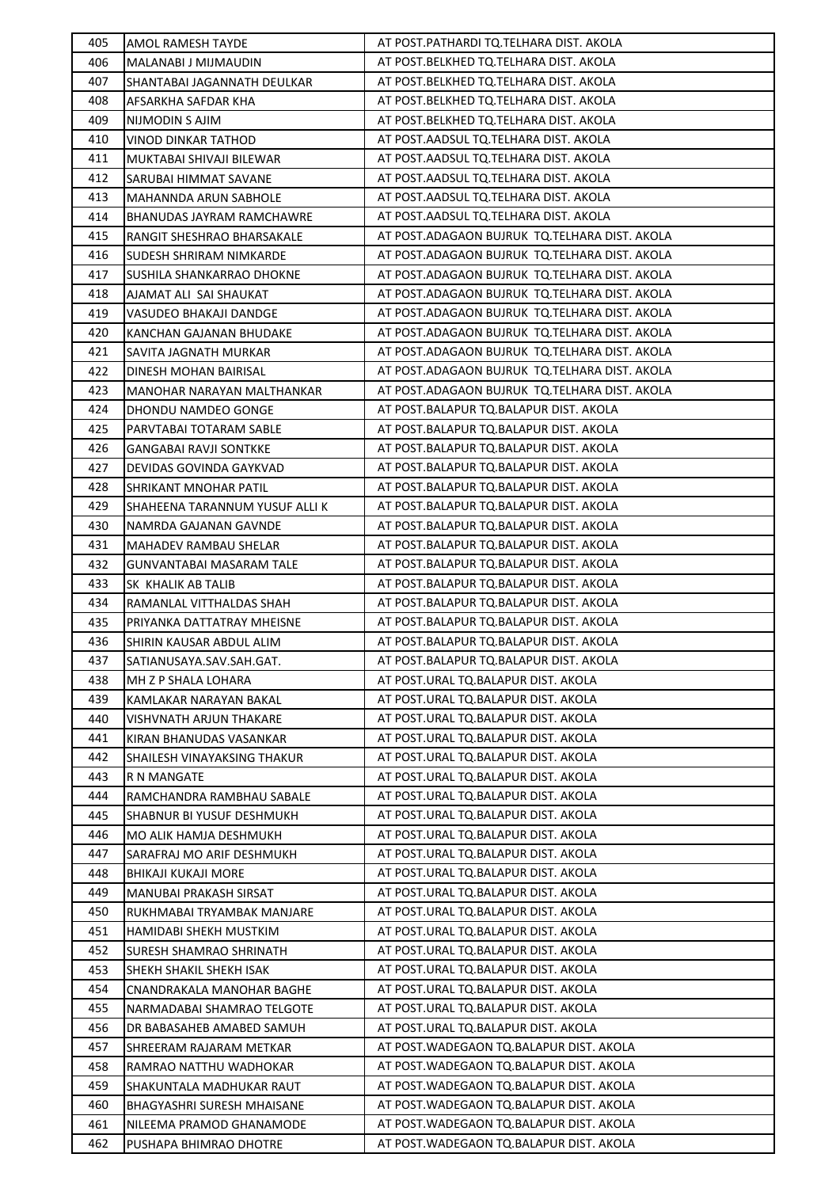| | | |
|---|---|---|
| 405 | AMOL RAMESH TAYDE | AT POST.PATHARDI TQ.TELHARA DIST. AKOLA |
| 406 | MALANABI J MIJMAUDIN | AT POST.BELKHED TQ.TELHARA DIST. AKOLA |
| 407 | SHANTABAI JAGANNATH DEULKAR | AT POST.BELKHED TQ.TELHARA DIST. AKOLA |
| 408 | AFSARKHA SAFDAR KHA | AT POST.BELKHED TQ.TELHARA DIST. AKOLA |
| 409 | NIJMODIN S AJIM | AT POST.BELKHED TQ.TELHARA DIST. AKOLA |
| 410 | VINOD DINKAR TATHOD | AT POST.AADSUL TQ.TELHARA DIST. AKOLA |
| 411 | MUKTABAI SHIVAJI BILEWAR | AT POST.AADSUL TQ.TELHARA DIST. AKOLA |
| 412 | SARUBAI HIMMAT SAVANE | AT POST.AADSUL TQ.TELHARA DIST. AKOLA |
| 413 | MAHANNDA ARUN SABHOLE | AT POST.AADSUL TQ.TELHARA DIST. AKOLA |
| 414 | BHANUDAS JAYRAM RAMCHAWRE | AT POST.AADSUL TQ.TELHARA DIST. AKOLA |
| 415 | RANGIT SHESHRAO BHARSAKALE | AT POST.ADAGAON BUJRUK TQ.TELHARA DIST. AKOLA |
| 416 | SUDESH SHRIRAM NIMKARDE | AT POST.ADAGAON BUJRUK TQ.TELHARA DIST. AKOLA |
| 417 | SUSHILA SHANKARRAO DHOKNE | AT POST.ADAGAON BUJRUK TQ.TELHARA DIST. AKOLA |
| 418 | AJAMAT ALI SAI SHAUKAT | AT POST.ADAGAON BUJRUK TQ.TELHARA DIST. AKOLA |
| 419 | VASUDEO BHAKAJI DANDGE | AT POST.ADAGAON BUJRUK TQ.TELHARA DIST. AKOLA |
| 420 | KANCHAN GAJANAN BHUDAKE | AT POST.ADAGAON BUJRUK TQ.TELHARA DIST. AKOLA |
| 421 | SAVITA JAGNATH MURKAR | AT POST.ADAGAON BUJRUK TQ.TELHARA DIST. AKOLA |
| 422 | DINESH MOHAN BAIRISAL | AT POST.ADAGAON BUJRUK TQ.TELHARA DIST. AKOLA |
| 423 | MANOHAR NARAYAN MALTHANKAR | AT POST.ADAGAON BUJRUK TQ.TELHARA DIST. AKOLA |
| 424 | DHONDU NAMDEO GONGE | AT POST.BALAPUR TQ.BALAPUR DIST. AKOLA |
| 425 | PARVTABAI TOTARAM SABLE | AT POST.BALAPUR TQ.BALAPUR DIST. AKOLA |
| 426 | GANGABAI RAVJI SONTKKE | AT POST.BALAPUR TQ.BALAPUR DIST. AKOLA |
| 427 | DEVIDAS GOVINDA GAYKVAD | AT POST.BALAPUR TQ.BALAPUR DIST. AKOLA |
| 428 | SHRIKANT MNOHAR PATIL | AT POST.BALAPUR TQ.BALAPUR DIST. AKOLA |
| 429 | SHAHEENA TARANNUM YUSUF ALLI K | AT POST.BALAPUR TQ.BALAPUR DIST. AKOLA |
| 430 | NAMRDA GAJANAN GAVNDE | AT POST.BALAPUR TQ.BALAPUR DIST. AKOLA |
| 431 | MAHADEV RAMBAU SHELAR | AT POST.BALAPUR TQ.BALAPUR DIST. AKOLA |
| 432 | GUNVANTABAI MASARAM TALE | AT POST.BALAPUR TQ.BALAPUR DIST. AKOLA |
| 433 | SK KHALIK AB TALIB | AT POST.BALAPUR TQ.BALAPUR DIST. AKOLA |
| 434 | RAMANLAL VITTHALDAS SHAH | AT POST.BALAPUR TQ.BALAPUR DIST. AKOLA |
| 435 | PRIYANKA DATTATRAY MHEISNE | AT POST.BALAPUR TQ.BALAPUR DIST. AKOLA |
| 436 | SHIRIN KAUSAR ABDUL ALIM | AT POST.BALAPUR TQ.BALAPUR DIST. AKOLA |
| 437 | SATIANUSAYA.SAV.SAH.GAT. | AT POST.BALAPUR TQ.BALAPUR DIST. AKOLA |
| 438 | MH Z P SHALA LOHARA | AT POST.URAL TQ.BALAPUR DIST. AKOLA |
| 439 | KAMLAKAR NARAYAN BAKAL | AT POST.URAL TQ.BALAPUR DIST. AKOLA |
| 440 | VISHVNATH ARJUN THAKARE | AT POST.URAL TQ.BALAPUR DIST. AKOLA |
| 441 | KIRAN BHANUDAS VASANKAR | AT POST.URAL TQ.BALAPUR DIST. AKOLA |
| 442 | SHAILESH VINAYAKSING THAKUR | AT POST.URAL TQ.BALAPUR DIST. AKOLA |
| 443 | R N MANGATE | AT POST.URAL TQ.BALAPUR DIST. AKOLA |
| 444 | RAMCHANDRA RAMBHAU SABALE | AT POST.URAL TQ.BALAPUR DIST. AKOLA |
| 445 | SHABNUR BI YUSUF DESHMUKH | AT POST.URAL TQ.BALAPUR DIST. AKOLA |
| 446 | MO ALIK HAMJA DESHMUKH | AT POST.URAL TQ.BALAPUR DIST. AKOLA |
| 447 | SARAFRAJ MO ARIF DESHMUKH | AT POST.URAL TQ.BALAPUR DIST. AKOLA |
| 448 | BHIKAJI KUKAJI MORE | AT POST.URAL TQ.BALAPUR DIST. AKOLA |
| 449 | MANUBAI PRAKASH SIRSAT | AT POST.URAL TQ.BALAPUR DIST. AKOLA |
| 450 | RUKHMABAI TRYAMBAK MANJARE | AT POST.URAL TQ.BALAPUR DIST. AKOLA |
| 451 | HAMIDABI SHEKH MUSTKIM | AT POST.URAL TQ.BALAPUR DIST. AKOLA |
| 452 | SURESH SHAMRAO SHRINATH | AT POST.URAL TQ.BALAPUR DIST. AKOLA |
| 453 | SHEKH SHAKIL SHEKH ISAK | AT POST.URAL TQ.BALAPUR DIST. AKOLA |
| 454 | CNANDRAKALA MANOHAR BAGHE | AT POST.URAL TQ.BALAPUR DIST. AKOLA |
| 455 | NARMADABAI SHAMRAO TELGOTE | AT POST.URAL TQ.BALAPUR DIST. AKOLA |
| 456 | DR BABASAHEB AMABED SAMUH | AT POST.URAL TQ.BALAPUR DIST. AKOLA |
| 457 | SHREERAM RAJARAM METKAR | AT POST.WADEGAON TQ.BALAPUR DIST. AKOLA |
| 458 | RAMRAO NATTHU WADHOKAR | AT POST.WADEGAON TQ.BALAPUR DIST. AKOLA |
| 459 | SHAKUNTALA MADHUKAR RAUT | AT POST.WADEGAON TQ.BALAPUR DIST. AKOLA |
| 460 | BHAGYASHRI SURESH MHAISANE | AT POST.WADEGAON TQ.BALAPUR DIST. AKOLA |
| 461 | NILEEMA PRAMOD GHANAMODE | AT POST.WADEGAON TQ.BALAPUR DIST. AKOLA |
| 462 | PUSHAPA BHIMRAO DHOTRE | AT POST.WADEGAON TQ.BALAPUR DIST. AKOLA |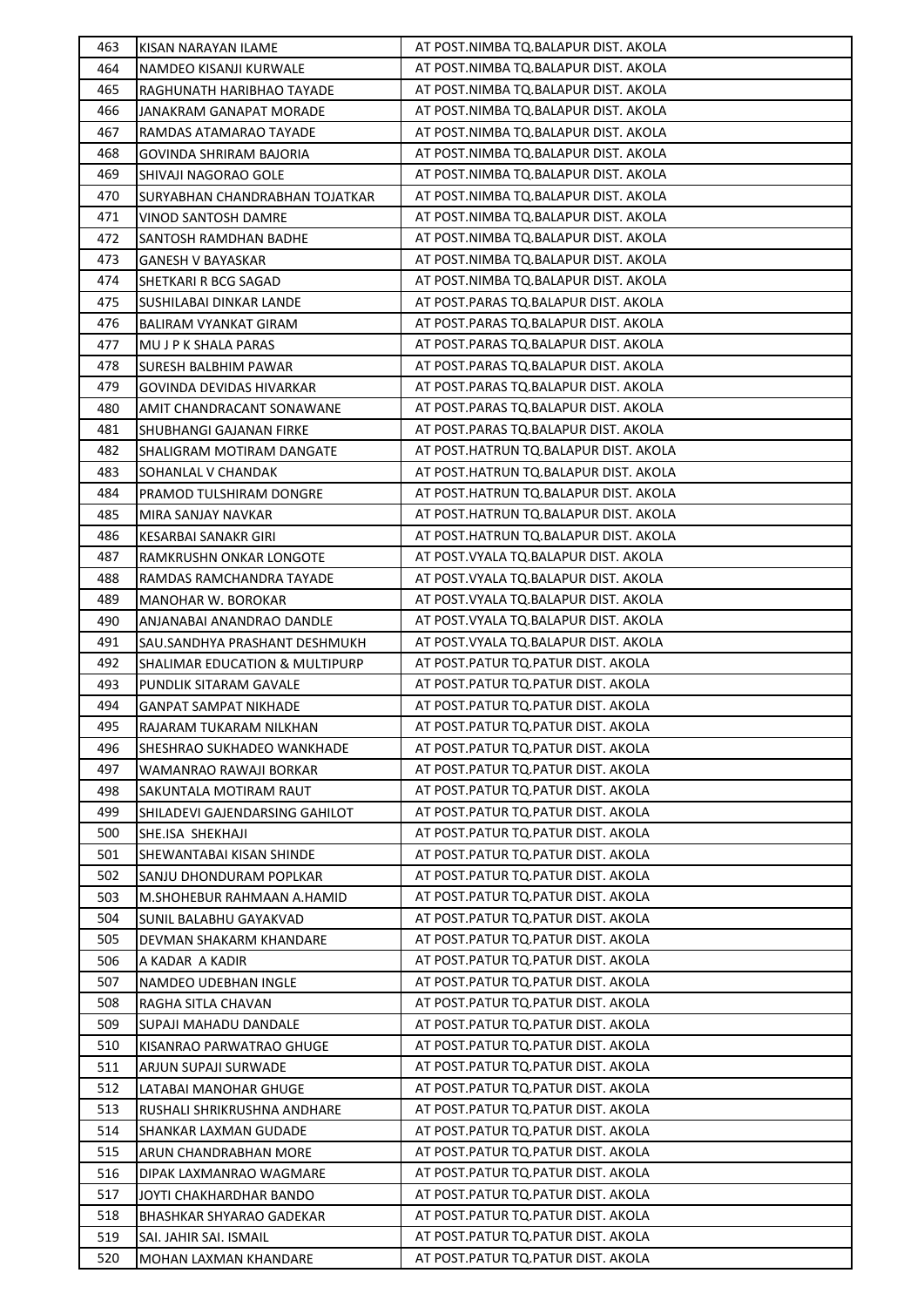| 463 | KISAN NARAYAN ILAME | AT POST.NIMBA TQ.BALAPUR DIST. AKOLA |
|---|---|---|
| 464 | NAMDEO KISANJI KURWALE | AT POST.NIMBA TQ.BALAPUR DIST. AKOLA |
| 465 | RAGHUNATH HARIBHAO TAYADE | AT POST.NIMBA TQ.BALAPUR DIST. AKOLA |
| 466 | JANAKRAM GANAPAT MORADE | AT POST.NIMBA TQ.BALAPUR DIST. AKOLA |
| 467 | RAMDAS ATAMARAO TAYADE | AT POST.NIMBA TQ.BALAPUR DIST. AKOLA |
| 468 | GOVINDA SHRIRAM BAJORIA | AT POST.NIMBA TQ.BALAPUR DIST. AKOLA |
| 469 | SHIVAJI NAGORAO GOLE | AT POST.NIMBA TQ.BALAPUR DIST. AKOLA |
| 470 | SURYABHAN CHANDRABHAN TOJATKAR | AT POST.NIMBA TQ.BALAPUR DIST. AKOLA |
| 471 | VINOD SANTOSH DAMRE | AT POST.NIMBA TQ.BALAPUR DIST. AKOLA |
| 472 | SANTOSH RAMDHAN BADHE | AT POST.NIMBA TQ.BALAPUR DIST. AKOLA |
| 473 | GANESH V BAYASKAR | AT POST.NIMBA TQ.BALAPUR DIST. AKOLA |
| 474 | SHETKARI R BCG SAGAD | AT POST.NIMBA TQ.BALAPUR DIST. AKOLA |
| 475 | SUSHILABAI DINKAR LANDE | AT POST.PARAS TQ.BALAPUR DIST. AKOLA |
| 476 | BALIRAM VYANKAT GIRAM | AT POST.PARAS TQ.BALAPUR DIST. AKOLA |
| 477 | MU J P K SHALA PARAS | AT POST.PARAS TQ.BALAPUR DIST. AKOLA |
| 478 | SURESH BALBHIM PAWAR | AT POST.PARAS TQ.BALAPUR DIST. AKOLA |
| 479 | GOVINDA DEVIDAS HIVARKAR | AT POST.PARAS TQ.BALAPUR DIST. AKOLA |
| 480 | AMIT CHANDRACANT SONAWANE | AT POST.PARAS TQ.BALAPUR DIST. AKOLA |
| 481 | SHUBHANGI GAJANAN FIRKE | AT POST.PARAS TQ.BALAPUR DIST. AKOLA |
| 482 | SHALIGRAM MOTIRAM DANGATE | AT POST.HATRUN TQ.BALAPUR DIST. AKOLA |
| 483 | SOHANLAL V CHANDAK | AT POST.HATRUN TQ.BALAPUR DIST. AKOLA |
| 484 | PRAMOD TULSHIRAM DONGRE | AT POST.HATRUN TQ.BALAPUR DIST. AKOLA |
| 485 | MIRA SANJAY NAVKAR | AT POST.HATRUN TQ.BALAPUR DIST. AKOLA |
| 486 | KESARBAI SANAKR GIRI | AT POST.HATRUN TQ.BALAPUR DIST. AKOLA |
| 487 | RAMKRUSHN ONKAR LONGOTE | AT POST.VYALA TQ.BALAPUR DIST. AKOLA |
| 488 | RAMDAS RAMCHANDRA TAYADE | AT POST.VYALA TQ.BALAPUR DIST. AKOLA |
| 489 | MANOHAR W. BOROKAR | AT POST.VYALA TQ.BALAPUR DIST. AKOLA |
| 490 | ANJANABAI ANANDRAO DANDLE | AT POST.VYALA TQ.BALAPUR DIST. AKOLA |
| 491 | SAU.SANDHYA PRASHANT DESHMUKH | AT POST.VYALA TQ.BALAPUR DIST. AKOLA |
| 492 | SHALIMAR EDUCATION & MULTIPURP | AT POST.PATUR TQ.PATUR DIST. AKOLA |
| 493 | PUNDLIK SITARAM GAVALE | AT POST.PATUR TQ.PATUR DIST. AKOLA |
| 494 | GANPAT SAMPAT NIKHADE | AT POST.PATUR TQ.PATUR DIST. AKOLA |
| 495 | RAJARAM TUKARAM NILKHAN | AT POST.PATUR TQ.PATUR DIST. AKOLA |
| 496 | SHESHRAO SUKHADEO WANKHADE | AT POST.PATUR TQ.PATUR DIST. AKOLA |
| 497 | WAMANRAO RAWAJI BORKAR | AT POST.PATUR TQ.PATUR DIST. AKOLA |
| 498 | SAKUNTALA MOTIRAM RAUT | AT POST.PATUR TQ.PATUR DIST. AKOLA |
| 499 | SHILADEVI GAJENDARSING GAHILOT | AT POST.PATUR TQ.PATUR DIST. AKOLA |
| 500 | SHE.ISA SHEKHAJI | AT POST.PATUR TQ.PATUR DIST. AKOLA |
| 501 | SHEWANTABAI KISAN SHINDE | AT POST.PATUR TQ.PATUR DIST. AKOLA |
| 502 | SANJU DHONDURAM POPLKAR | AT POST.PATUR TQ.PATUR DIST. AKOLA |
| 503 | M.SHOHEBUR RAHMAAN A.HAMID | AT POST.PATUR TQ.PATUR DIST. AKOLA |
| 504 | SUNIL BALABHU GAYAKVAD | AT POST.PATUR TQ.PATUR DIST. AKOLA |
| 505 | DEVMAN SHAKARM KHANDARE | AT POST.PATUR TQ.PATUR DIST. AKOLA |
| 506 | A KADAR A KADIR | AT POST.PATUR TQ.PATUR DIST. AKOLA |
| 507 | NAMDEO UDEBHAN INGLE | AT POST.PATUR TQ.PATUR DIST. AKOLA |
| 508 | RAGHA SITLA CHAVAN | AT POST.PATUR TQ.PATUR DIST. AKOLA |
| 509 | SUPAJI MAHADU DANDALE | AT POST.PATUR TQ.PATUR DIST. AKOLA |
| 510 | KISANRAO PARWATRAO GHUGE | AT POST.PATUR TQ.PATUR DIST. AKOLA |
| 511 | ARJUN SUPAJI SURWADE | AT POST.PATUR TQ.PATUR DIST. AKOLA |
| 512 | LATABAI MANOHAR GHUGE | AT POST.PATUR TQ.PATUR DIST. AKOLA |
| 513 | RUSHALI SHRIKRUSHNA ANDHARE | AT POST.PATUR TQ.PATUR DIST. AKOLA |
| 514 | SHANKAR LAXMAN GUDADE | AT POST.PATUR TQ.PATUR DIST. AKOLA |
| 515 | ARUN CHANDRABHAN MORE | AT POST.PATUR TQ.PATUR DIST. AKOLA |
| 516 | DIPAK LAXMANRAO WAGMARE | AT POST.PATUR TQ.PATUR DIST. AKOLA |
| 517 | JOYTI CHAKHARDHAR BANDO | AT POST.PATUR TQ.PATUR DIST. AKOLA |
| 518 | BHASHKAR SHYARAO GADEKAR | AT POST.PATUR TQ.PATUR DIST. AKOLA |
| 519 | SAI. JAHIR SAI. ISMAIL | AT POST.PATUR TQ.PATUR DIST. AKOLA |
| 520 | MOHAN LAXMAN KHANDARE | AT POST.PATUR TQ.PATUR DIST. AKOLA |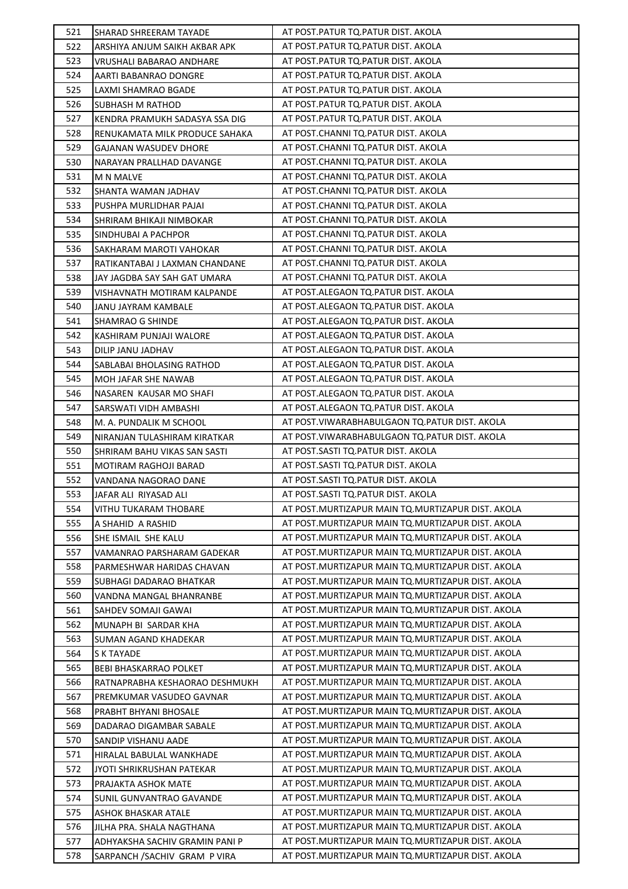| 521 | SHARAD SHREERAM TAYADE | AT POST.PATUR TQ.PATUR DIST. AKOLA |
|---|---|---|
| 522 | ARSHIYA ANJUM SAIKH AKBAR APK | AT POST.PATUR TQ.PATUR DIST. AKOLA |
| 523 | VRUSHALI BABARAO ANDHARE | AT POST.PATUR TQ.PATUR DIST. AKOLA |
| 524 | AARTI BABANRAO DONGRE | AT POST.PATUR TQ.PATUR DIST. AKOLA |
| 525 | LAXMI SHAMRAO BGADE | AT POST.PATUR TQ.PATUR DIST. AKOLA |
| 526 | SUBHASH M RATHOD | AT POST.PATUR TQ.PATUR DIST. AKOLA |
| 527 | KENDRA PRAMUKH SADASYA SSA DIG | AT POST.PATUR TQ.PATUR DIST. AKOLA |
| 528 | RENUKAMATA MILK PRODUCE SAHAKA | AT POST.CHANNI TQ.PATUR DIST. AKOLA |
| 529 | GAJANAN WASUDEV DHORE | AT POST.CHANNI TQ.PATUR DIST. AKOLA |
| 530 | NARAYAN PRALLHAD DAVANGE | AT POST.CHANNI TQ.PATUR DIST. AKOLA |
| 531 | M N MALVE | AT POST.CHANNI TQ.PATUR DIST. AKOLA |
| 532 | SHANTA WAMAN JADHAV | AT POST.CHANNI TQ.PATUR DIST. AKOLA |
| 533 | PUSHPA MURLIDHAR PAJAI | AT POST.CHANNI TQ.PATUR DIST. AKOLA |
| 534 | SHRIRAM BHIKAJI NIMBOKAR | AT POST.CHANNI TQ.PATUR DIST. AKOLA |
| 535 | SINDHUBAI A PACHPOR | AT POST.CHANNI TQ.PATUR DIST. AKOLA |
| 536 | SAKHARAM MAROTI VAHOKAR | AT POST.CHANNI TQ.PATUR DIST. AKOLA |
| 537 | RATIKANTABAI J LAXMAN CHANDANE | AT POST.CHANNI TQ.PATUR DIST. AKOLA |
| 538 | JAY JAGDBA SAY SAH GAT UMARA | AT POST.CHANNI TQ.PATUR DIST. AKOLA |
| 539 | VISHAVNATH MOTIRAM KALPANDE | AT POST.ALEGAON TQ.PATUR DIST. AKOLA |
| 540 | JANU JAYRAM KAMBALE | AT POST.ALEGAON TQ.PATUR DIST. AKOLA |
| 541 | SHAMRAO G SHINDE | AT POST.ALEGAON TQ.PATUR DIST. AKOLA |
| 542 | KASHIRAM PUNJAJI WALORE | AT POST.ALEGAON TQ.PATUR DIST. AKOLA |
| 543 | DILIP JANU JADHAV | AT POST.ALEGAON TQ.PATUR DIST. AKOLA |
| 544 | SABLABAI BHOLASING RATHOD | AT POST.ALEGAON TQ.PATUR DIST. AKOLA |
| 545 | MOH JAFAR SHE NAWAB | AT POST.ALEGAON TQ.PATUR DIST. AKOLA |
| 546 | NASAREN KAUSAR MO SHAFI | AT POST.ALEGAON TQ.PATUR DIST. AKOLA |
| 547 | SARSWATI VIDH AMBASHI | AT POST.ALEGAON TQ.PATUR DIST. AKOLA |
| 548 | M. A. PUNDALIK M SCHOOL | AT POST.VIWARABHABULGAON TQ.PATUR DIST. AKOLA |
| 549 | NIRANJAN TULASHIRAM KIRATKAR | AT POST.VIWARABHABULGAON TQ.PATUR DIST. AKOLA |
| 550 | SHRIRAM BAHU VIKAS SAN SASTI | AT POST.SASTI TQ.PATUR DIST. AKOLA |
| 551 | MOTIRAM RAGHOJI BARAD | AT POST.SASTI TQ.PATUR DIST. AKOLA |
| 552 | VANDANA NAGORAO DANE | AT POST.SASTI TQ.PATUR DIST. AKOLA |
| 553 | JAFAR ALI RIYASAD ALI | AT POST.SASTI TQ.PATUR DIST. AKOLA |
| 554 | VITHU TUKARAM THOBARE | AT POST.MURTIZAPUR MAIN TQ.MURTIZAPUR DIST. AKOLA |
| 555 | A SHAHID A RASHID | AT POST.MURTIZAPUR MAIN TQ.MURTIZAPUR DIST. AKOLA |
| 556 | SHE ISMAIL SHE KALU | AT POST.MURTIZAPUR MAIN TQ.MURTIZAPUR DIST. AKOLA |
| 557 | VAMANRAO PARSHARAM GADEKAR | AT POST.MURTIZAPUR MAIN TQ.MURTIZAPUR DIST. AKOLA |
| 558 | PARMESHWAR HARIDAS CHAVAN | AT POST.MURTIZAPUR MAIN TQ.MURTIZAPUR DIST. AKOLA |
| 559 | SUBHAGI DADARAO BHATKAR | AT POST.MURTIZAPUR MAIN TQ.MURTIZAPUR DIST. AKOLA |
| 560 | VANDNA MANGAL BHANRANBE | AT POST.MURTIZAPUR MAIN TQ.MURTIZAPUR DIST. AKOLA |
| 561 | SAHDEV SOMAJI GAWAI | AT POST.MURTIZAPUR MAIN TQ.MURTIZAPUR DIST. AKOLA |
| 562 | MUNAPH BI SARDAR KHA | AT POST.MURTIZAPUR MAIN TQ.MURTIZAPUR DIST. AKOLA |
| 563 | SUMAN AGAND KHADEKAR | AT POST.MURTIZAPUR MAIN TQ.MURTIZAPUR DIST. AKOLA |
| 564 | S K TAYADE | AT POST.MURTIZAPUR MAIN TQ.MURTIZAPUR DIST. AKOLA |
| 565 | BEBI BHASKARRAO POLKET | AT POST.MURTIZAPUR MAIN TQ.MURTIZAPUR DIST. AKOLA |
| 566 | RATNAPRABHA KESHAORAO DESHMUKH | AT POST.MURTIZAPUR MAIN TQ.MURTIZAPUR DIST. AKOLA |
| 567 | PREMKUMAR VASUDEO GAVNAR | AT POST.MURTIZAPUR MAIN TQ.MURTIZAPUR DIST. AKOLA |
| 568 | PRABHT BHYANI BHOSALE | AT POST.MURTIZAPUR MAIN TQ.MURTIZAPUR DIST. AKOLA |
| 569 | DADARAO DIGAMBAR SABALE | AT POST.MURTIZAPUR MAIN TQ.MURTIZAPUR DIST. AKOLA |
| 570 | SANDIP VISHANU AADE | AT POST.MURTIZAPUR MAIN TQ.MURTIZAPUR DIST. AKOLA |
| 571 | HIRALAL BABULAL WANKHADE | AT POST.MURTIZAPUR MAIN TQ.MURTIZAPUR DIST. AKOLA |
| 572 | JYOTI SHRIKRUSHAN PATEKAR | AT POST.MURTIZAPUR MAIN TQ.MURTIZAPUR DIST. AKOLA |
| 573 | PRAJAKTA ASHOK MATE | AT POST.MURTIZAPUR MAIN TQ.MURTIZAPUR DIST. AKOLA |
| 574 | SUNIL GUNVANTRAO GAVANDE | AT POST.MURTIZAPUR MAIN TQ.MURTIZAPUR DIST. AKOLA |
| 575 | ASHOK BHASKAR ATALE | AT POST.MURTIZAPUR MAIN TQ.MURTIZAPUR DIST. AKOLA |
| 576 | JILHA PRA. SHALA NAGTHANA | AT POST.MURTIZAPUR MAIN TQ.MURTIZAPUR DIST. AKOLA |
| 577 | ADHYAKSHA SACHIV GRAMIN PANI P | AT POST.MURTIZAPUR MAIN TQ.MURTIZAPUR DIST. AKOLA |
| 578 | SARPANCH /SACHIV GRAM P VIRA | AT POST.MURTIZAPUR MAIN TQ.MURTIZAPUR DIST. AKOLA |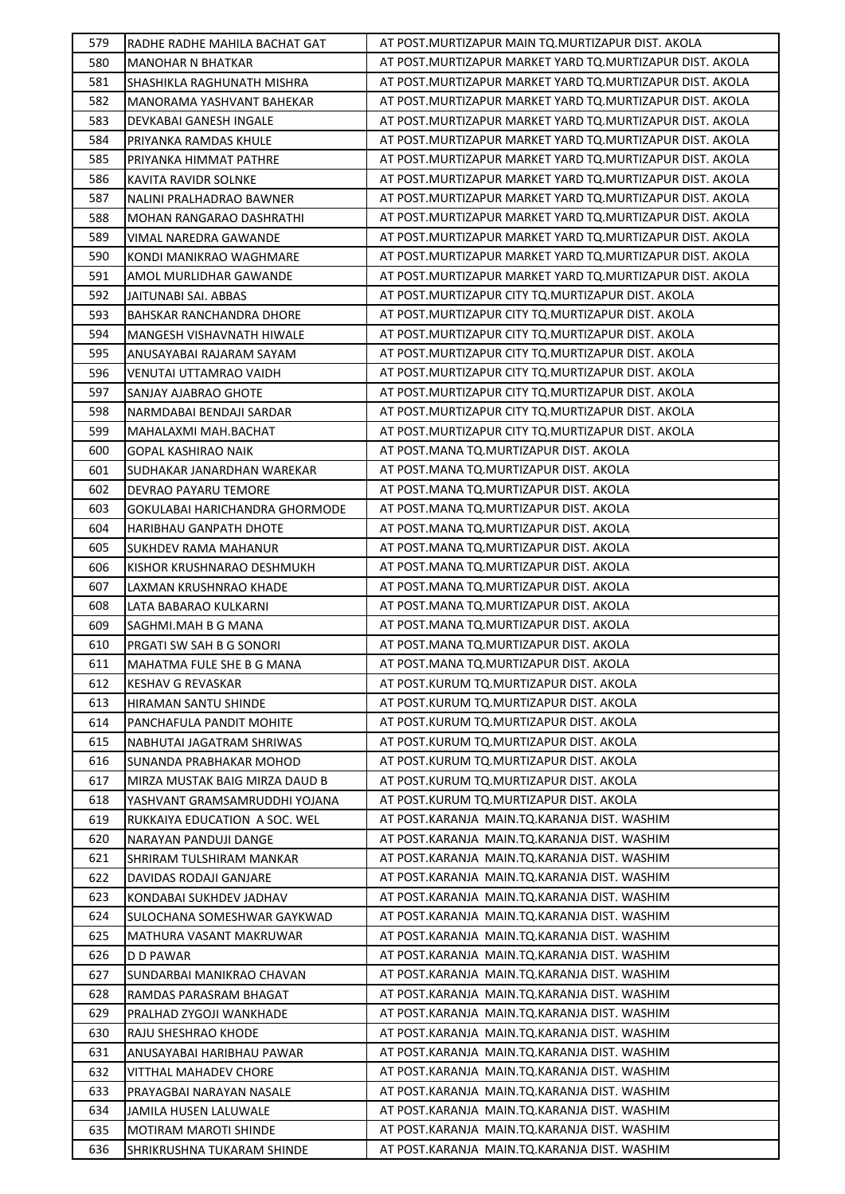| 579 | RADHE RADHE MAHILA BACHAT GAT | AT POST.MURTIZAPUR MAIN TQ.MURTIZAPUR DIST. AKOLA |
|---|---|---|
| 580 | MANOHAR N BHATKAR | AT POST.MURTIZAPUR MARKET YARD TQ.MURTIZAPUR DIST. AKOLA |
| 581 | SHASHIKLA RAGHUNATH MISHRA | AT POST.MURTIZAPUR MARKET YARD TQ.MURTIZAPUR DIST. AKOLA |
| 582 | MANORAMA YASHVANT BAHEKAR | AT POST.MURTIZAPUR MARKET YARD TQ.MURTIZAPUR DIST. AKOLA |
| 583 | DEVKABAI GANESH INGALE | AT POST.MURTIZAPUR MARKET YARD TQ.MURTIZAPUR DIST. AKOLA |
| 584 | PRIYANKA RAMDAS KHULE | AT POST.MURTIZAPUR MARKET YARD TQ.MURTIZAPUR DIST. AKOLA |
| 585 | PRIYANKA HIMMAT PATHRE | AT POST.MURTIZAPUR MARKET YARD TQ.MURTIZAPUR DIST. AKOLA |
| 586 | KAVITA RAVIDR SOLNKE | AT POST.MURTIZAPUR MARKET YARD TQ.MURTIZAPUR DIST. AKOLA |
| 587 | NALINI PRALHADRAO BAWNER | AT POST.MURTIZAPUR MARKET YARD TQ.MURTIZAPUR DIST. AKOLA |
| 588 | MOHAN RANGARAO DASHRATHI | AT POST.MURTIZAPUR MARKET YARD TQ.MURTIZAPUR DIST. AKOLA |
| 589 | VIMAL NAREDRA GAWANDE | AT POST.MURTIZAPUR MARKET YARD TQ.MURTIZAPUR DIST. AKOLA |
| 590 | KONDI MANIKRAO WAGHMARE | AT POST.MURTIZAPUR MARKET YARD TQ.MURTIZAPUR DIST. AKOLA |
| 591 | AMOL MURLIDHAR GAWANDE | AT POST.MURTIZAPUR MARKET YARD TQ.MURTIZAPUR DIST. AKOLA |
| 592 | JAITUNABI SAI. ABBAS | AT POST.MURTIZAPUR CITY TQ.MURTIZAPUR DIST. AKOLA |
| 593 | BAHSKAR RANCHANDRA DHORE | AT POST.MURTIZAPUR CITY TQ.MURTIZAPUR DIST. AKOLA |
| 594 | MANGESH VISHAVNATH HIWALE | AT POST.MURTIZAPUR CITY TQ.MURTIZAPUR DIST. AKOLA |
| 595 | ANUSAYABAI RAJARAM SAYAM | AT POST.MURTIZAPUR CITY TQ.MURTIZAPUR DIST. AKOLA |
| 596 | VENUTAI UTTAMRAO VAIDH | AT POST.MURTIZAPUR CITY TQ.MURTIZAPUR DIST. AKOLA |
| 597 | SANJAY AJABRAO GHOTE | AT POST.MURTIZAPUR CITY TQ.MURTIZAPUR DIST. AKOLA |
| 598 | NARMDABAI BENDAJI SARDAR | AT POST.MURTIZAPUR CITY TQ.MURTIZAPUR DIST. AKOLA |
| 599 | MAHALAXMI MAH.BACHAT | AT POST.MURTIZAPUR CITY TQ.MURTIZAPUR DIST. AKOLA |
| 600 | GOPAL KASHIRAO NAIK | AT POST.MANA TQ.MURTIZAPUR DIST. AKOLA |
| 601 | SUDHAKAR JANARDHAN WAREKAR | AT POST.MANA TQ.MURTIZAPUR DIST. AKOLA |
| 602 | DEVRAO PAYARU TEMORE | AT POST.MANA TQ.MURTIZAPUR DIST. AKOLA |
| 603 | GOKULABAI HARICHANDRA GHORMODE | AT POST.MANA TQ.MURTIZAPUR DIST. AKOLA |
| 604 | HARIBHAU GANPATH DHOTE | AT POST.MANA TQ.MURTIZAPUR DIST. AKOLA |
| 605 | SUKHDEV RAMA MAHANUR | AT POST.MANA TQ.MURTIZAPUR DIST. AKOLA |
| 606 | KISHOR KRUSHNARAO DESHMUKH | AT POST.MANA TQ.MURTIZAPUR DIST. AKOLA |
| 607 | LAXMAN KRUSHNRAO KHADE | AT POST.MANA TQ.MURTIZAPUR DIST. AKOLA |
| 608 | LATA BABARAO KULKARNI | AT POST.MANA TQ.MURTIZAPUR DIST. AKOLA |
| 609 | SAGHMI.MAH B G MANA | AT POST.MANA TQ.MURTIZAPUR DIST. AKOLA |
| 610 | PRGATI SW SAH B G SONORI | AT POST.MANA TQ.MURTIZAPUR DIST. AKOLA |
| 611 | MAHATMA FULE SHE B G MANA | AT POST.MANA TQ.MURTIZAPUR DIST. AKOLA |
| 612 | KESHAV G REVASKAR | AT POST.KURUM TQ.MURTIZAPUR DIST. AKOLA |
| 613 | HIRAMAN SANTU SHINDE | AT POST.KURUM TQ.MURTIZAPUR DIST. AKOLA |
| 614 | PANCHAFULA PANDIT MOHITE | AT POST.KURUM TQ.MURTIZAPUR DIST. AKOLA |
| 615 | NABHUTAI JAGATRAM SHRIWAS | AT POST.KURUM TQ.MURTIZAPUR DIST. AKOLA |
| 616 | SUNANDA PRABHAKAR MOHOD | AT POST.KURUM TQ.MURTIZAPUR DIST. AKOLA |
| 617 | MIRZA MUSTAK BAIG MIRZA DAUD B | AT POST.KURUM TQ.MURTIZAPUR DIST. AKOLA |
| 618 | YASHVANT GRAMSAMRUDDHI YOJANA | AT POST.KURUM TQ.MURTIZAPUR DIST. AKOLA |
| 619 | RUKKAIYA EDUCATION A SOC. WEL | AT POST.KARANJA MAIN.TQ.KARANJA DIST. WASHIM |
| 620 | NARAYAN PANDUJI DANGE | AT POST.KARANJA MAIN.TQ.KARANJA DIST. WASHIM |
| 621 | SHRIRAM TULSHIRAM MANKAR | AT POST.KARANJA MAIN.TQ.KARANJA DIST. WASHIM |
| 622 | DAVIDAS RODAJI GANJARE | AT POST.KARANJA MAIN.TQ.KARANJA DIST. WASHIM |
| 623 | KONDABAI SUKHDEV JADHAV | AT POST.KARANJA MAIN.TQ.KARANJA DIST. WASHIM |
| 624 | SULOCHANA SOMESHWAR GAYKWAD | AT POST.KARANJA MAIN.TQ.KARANJA DIST. WASHIM |
| 625 | MATHURA VASANT MAKRUWAR | AT POST.KARANJA MAIN.TQ.KARANJA DIST. WASHIM |
| 626 | D D PAWAR | AT POST.KARANJA MAIN.TQ.KARANJA DIST. WASHIM |
| 627 | SUNDARBAI MANIKRAO CHAVAN | AT POST.KARANJA MAIN.TQ.KARANJA DIST. WASHIM |
| 628 | RAMDAS PARASRAM BHAGAT | AT POST.KARANJA MAIN.TQ.KARANJA DIST. WASHIM |
| 629 | PRALHAD ZYGOJI WANKHADE | AT POST.KARANJA MAIN.TQ.KARANJA DIST. WASHIM |
| 630 | RAJU SHESHRAO KHODE | AT POST.KARANJA MAIN.TQ.KARANJA DIST. WASHIM |
| 631 | ANUSAYABAI HARIBHAU PAWAR | AT POST.KARANJA MAIN.TQ.KARANJA DIST. WASHIM |
| 632 | VITTHAL MAHADEV CHORE | AT POST.KARANJA MAIN.TQ.KARANJA DIST. WASHIM |
| 633 | PRAYAGBAI NARAYAN NASALE | AT POST.KARANJA MAIN.TQ.KARANJA DIST. WASHIM |
| 634 | JAMILA HUSEN LALUWALE | AT POST.KARANJA MAIN.TQ.KARANJA DIST. WASHIM |
| 635 | MOTIRAM MAROTI SHINDE | AT POST.KARANJA MAIN.TQ.KARANJA DIST. WASHIM |
| 636 | SHRIKRUSHNA TUKARAM SHINDE | AT POST.KARANJA MAIN.TQ.KARANJA DIST. WASHIM |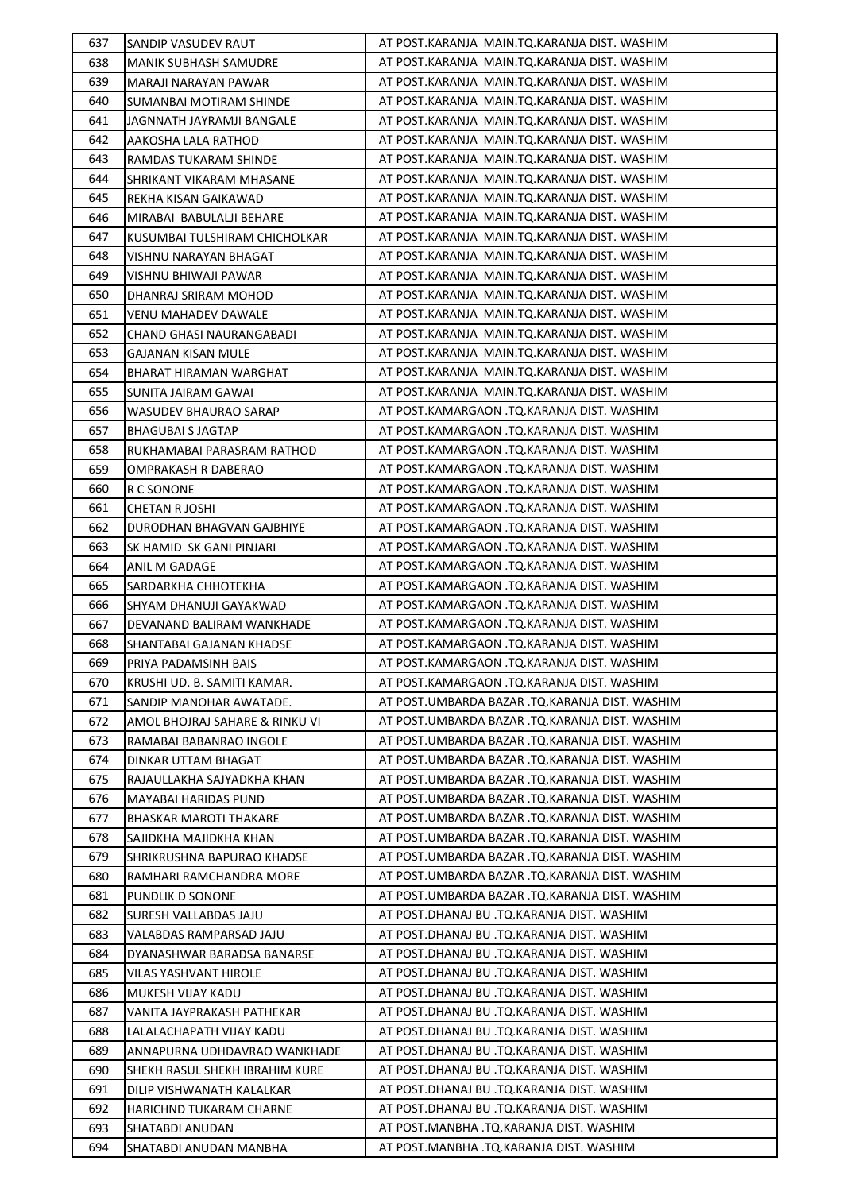| 637 | SANDIP VASUDEV RAUT | AT POST.KARANJA MAIN.TQ.KARANJA DIST. WASHIM |
|---|---|---|
| 638 | MANIK SUBHASH SAMUDRE | AT POST.KARANJA MAIN.TQ.KARANJA DIST. WASHIM |
| 639 | MARAJI NARAYAN PAWAR | AT POST.KARANJA MAIN.TQ.KARANJA DIST. WASHIM |
| 640 | SUMANBAI MOTIRAM SHINDE | AT POST.KARANJA MAIN.TQ.KARANJA DIST. WASHIM |
| 641 | JAGNNATH JAYRAMJI BANGALE | AT POST.KARANJA MAIN.TQ.KARANJA DIST. WASHIM |
| 642 | AAKOSHA LALA RATHOD | AT POST.KARANJA MAIN.TQ.KARANJA DIST. WASHIM |
| 643 | RAMDAS TUKARAM SHINDE | AT POST.KARANJA MAIN.TQ.KARANJA DIST. WASHIM |
| 644 | SHRIKANT VIKARAM MHASANE | AT POST.KARANJA MAIN.TQ.KARANJA DIST. WASHIM |
| 645 | REKHA KISAN GAIKAWAD | AT POST.KARANJA MAIN.TQ.KARANJA DIST. WASHIM |
| 646 | MIRABAI BABULALJI BEHARE | AT POST.KARANJA MAIN.TQ.KARANJA DIST. WASHIM |
| 647 | KUSUMBAI TULSHIRAM CHICHOLKAR | AT POST.KARANJA MAIN.TQ.KARANJA DIST. WASHIM |
| 648 | VISHNU NARAYAN BHAGAT | AT POST.KARANJA MAIN.TQ.KARANJA DIST. WASHIM |
| 649 | VISHNU BHIWAJI PAWAR | AT POST.KARANJA MAIN.TQ.KARANJA DIST. WASHIM |
| 650 | DHANRAJ SRIRAM MOHOD | AT POST.KARANJA MAIN.TQ.KARANJA DIST. WASHIM |
| 651 | VENU MAHADEV DAWALE | AT POST.KARANJA MAIN.TQ.KARANJA DIST. WASHIM |
| 652 | CHAND GHASI NAURANGABADI | AT POST.KARANJA MAIN.TQ.KARANJA DIST. WASHIM |
| 653 | GAJANAN KISAN MULE | AT POST.KARANJA MAIN.TQ.KARANJA DIST. WASHIM |
| 654 | BHARAT HIRAMAN WARGHAT | AT POST.KARANJA MAIN.TQ.KARANJA DIST. WASHIM |
| 655 | SUNITA JAIRAM GAWAI | AT POST.KARANJA MAIN.TQ.KARANJA DIST. WASHIM |
| 656 | WASUDEV BHAURAO SARAP | AT POST.KAMARGAON .TQ.KARANJA DIST. WASHIM |
| 657 | BHAGUBAI S JAGTAP | AT POST.KAMARGAON .TQ.KARANJA DIST. WASHIM |
| 658 | RUKHAMABAI PARASRAM RATHOD | AT POST.KAMARGAON .TQ.KARANJA DIST. WASHIM |
| 659 | OMPRAKASH R DABERAO | AT POST.KAMARGAON .TQ.KARANJA DIST. WASHIM |
| 660 | R C SONONE | AT POST.KAMARGAON .TQ.KARANJA DIST. WASHIM |
| 661 | CHETAN R JOSHI | AT POST.KAMARGAON .TQ.KARANJA DIST. WASHIM |
| 662 | DURODHAN BHAGVAN GAJBHIYE | AT POST.KAMARGAON .TQ.KARANJA DIST. WASHIM |
| 663 | SK HAMID SK GANI PINJARI | AT POST.KAMARGAON .TQ.KARANJA DIST. WASHIM |
| 664 | ANIL M GADAGE | AT POST.KAMARGAON .TQ.KARANJA DIST. WASHIM |
| 665 | SARDARKHA CHHOTEKHA | AT POST.KAMARGAON .TQ.KARANJA DIST. WASHIM |
| 666 | SHYAM DHANUJI GAYAKWAD | AT POST.KAMARGAON .TQ.KARANJA DIST. WASHIM |
| 667 | DEVANAND BALIRAM WANKHADE | AT POST.KAMARGAON .TQ.KARANJA DIST. WASHIM |
| 668 | SHANTABAI GAJANAN KHADSE | AT POST.KAMARGAON .TQ.KARANJA DIST. WASHIM |
| 669 | PRIYA PADAMSINH BAIS | AT POST.KAMARGAON .TQ.KARANJA DIST. WASHIM |
| 670 | KRUSHI UD. B. SAMITI KAMAR. | AT POST.KAMARGAON .TQ.KARANJA DIST. WASHIM |
| 671 | SANDIP MANOHAR AWATADE. | AT POST.UMBARDA BAZAR .TQ.KARANJA DIST. WASHIM |
| 672 | AMOL BHOJRAJ SAHARE & RINKU VI | AT POST.UMBARDA BAZAR .TQ.KARANJA DIST. WASHIM |
| 673 | RAMABAI BABANRAO INGOLE | AT POST.UMBARDA BAZAR .TQ.KARANJA DIST. WASHIM |
| 674 | DINKAR UTTAM BHAGAT | AT POST.UMBARDA BAZAR .TQ.KARANJA DIST. WASHIM |
| 675 | RAJAULLAKHA SAJYADKHA KHAN | AT POST.UMBARDA BAZAR .TQ.KARANJA DIST. WASHIM |
| 676 | MAYABAI HARIDAS PUND | AT POST.UMBARDA BAZAR .TQ.KARANJA DIST. WASHIM |
| 677 | BHASKAR MAROTI THAKARE | AT POST.UMBARDA BAZAR .TQ.KARANJA DIST. WASHIM |
| 678 | SAJIDKHA MAJIDKHA KHAN | AT POST.UMBARDA BAZAR .TQ.KARANJA DIST. WASHIM |
| 679 | SHRIKRUSHNA BAPURAO KHADSE | AT POST.UMBARDA BAZAR .TQ.KARANJA DIST. WASHIM |
| 680 | RAMHARI RAMCHANDRA MORE | AT POST.UMBARDA BAZAR .TQ.KARANJA DIST. WASHIM |
| 681 | PUNDLIK D SONONE | AT POST.UMBARDA BAZAR .TQ.KARANJA DIST. WASHIM |
| 682 | SURESH VALLABDAS JAJU | AT POST.DHANAJ BU .TQ.KARANJA DIST. WASHIM |
| 683 | VALABDAS RAMPARSAD JAJU | AT POST.DHANAJ BU .TQ.KARANJA DIST. WASHIM |
| 684 | DYANASHWAR BARADSA BANARSE | AT POST.DHANAJ BU .TQ.KARANJA DIST. WASHIM |
| 685 | VILAS YASHVANT HIROLE | AT POST.DHANAJ BU .TQ.KARANJA DIST. WASHIM |
| 686 | MUKESH VIJAY KADU | AT POST.DHANAJ BU .TQ.KARANJA DIST. WASHIM |
| 687 | VANITA JAYPRAKASH PATHEKAR | AT POST.DHANAJ BU .TQ.KARANJA DIST. WASHIM |
| 688 | LALALACHAPATH VIJAY KADU | AT POST.DHANAJ BU .TQ.KARANJA DIST. WASHIM |
| 689 | ANNAPURNA UDHDAVRAO WANKHADE | AT POST.DHANAJ BU .TQ.KARANJA DIST. WASHIM |
| 690 | SHEKH RASUL SHEKH IBRAHIM KURE | AT POST.DHANAJ BU .TQ.KARANJA DIST. WASHIM |
| 691 | DILIP VISHWANATH KALALKAR | AT POST.DHANAJ BU .TQ.KARANJA DIST. WASHIM |
| 692 | HARICHND TUKARAM CHARNE | AT POST.DHANAJ BU .TQ.KARANJA DIST. WASHIM |
| 693 | SHATABDI ANUDAN | AT POST.MANBHA .TQ.KARANJA DIST. WASHIM |
| 694 | SHATABDI ANUDAN MANBHA | AT POST.MANBHA .TQ.KARANJA DIST. WASHIM |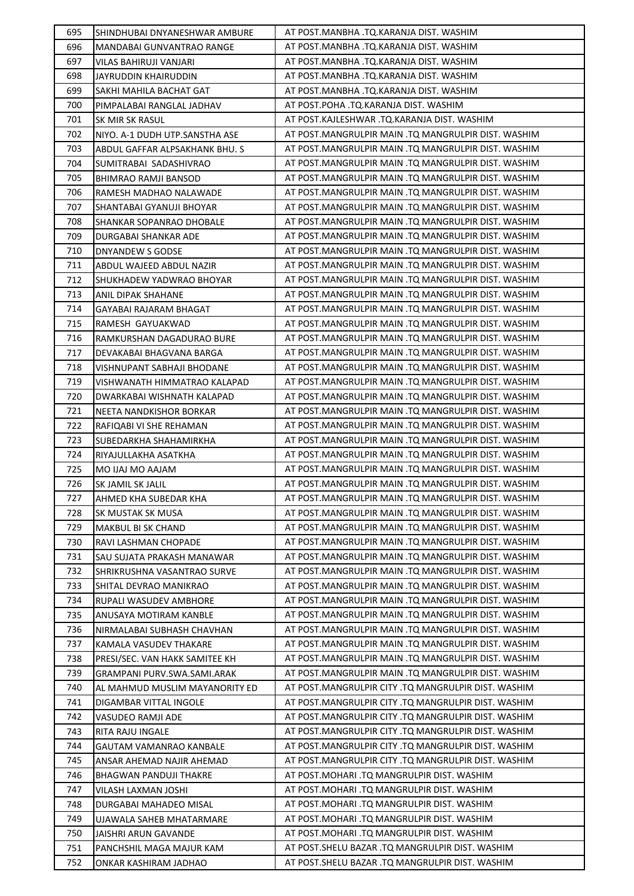| 695 | SHINDHUBAI DNYANESHWAR AMBURE | AT POST.MANBHA .TQ.KARANJA DIST. WASHIM |
|---|---|---|
| 696 | MANDABAI GUNVANTRAO RANGE | AT POST.MANBHA .TQ.KARANJA DIST. WASHIM |
| 697 | VILAS BAHIRUJI VANJARI | AT POST.MANBHA .TQ.KARANJA DIST. WASHIM |
| 698 | JAYRUDDIN KHAIRUDDIN | AT POST.MANBHA .TQ.KARANJA DIST. WASHIM |
| 699 | SAKHI MAHILA BACHAT GAT | AT POST.MANBHA .TQ.KARANJA DIST. WASHIM |
| 700 | PIMPALABAI RANGLAL JADHAV | AT POST.POHA .TQ.KARANJA DIST. WASHIM |
| 701 | SK MIR SK RASUL | AT POST.KAJLESHWAR .TQ.KARANJA DIST. WASHIM |
| 702 | NIYO. A-1 DUDH UTP.SANSTHA ASE | AT POST.MANGRULPIR MAIN .TQ MANGRULPIR DIST. WASHIM |
| 703 | ABDUL GAFFAR ALPSAKHANK BHU. S | AT POST.MANGRULPIR MAIN .TQ MANGRULPIR DIST. WASHIM |
| 704 | SUMITRABAI SADASHIVRAO | AT POST.MANGRULPIR MAIN .TQ MANGRULPIR DIST. WASHIM |
| 705 | BHIMRAO RAMJI BANSOD | AT POST.MANGRULPIR MAIN .TQ MANGRULPIR DIST. WASHIM |
| 706 | RAMESH MADHAO NALAWADE | AT POST.MANGRULPIR MAIN .TQ MANGRULPIR DIST. WASHIM |
| 707 | SHANTABAI GYANUJI BHOYAR | AT POST.MANGRULPIR MAIN .TQ MANGRULPIR DIST. WASHIM |
| 708 | SHANKAR SOPANRAO DHOBALE | AT POST.MANGRULPIR MAIN .TQ MANGRULPIR DIST. WASHIM |
| 709 | DURGABAI SHANKAR ADE | AT POST.MANGRULPIR MAIN .TQ MANGRULPIR DIST. WASHIM |
| 710 | DNYANDEW S GODSE | AT POST.MANGRULPIR MAIN .TQ MANGRULPIR DIST. WASHIM |
| 711 | ABDUL WAJEED ABDUL NAZIR | AT POST.MANGRULPIR MAIN .TQ MANGRULPIR DIST. WASHIM |
| 712 | SHUKHADEW YADWRAO BHOYAR | AT POST.MANGRULPIR MAIN .TQ MANGRULPIR DIST. WASHIM |
| 713 | ANIL DIPAK SHAHANE | AT POST.MANGRULPIR MAIN .TQ MANGRULPIR DIST. WASHIM |
| 714 | GAYABAI RAJARAM BHAGAT | AT POST.MANGRULPIR MAIN .TQ MANGRULPIR DIST. WASHIM |
| 715 | RAMESH GAYUAKWAD | AT POST.MANGRULPIR MAIN .TQ MANGRULPIR DIST. WASHIM |
| 716 | RAMKURSHAN DAGADURAO BURE | AT POST.MANGRULPIR MAIN .TQ MANGRULPIR DIST. WASHIM |
| 717 | DEVAKABAI BHAGVANA BARGA | AT POST.MANGRULPIR MAIN .TQ MANGRULPIR DIST. WASHIM |
| 718 | VISHNUPANT SABHAJI BHODANE | AT POST.MANGRULPIR MAIN .TQ MANGRULPIR DIST. WASHIM |
| 719 | VISHWANATH HIMMATRAO KALAPAD | AT POST.MANGRULPIR MAIN .TQ MANGRULPIR DIST. WASHIM |
| 720 | DWARKABAI WISHNATH KALAPAD | AT POST.MANGRULPIR MAIN .TQ MANGRULPIR DIST. WASHIM |
| 721 | NEETA NANDKISHOR BORKAR | AT POST.MANGRULPIR MAIN .TQ MANGRULPIR DIST. WASHIM |
| 722 | RAFIQABI VI SHE REHAMAN | AT POST.MANGRULPIR MAIN .TQ MANGRULPIR DIST. WASHIM |
| 723 | SUBEDARKHA SHAHAMIRKHA | AT POST.MANGRULPIR MAIN .TQ MANGRULPIR DIST. WASHIM |
| 724 | RIYAJULLAKHA ASATKHA | AT POST.MANGRULPIR MAIN .TQ MANGRULPIR DIST. WASHIM |
| 725 | MO IJAJ MO AAJAM | AT POST.MANGRULPIR MAIN .TQ MANGRULPIR DIST. WASHIM |
| 726 | SK JAMIL SK JALIL | AT POST.MANGRULPIR MAIN .TQ MANGRULPIR DIST. WASHIM |
| 727 | AHMED KHA SUBEDAR KHA | AT POST.MANGRULPIR MAIN .TQ MANGRULPIR DIST. WASHIM |
| 728 | SK MUSTAK SK MUSA | AT POST.MANGRULPIR MAIN .TQ MANGRULPIR DIST. WASHIM |
| 729 | MAKBUL BI SK CHAND | AT POST.MANGRULPIR MAIN .TQ MANGRULPIR DIST. WASHIM |
| 730 | RAVI LASHMAN CHOPADE | AT POST.MANGRULPIR MAIN .TQ MANGRULPIR DIST. WASHIM |
| 731 | SAU SUJATA PRAKASH MANAWAR | AT POST.MANGRULPIR MAIN .TQ MANGRULPIR DIST. WASHIM |
| 732 | SHRIKRUSHNA VASANTRAO SURVE | AT POST.MANGRULPIR MAIN .TQ MANGRULPIR DIST. WASHIM |
| 733 | SHITAL DEVRAO MANIKRAO | AT POST.MANGRULPIR MAIN .TQ MANGRULPIR DIST. WASHIM |
| 734 | RUPALI WASUDEV AMBHORE | AT POST.MANGRULPIR MAIN .TQ MANGRULPIR DIST. WASHIM |
| 735 | ANUSAYA MOTIRAM KANBLE | AT POST.MANGRULPIR MAIN .TQ MANGRULPIR DIST. WASHIM |
| 736 | NIRMALABAI SUBHASH CHAVHAN | AT POST.MANGRULPIR MAIN .TQ MANGRULPIR DIST. WASHIM |
| 737 | KAMALA VASUDEV THAKARE | AT POST.MANGRULPIR MAIN .TQ MANGRULPIR DIST. WASHIM |
| 738 | PRESI/SEC. VAN HAKK SAMITEE KH | AT POST.MANGRULPIR MAIN .TQ MANGRULPIR DIST. WASHIM |
| 739 | GRAMPANI PURV.SWA.SAMI.ARAK | AT POST.MANGRULPIR MAIN .TQ MANGRULPIR DIST. WASHIM |
| 740 | AL MAHMUD MUSLIM MAYANORITY ED | AT POST.MANGRULPIR CITY .TQ MANGRULPIR DIST. WASHIM |
| 741 | DIGAMBAR VITTAL INGOLE | AT POST.MANGRULPIR CITY .TQ MANGRULPIR DIST. WASHIM |
| 742 | VASUDEO RAMJI ADE | AT POST.MANGRULPIR CITY .TQ MANGRULPIR DIST. WASHIM |
| 743 | RITA RAJU INGALE | AT POST.MANGRULPIR CITY .TQ MANGRULPIR DIST. WASHIM |
| 744 | GAUTAM VAMANRAO KANBALE | AT POST.MANGRULPIR CITY .TQ MANGRULPIR DIST. WASHIM |
| 745 | ANSAR AHEMAD NAJIR AHEMAD | AT POST.MANGRULPIR CITY .TQ MANGRULPIR DIST. WASHIM |
| 746 | BHAGWAN PANDUJI THAKRE | AT POST.MOHARI .TQ MANGRULPIR DIST. WASHIM |
| 747 | VILASH LAXMAN JOSHI | AT POST.MOHARI .TQ MANGRULPIR DIST. WASHIM |
| 748 | DURGABAI MAHADEO MISAL | AT POST.MOHARI .TQ MANGRULPIR DIST. WASHIM |
| 749 | UJAWALA SAHEB MHATARMARE | AT POST.MOHARI .TQ MANGRULPIR DIST. WASHIM |
| 750 | JAISHRI ARUN GAVANDE | AT POST.MOHARI .TQ MANGRULPIR DIST. WASHIM |
| 751 | PANCHSHIL MAGA MAJUR KAM | AT POST.SHELU BAZAR .TQ MANGRULPIR DIST. WASHIM |
| 752 | ONKAR KASHIRAM JADHAO | AT POST.SHELU BAZAR .TQ MANGRULPIR DIST. WASHIM |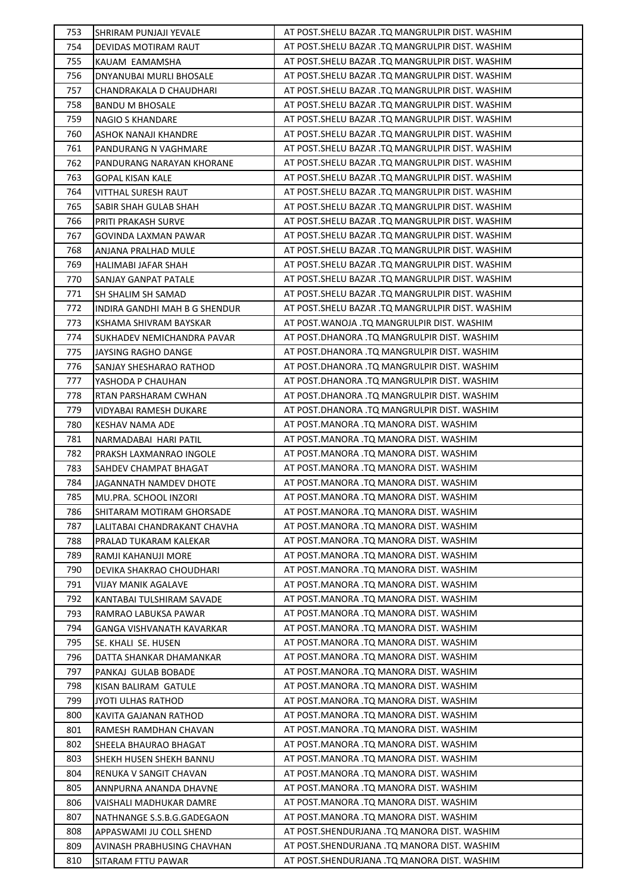| 753 | SHRIRAM PUNJAJI YEVALE | AT POST.SHELU BAZAR .TQ MANGRULPIR DIST. WASHIM |
|---|---|---|
| 754 | DEVIDAS MOTIRAM RAUT | AT POST.SHELU BAZAR .TQ MANGRULPIR DIST. WASHIM |
| 755 | KAUAM EAMAMSHA | AT POST.SHELU BAZAR .TQ MANGRULPIR DIST. WASHIM |
| 756 | DNYANUBAI MURLI BHOSALE | AT POST.SHELU BAZAR .TQ MANGRULPIR DIST. WASHIM |
| 757 | CHANDRAKALA D CHAUDHARI | AT POST.SHELU BAZAR .TQ MANGRULPIR DIST. WASHIM |
| 758 | BANDU M BHOSALE | AT POST.SHELU BAZAR .TQ MANGRULPIR DIST. WASHIM |
| 759 | NAGIO S KHANDARE | AT POST.SHELU BAZAR .TQ MANGRULPIR DIST. WASHIM |
| 760 | ASHOK NANAJI KHANDRE | AT POST.SHELU BAZAR .TQ MANGRULPIR DIST. WASHIM |
| 761 | PANDURANG N VAGHMARE | AT POST.SHELU BAZAR .TQ MANGRULPIR DIST. WASHIM |
| 762 | PANDURANG NARAYAN KHORANE | AT POST.SHELU BAZAR .TQ MANGRULPIR DIST. WASHIM |
| 763 | GOPAL KISAN KALE | AT POST.SHELU BAZAR .TQ MANGRULPIR DIST. WASHIM |
| 764 | VITTHAL SURESH RAUT | AT POST.SHELU BAZAR .TQ MANGRULPIR DIST. WASHIM |
| 765 | SABIR SHAH GULAB SHAH | AT POST.SHELU BAZAR .TQ MANGRULPIR DIST. WASHIM |
| 766 | PRITI PRAKASH SURVE | AT POST.SHELU BAZAR .TQ MANGRULPIR DIST. WASHIM |
| 767 | GOVINDA LAXMAN PAWAR | AT POST.SHELU BAZAR .TQ MANGRULPIR DIST. WASHIM |
| 768 | ANJANA PRALHAD MULE | AT POST.SHELU BAZAR .TQ MANGRULPIR DIST. WASHIM |
| 769 | HALIMABI JAFAR SHAH | AT POST.SHELU BAZAR .TQ MANGRULPIR DIST. WASHIM |
| 770 | SANJAY GANPAT PATALE | AT POST.SHELU BAZAR .TQ MANGRULPIR DIST. WASHIM |
| 771 | SH SHALIM SH SAMAD | AT POST.SHELU BAZAR .TQ MANGRULPIR DIST. WASHIM |
| 772 | INDIRA GANDHI MAH B G SHENDUR | AT POST.SHELU BAZAR .TQ MANGRULPIR DIST. WASHIM |
| 773 | KSHAMA SHIVRAM BAYSKAR | AT POST.WANOJA .TQ MANGRULPIR DIST. WASHIM |
| 774 | SUKHADEV NEMICHANDRA PAVAR | AT POST.DHANORA .TQ MANGRULPIR DIST. WASHIM |
| 775 | JAYSING RAGHO DANGE | AT POST.DHANORA .TQ MANGRULPIR DIST. WASHIM |
| 776 | SANJAY SHESHARAO RATHOD | AT POST.DHANORA .TQ MANGRULPIR DIST. WASHIM |
| 777 | YASHODA P CHAUHAN | AT POST.DHANORA .TQ MANGRULPIR DIST. WASHIM |
| 778 | RTAN PARSHARAM CWHAN | AT POST.DHANORA .TQ MANGRULPIR DIST. WASHIM |
| 779 | VIDYABAI RAMESH DUKARE | AT POST.DHANORA .TQ MANGRULPIR DIST. WASHIM |
| 780 | KESHAV NAMA ADE | AT POST.MANORA .TQ MANORA DIST. WASHIM |
| 781 | NARMADABAI HARI PATIL | AT POST.MANORA .TQ MANORA DIST. WASHIM |
| 782 | PRAKSH LAXMANRAO INGOLE | AT POST.MANORA .TQ MANORA DIST. WASHIM |
| 783 | SAHDEV CHAMPAT BHAGAT | AT POST.MANORA .TQ MANORA DIST. WASHIM |
| 784 | JAGANNATH NAMDEV DHOTE | AT POST.MANORA .TQ MANORA DIST. WASHIM |
| 785 | MU.PRA. SCHOOL INZORI | AT POST.MANORA .TQ MANORA DIST. WASHIM |
| 786 | SHITARAM MOTIRAM GHORSADE | AT POST.MANORA .TQ MANORA DIST. WASHIM |
| 787 | LALITABAI CHANDRAKANT CHAVHA | AT POST.MANORA .TQ MANORA DIST. WASHIM |
| 788 | PRALAD TUKARAM KALEKAR | AT POST.MANORA .TQ MANORA DIST. WASHIM |
| 789 | RAMJI KAHANUJI MORE | AT POST.MANORA .TQ MANORA DIST. WASHIM |
| 790 | DEVIKA SHAKRAO CHOUDHARI | AT POST.MANORA .TQ MANORA DIST. WASHIM |
| 791 | VIJAY MANIK AGALAVE | AT POST.MANORA .TQ MANORA DIST. WASHIM |
| 792 | KANTABAI TULSHIRAM SAVADE | AT POST.MANORA .TQ MANORA DIST. WASHIM |
| 793 | RAMRAO LABUKSA PAWAR | AT POST.MANORA .TQ MANORA DIST. WASHIM |
| 794 | GANGA VISHVANATH KAVARKAR | AT POST.MANORA .TQ MANORA DIST. WASHIM |
| 795 | SE. KHALI SE. HUSEN | AT POST.MANORA .TQ MANORA DIST. WASHIM |
| 796 | DATTA SHANKAR DHAMANKAR | AT POST.MANORA .TQ MANORA DIST. WASHIM |
| 797 | PANKAJ GULAB BOBADE | AT POST.MANORA .TQ MANORA DIST. WASHIM |
| 798 | KISAN BALIRAM GATULE | AT POST.MANORA .TQ MANORA DIST. WASHIM |
| 799 | JYOTI ULHAS RATHOD | AT POST.MANORA .TQ MANORA DIST. WASHIM |
| 800 | KAVITA GAJANAN RATHOD | AT POST.MANORA .TQ MANORA DIST. WASHIM |
| 801 | RAMESH RAMDHAN CHAVAN | AT POST.MANORA .TQ MANORA DIST. WASHIM |
| 802 | SHEELA BHAURAO BHAGAT | AT POST.MANORA .TQ MANORA DIST. WASHIM |
| 803 | SHEKH HUSEN SHEKH BANNU | AT POST.MANORA .TQ MANORA DIST. WASHIM |
| 804 | RENUKA V SANGIT CHAVAN | AT POST.MANORA .TQ MANORA DIST. WASHIM |
| 805 | ANNPURNA ANANDA DHAVNE | AT POST.MANORA .TQ MANORA DIST. WASHIM |
| 806 | VAISHALI MADHUKAR DAMRE | AT POST.MANORA .TQ MANORA DIST. WASHIM |
| 807 | NATHNANGE S.S.B.G.GADEGAON | AT POST.MANORA .TQ MANORA DIST. WASHIM |
| 808 | APPASWAMI JU COLL SHEND | AT POST.SHENDURJANA .TQ MANORA DIST. WASHIM |
| 809 | AVINASH PRABHUSING CHAVHAN | AT POST.SHENDURJANA .TQ MANORA DIST. WASHIM |
| 810 | SITARAM FTTU PAWAR | AT POST.SHENDURJANA .TQ MANORA DIST. WASHIM |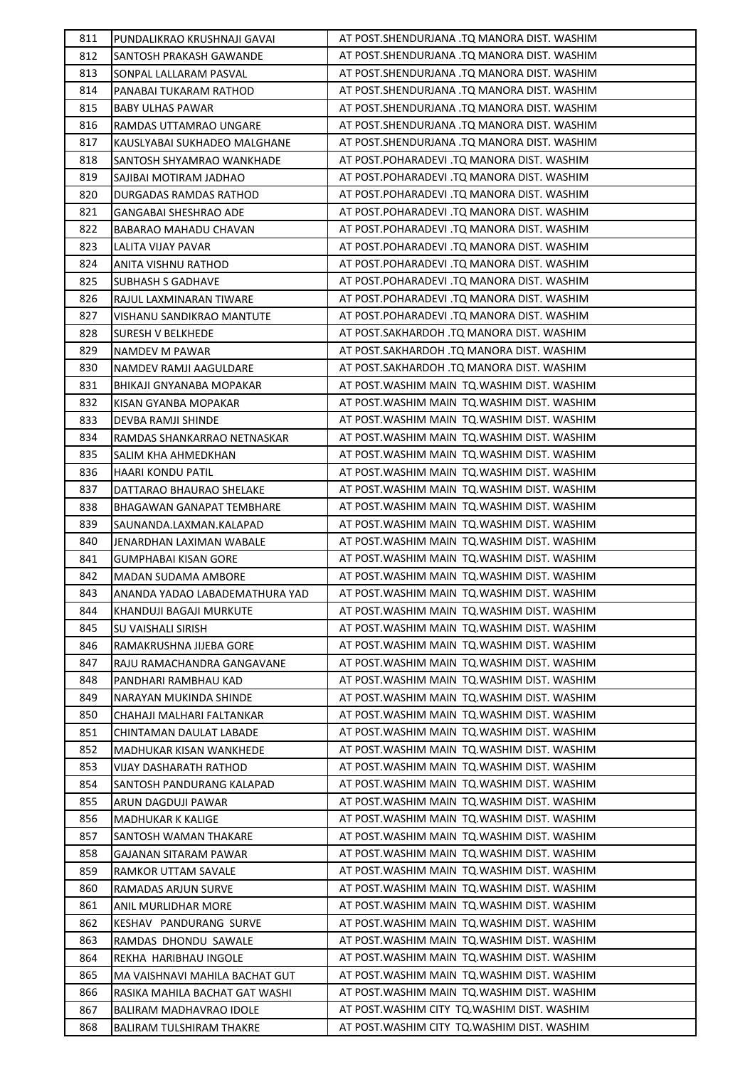| | | |
|---|---|---|
| 811 | PUNDALIKRAO KRUSHNAJI GAVAI | AT POST.SHENDURJANA .TQ MANORA DIST. WASHIM |
| 812 | SANTOSH PRAKASH GAWANDE | AT POST.SHENDURJANA .TQ MANORA DIST. WASHIM |
| 813 | SONPAL LALLARAM PASVAL | AT POST.SHENDURJANA .TQ MANORA DIST. WASHIM |
| 814 | PANABAI TUKARAM RATHOD | AT POST.SHENDURJANA .TQ MANORA DIST. WASHIM |
| 815 | BABY ULHAS PAWAR | AT POST.SHENDURJANA .TQ MANORA DIST. WASHIM |
| 816 | RAMDAS UTTAMRAO UNGARE | AT POST.SHENDURJANA .TQ MANORA DIST. WASHIM |
| 817 | KAUSLYABAI SUKHADEO MALGHANE | AT POST.SHENDURJANA .TQ MANORA DIST. WASHIM |
| 818 | SANTOSH SHYAMRAO WANKHADE | AT POST.POHARADEVI .TQ MANORA DIST. WASHIM |
| 819 | SAJIBAI MOTIRAM JADHAO | AT POST.POHARADEVI .TQ MANORA DIST. WASHIM |
| 820 | DURGADAS RAMDAS RATHOD | AT POST.POHARADEVI .TQ MANORA DIST. WASHIM |
| 821 | GANGABAI SHESHRAO ADE | AT POST.POHARADEVI .TQ MANORA DIST. WASHIM |
| 822 | BABARAO MAHADU CHAVAN | AT POST.POHARADEVI .TQ MANORA DIST. WASHIM |
| 823 | LALITA VIJAY PAVAR | AT POST.POHARADEVI .TQ MANORA DIST. WASHIM |
| 824 | ANITA VISHNU RATHOD | AT POST.POHARADEVI .TQ MANORA DIST. WASHIM |
| 825 | SUBHASH S GADHAVE | AT POST.POHARADEVI .TQ MANORA DIST. WASHIM |
| 826 | RAJUL LAXMINARAN TIWARE | AT POST.POHARADEVI .TQ MANORA DIST. WASHIM |
| 827 | VISHANU SANDIKRAO MANTUTE | AT POST.POHARADEVI .TQ MANORA DIST. WASHIM |
| 828 | SURESH V BELKHEDE | AT POST.SAKHARDOH .TQ MANORA DIST. WASHIM |
| 829 | NAMDEV M PAWAR | AT POST.SAKHARDOH .TQ MANORA DIST. WASHIM |
| 830 | NAMDEV RAMJI AAGULDARE | AT POST.SAKHARDOH .TQ MANORA DIST. WASHIM |
| 831 | BHIKAJI GNYANABA MOPAKAR | AT POST.WASHIM MAIN TQ.WASHIM DIST. WASHIM |
| 832 | KISAN GYANBA MOPAKAR | AT POST.WASHIM MAIN TQ.WASHIM DIST. WASHIM |
| 833 | DEVBA RAMJI SHINDE | AT POST.WASHIM MAIN TQ.WASHIM DIST. WASHIM |
| 834 | RAMDAS SHANKARRAO NETNASKAR | AT POST.WASHIM MAIN TQ.WASHIM DIST. WASHIM |
| 835 | SALIM KHA AHMEDKHAN | AT POST.WASHIM MAIN TQ.WASHIM DIST. WASHIM |
| 836 | HAARI KONDU PATIL | AT POST.WASHIM MAIN TQ.WASHIM DIST. WASHIM |
| 837 | DATTARAO BHAURAO SHELAKE | AT POST.WASHIM MAIN TQ.WASHIM DIST. WASHIM |
| 838 | BHAGAWAN GANAPAT TEMBHARE | AT POST.WASHIM MAIN TQ.WASHIM DIST. WASHIM |
| 839 | SAUNANDA.LAXMAN.KALAPAD | AT POST.WASHIM MAIN TQ.WASHIM DIST. WASHIM |
| 840 | JENARDHAN LAXIMAN WABALE | AT POST.WASHIM MAIN TQ.WASHIM DIST. WASHIM |
| 841 | GUMPHABAI KISAN GORE | AT POST.WASHIM MAIN TQ.WASHIM DIST. WASHIM |
| 842 | MADAN SUDAMA AMBORE | AT POST.WASHIM MAIN TQ.WASHIM DIST. WASHIM |
| 843 | ANANDA YADAO LABADEMATHURA YAD | AT POST.WASHIM MAIN TQ.WASHIM DIST. WASHIM |
| 844 | KHANDUJI BAGAJI MURKUTE | AT POST.WASHIM MAIN TQ.WASHIM DIST. WASHIM |
| 845 | SU VAISHALI SIRISH | AT POST.WASHIM MAIN TQ.WASHIM DIST. WASHIM |
| 846 | RAMAKRUSHNA JIJEBA GORE | AT POST.WASHIM MAIN TQ.WASHIM DIST. WASHIM |
| 847 | RAJU RAMACHANDRA GANGAVANE | AT POST.WASHIM MAIN TQ.WASHIM DIST. WASHIM |
| 848 | PANDHARI RAMBHAU KAD | AT POST.WASHIM MAIN TQ.WASHIM DIST. WASHIM |
| 849 | NARAYAN MUKINDA SHINDE | AT POST.WASHIM MAIN TQ.WASHIM DIST. WASHIM |
| 850 | CHAHAJI MALHARI FALTANKAR | AT POST.WASHIM MAIN TQ.WASHIM DIST. WASHIM |
| 851 | CHINTAMAN DAULAT LABADE | AT POST.WASHIM MAIN TQ.WASHIM DIST. WASHIM |
| 852 | MADHUKAR KISAN WANKHEDE | AT POST.WASHIM MAIN TQ.WASHIM DIST. WASHIM |
| 853 | VIJAY DASHARATH RATHOD | AT POST.WASHIM MAIN TQ.WASHIM DIST. WASHIM |
| 854 | SANTOSH PANDURANG KALAPAD | AT POST.WASHIM MAIN TQ.WASHIM DIST. WASHIM |
| 855 | ARUN DAGDUJI PAWAR | AT POST.WASHIM MAIN TQ.WASHIM DIST. WASHIM |
| 856 | MADHUKAR K KALIGE | AT POST.WASHIM MAIN TQ.WASHIM DIST. WASHIM |
| 857 | SANTOSH WAMAN THAKARE | AT POST.WASHIM MAIN TQ.WASHIM DIST. WASHIM |
| 858 | GAJANAN SITARAM PAWAR | AT POST.WASHIM MAIN TQ.WASHIM DIST. WASHIM |
| 859 | RAMKOR UTTAM SAVALE | AT POST.WASHIM MAIN TQ.WASHIM DIST. WASHIM |
| 860 | RAMADAS ARJUN SURVE | AT POST.WASHIM MAIN TQ.WASHIM DIST. WASHIM |
| 861 | ANIL MURLIDHAR MORE | AT POST.WASHIM MAIN TQ.WASHIM DIST. WASHIM |
| 862 | KESHAV PANDURANG SURVE | AT POST.WASHIM MAIN TQ.WASHIM DIST. WASHIM |
| 863 | RAMDAS DHONDU SAWALE | AT POST.WASHIM MAIN TQ.WASHIM DIST. WASHIM |
| 864 | REKHA HARIBHAU INGOLE | AT POST.WASHIM MAIN TQ.WASHIM DIST. WASHIM |
| 865 | MA VAISHNAVI MAHILA BACHAT GUT | AT POST.WASHIM MAIN TQ.WASHIM DIST. WASHIM |
| 866 | RASIKA MAHILA BACHAT GAT WASHI | AT POST.WASHIM MAIN TQ.WASHIM DIST. WASHIM |
| 867 | BALIRAM MADHAVRAO IDOLE | AT POST.WASHIM CITY TQ.WASHIM DIST. WASHIM |
| 868 | BALIRAM TULSHIRAM THAKRE | AT POST.WASHIM CITY TQ.WASHIM DIST. WASHIM |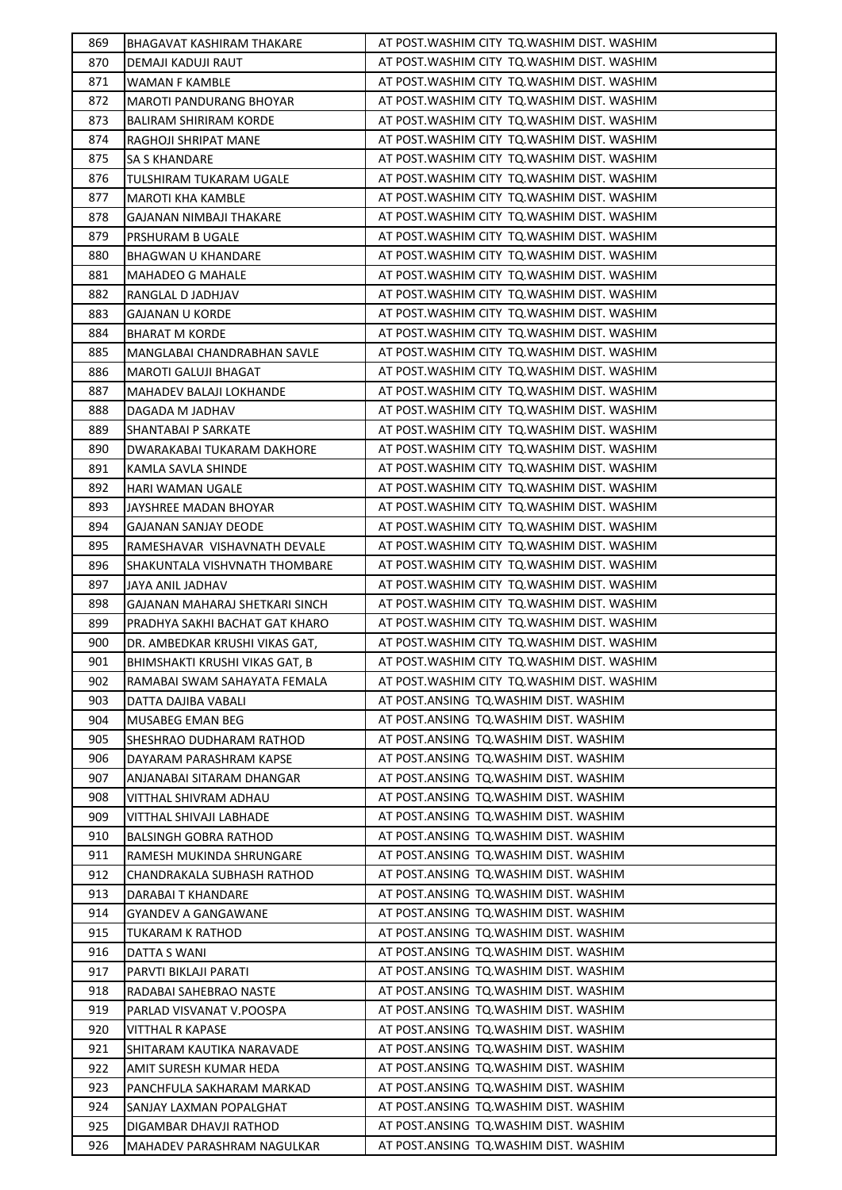| 869 | BHAGAVAT KASHIRAM THAKARE | AT POST.WASHIM CITY TQ.WASHIM DIST. WASHIM |
|---|---|---|
| 870 | DEMAJI KADUJI RAUT | AT POST.WASHIM CITY TQ.WASHIM DIST. WASHIM |
| 871 | WAMAN F KAMBLE | AT POST.WASHIM CITY TQ.WASHIM DIST. WASHIM |
| 872 | MAROTI PANDURANG BHOYAR | AT POST.WASHIM CITY TQ.WASHIM DIST. WASHIM |
| 873 | BALIRAM SHIRIRAM KORDE | AT POST.WASHIM CITY TQ.WASHIM DIST. WASHIM |
| 874 | RAGHOJI SHRIPAT MANE | AT POST.WASHIM CITY TQ.WASHIM DIST. WASHIM |
| 875 | SA S KHANDARE | AT POST.WASHIM CITY TQ.WASHIM DIST. WASHIM |
| 876 | TULSHIRAM TUKARAM UGALE | AT POST.WASHIM CITY TQ.WASHIM DIST. WASHIM |
| 877 | MAROTI KHA KAMBLE | AT POST.WASHIM CITY TQ.WASHIM DIST. WASHIM |
| 878 | GAJANAN NIMBAJI THAKARE | AT POST.WASHIM CITY TQ.WASHIM DIST. WASHIM |
| 879 | PRSHURAM B UGALE | AT POST.WASHIM CITY TQ.WASHIM DIST. WASHIM |
| 880 | BHAGWAN U KHANDARE | AT POST.WASHIM CITY TQ.WASHIM DIST. WASHIM |
| 881 | MAHADEO G MAHALE | AT POST.WASHIM CITY TQ.WASHIM DIST. WASHIM |
| 882 | RANGLAL D JADHJAV | AT POST.WASHIM CITY TQ.WASHIM DIST. WASHIM |
| 883 | GAJANAN U KORDE | AT POST.WASHIM CITY TQ.WASHIM DIST. WASHIM |
| 884 | BHARAT M KORDE | AT POST.WASHIM CITY TQ.WASHIM DIST. WASHIM |
| 885 | MANGLABAI CHANDRABHAN SAVLE | AT POST.WASHIM CITY TQ.WASHIM DIST. WASHIM |
| 886 | MAROTI GALUJI BHAGAT | AT POST.WASHIM CITY TQ.WASHIM DIST. WASHIM |
| 887 | MAHADEV BALAJI LOKHANDE | AT POST.WASHIM CITY TQ.WASHIM DIST. WASHIM |
| 888 | DAGADA M JADHAV | AT POST.WASHIM CITY TQ.WASHIM DIST. WASHIM |
| 889 | SHANTABAI P SARKATE | AT POST.WASHIM CITY TQ.WASHIM DIST. WASHIM |
| 890 | DWARAKABAI TUKARAM DAKHORE | AT POST.WASHIM CITY TQ.WASHIM DIST. WASHIM |
| 891 | KAMLA SAVLA SHINDE | AT POST.WASHIM CITY TQ.WASHIM DIST. WASHIM |
| 892 | HARI WAMAN UGALE | AT POST.WASHIM CITY TQ.WASHIM DIST. WASHIM |
| 893 | JAYSHREE MADAN BHOYAR | AT POST.WASHIM CITY TQ.WASHIM DIST. WASHIM |
| 894 | GAJANAN SANJAY DEODE | AT POST.WASHIM CITY TQ.WASHIM DIST. WASHIM |
| 895 | RAMESHAVAR VISHAVNATH DEVALE | AT POST.WASHIM CITY TQ.WASHIM DIST. WASHIM |
| 896 | SHAKUNTALA VISHVNATH THOMBARE | AT POST.WASHIM CITY TQ.WASHIM DIST. WASHIM |
| 897 | JAYA ANIL JADHAV | AT POST.WASHIM CITY TQ.WASHIM DIST. WASHIM |
| 898 | GAJANAN MAHARAJ SHETKARI SINCH | AT POST.WASHIM CITY TQ.WASHIM DIST. WASHIM |
| 899 | PRADHYA SAKHI BACHAT GAT KHARO | AT POST.WASHIM CITY TQ.WASHIM DIST. WASHIM |
| 900 | DR. AMBEDKAR KRUSHI VIKAS GAT, | AT POST.WASHIM CITY TQ.WASHIM DIST. WASHIM |
| 901 | BHIMSHAKTI KRUSHI VIKAS GAT, B | AT POST.WASHIM CITY TQ.WASHIM DIST. WASHIM |
| 902 | RAMABAI SWAM SAHAYATA FEMALA | AT POST.WASHIM CITY TQ.WASHIM DIST. WASHIM |
| 903 | DATTA DAJIBA VABALI | AT POST.ANSING TQ.WASHIM DIST. WASHIM |
| 904 | MUSABEG EMAN BEG | AT POST.ANSING TQ.WASHIM DIST. WASHIM |
| 905 | SHESHRAO DUDHARAM RATHOD | AT POST.ANSING TQ.WASHIM DIST. WASHIM |
| 906 | DAYARAM PARASHRAM KAPSE | AT POST.ANSING TQ.WASHIM DIST. WASHIM |
| 907 | ANJANABAI SITARAM DHANGAR | AT POST.ANSING TQ.WASHIM DIST. WASHIM |
| 908 | VITTHAL SHIVRAM ADHAU | AT POST.ANSING TQ.WASHIM DIST. WASHIM |
| 909 | VITTHAL SHIVAJI LABHADE | AT POST.ANSING TQ.WASHIM DIST. WASHIM |
| 910 | BALSINGH GOBRA RATHOD | AT POST.ANSING TQ.WASHIM DIST. WASHIM |
| 911 | RAMESH MUKINDA SHRUNGARE | AT POST.ANSING TQ.WASHIM DIST. WASHIM |
| 912 | CHANDRAKALA SUBHASH RATHOD | AT POST.ANSING TQ.WASHIM DIST. WASHIM |
| 913 | DARABAI T KHANDARE | AT POST.ANSING TQ.WASHIM DIST. WASHIM |
| 914 | GYANDEV A GANGAWANE | AT POST.ANSING TQ.WASHIM DIST. WASHIM |
| 915 | TUKARAM K RATHOD | AT POST.ANSING TQ.WASHIM DIST. WASHIM |
| 916 | DATTA S WANI | AT POST.ANSING TQ.WASHIM DIST. WASHIM |
| 917 | PARVTI BIKLAJI PARATI | AT POST.ANSING TQ.WASHIM DIST. WASHIM |
| 918 | RADABAI SAHEBRAO NASTE | AT POST.ANSING TQ.WASHIM DIST. WASHIM |
| 919 | PARLAD VISVANAT V.POOSPA | AT POST.ANSING TQ.WASHIM DIST. WASHIM |
| 920 | VITTHAL R KAPASE | AT POST.ANSING TQ.WASHIM DIST. WASHIM |
| 921 | SHITARAM KAUTIKA NARAVADE | AT POST.ANSING TQ.WASHIM DIST. WASHIM |
| 922 | AMIT SURESH KUMAR HEDA | AT POST.ANSING TQ.WASHIM DIST. WASHIM |
| 923 | PANCHFULA SAKHARAM MARKAD | AT POST.ANSING TQ.WASHIM DIST. WASHIM |
| 924 | SANJAY LAXMAN POPALGHAT | AT POST.ANSING TQ.WASHIM DIST. WASHIM |
| 925 | DIGAMBAR DHAVJI RATHOD | AT POST.ANSING TQ.WASHIM DIST. WASHIM |
| 926 | MAHADEV PARASHRAM NAGULKAR | AT POST.ANSING TQ.WASHIM DIST. WASHIM |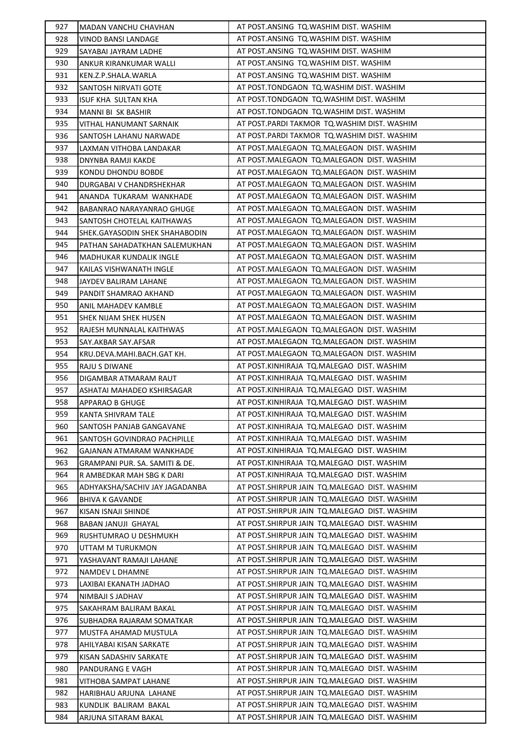| | | |
|---|---|---|
| 927 | MADAN VANCHU CHAVHAN | AT POST.ANSING TQ.WASHIM DIST. WASHIM |
| 928 | VINOD BANSI LANDAGE | AT POST.ANSING TQ.WASHIM DIST. WASHIM |
| 929 | SAYABAI JAYRAM LADHE | AT POST.ANSING TQ.WASHIM DIST. WASHIM |
| 930 | ANKUR KIRANKUMAR WALLI | AT POST.ANSING TQ.WASHIM DIST. WASHIM |
| 931 | KEN.Z.P.SHALA.WARLA | AT POST.ANSING TQ.WASHIM DIST. WASHIM |
| 932 | SANTOSH NIRVATI GOTE | AT POST.TONDGAON TQ.WASHIM DIST. WASHIM |
| 933 | ISUF KHA SULTAN KHA | AT POST.TONDGAON TQ.WASHIM DIST. WASHIM |
| 934 | MANNI BI SK BASHIR | AT POST.TONDGAON TQ.WASHIM DIST. WASHIM |
| 935 | VITHAL HANUMANT SARNAIK | AT POST.PARDI TAKMOR TQ.WASHIM DIST. WASHIM |
| 936 | SANTOSH LAHANU NARWADE | AT POST.PARDI TAKMOR TQ.WASHIM DIST. WASHIM |
| 937 | LAXMAN VITHOBA LANDAKAR | AT POST.MALEGAON TQ.MALEGAON DIST. WASHIM |
| 938 | DNYNBA RAMJI KAKDE | AT POST.MALEGAON TQ.MALEGAON DIST. WASHIM |
| 939 | KONDU DHONDU BOBDE | AT POST.MALEGAON TQ.MALEGAON DIST. WASHIM |
| 940 | DURGABAI V CHANDRSHEKHAR | AT POST.MALEGAON TQ.MALEGAON DIST. WASHIM |
| 941 | ANANDA TUKARAM WANKHADE | AT POST.MALEGAON TQ.MALEGAON DIST. WASHIM |
| 942 | BABANRAO NARAYANRAO GHUGE | AT POST.MALEGAON TQ.MALEGAON DIST. WASHIM |
| 943 | SANTOSH CHOTELAL KAITHAWAS | AT POST.MALEGAON TQ.MALEGAON DIST. WASHIM |
| 944 | SHEK.GAYASODIN SHEK SHAHABODIN | AT POST.MALEGAON TQ.MALEGAON DIST. WASHIM |
| 945 | PATHAN SAHADATKHAN SALEMUKHAN | AT POST.MALEGAON TQ.MALEGAON DIST. WASHIM |
| 946 | MADHUKAR KUNDALIK INGLE | AT POST.MALEGAON TQ.MALEGAON DIST. WASHIM |
| 947 | KAILAS VISHWANATH INGLE | AT POST.MALEGAON TQ.MALEGAON DIST. WASHIM |
| 948 | JAYDEV BALIRAM LAHANE | AT POST.MALEGAON TQ.MALEGAON DIST. WASHIM |
| 949 | PANDIT SHAMRAO AKHAND | AT POST.MALEGAON TQ.MALEGAON DIST. WASHIM |
| 950 | ANIL MAHADEV KAMBLE | AT POST.MALEGAON TQ.MALEGAON DIST. WASHIM |
| 951 | SHEK NIJAM SHEK HUSEN | AT POST.MALEGAON TQ.MALEGAON DIST. WASHIM |
| 952 | RAJESH MUNNALAL KAITHWAS | AT POST.MALEGAON TQ.MALEGAON DIST. WASHIM |
| 953 | SAY.AKBAR SAY.AFSAR | AT POST.MALEGAON TQ.MALEGAON DIST. WASHIM |
| 954 | KRU.DEVA.MAHI.BACH.GAT KH. | AT POST.MALEGAON TQ.MALEGAON DIST. WASHIM |
| 955 | RAJU S DIWANE | AT POST.KINHIRAJA TQ.MALEGAO DIST. WASHIM |
| 956 | DIGAMBAR ATMARAM RAUT | AT POST.KINHIRAJA TQ.MALEGAO DIST. WASHIM |
| 957 | ASHATAI MAHADEO KSHIRSAGAR | AT POST.KINHIRAJA TQ.MALEGAO DIST. WASHIM |
| 958 | APPARAO B GHUGE | AT POST.KINHIRAJA TQ.MALEGAO DIST. WASHIM |
| 959 | KANTA SHIVRAM TALE | AT POST.KINHIRAJA TQ.MALEGAO DIST. WASHIM |
| 960 | SANTOSH PANJAB GANGAVANE | AT POST.KINHIRAJA TQ.MALEGAO DIST. WASHIM |
| 961 | SANTOSH GOVINDRAO PACHPILLE | AT POST.KINHIRAJA TQ.MALEGAO DIST. WASHIM |
| 962 | GAJANAN ATMARAM WANKHADE | AT POST.KINHIRAJA TQ.MALEGAO DIST. WASHIM |
| 963 | GRAMPANI PUR. SA. SAMITI & DE. | AT POST.KINHIRAJA TQ.MALEGAO DIST. WASHIM |
| 964 | R AMBEDKAR MAH SBG K DARI | AT POST.KINHIRAJA TQ.MALEGAO DIST. WASHIM |
| 965 | ADHYAKSHA/SACHIV JAY JAGADANBA | AT POST.SHIRPUR JAIN TQ.MALEGAO DIST. WASHIM |
| 966 | BHIVA K GAVANDE | AT POST.SHIRPUR JAIN TQ.MALEGAO DIST. WASHIM |
| 967 | KISAN ISNAJI SHINDE | AT POST.SHIRPUR JAIN TQ.MALEGAO DIST. WASHIM |
| 968 | BABAN JANUJI GHAYAL | AT POST.SHIRPUR JAIN TQ.MALEGAO DIST. WASHIM |
| 969 | RUSHTUMRAO U DESHMUKH | AT POST.SHIRPUR JAIN TQ.MALEGAO DIST. WASHIM |
| 970 | UTTAM M TURUKMON | AT POST.SHIRPUR JAIN TQ.MALEGAO DIST. WASHIM |
| 971 | YASHAVANT RAMAJI LAHANE | AT POST.SHIRPUR JAIN TQ.MALEGAO DIST. WASHIM |
| 972 | NAMDEV L DHAMNE | AT POST.SHIRPUR JAIN TQ.MALEGAO DIST. WASHIM |
| 973 | LAXIBAI EKANATH JADHAO | AT POST.SHIRPUR JAIN TQ.MALEGAO DIST. WASHIM |
| 974 | NIMBAJI S JADHAV | AT POST.SHIRPUR JAIN TQ.MALEGAO DIST. WASHIM |
| 975 | SAKAHRAM BALIRAM BAKAL | AT POST.SHIRPUR JAIN TQ.MALEGAO DIST. WASHIM |
| 976 | SUBHADRA RAJARAM SOMATKAR | AT POST.SHIRPUR JAIN TQ.MALEGAO DIST. WASHIM |
| 977 | MUSTFA AHAMAD MUSTULA | AT POST.SHIRPUR JAIN TQ.MALEGAO DIST. WASHIM |
| 978 | AHILYABAI KISAN SARKATE | AT POST.SHIRPUR JAIN TQ.MALEGAO DIST. WASHIM |
| 979 | KISAN SADASHIV SARKATE | AT POST.SHIRPUR JAIN TQ.MALEGAO DIST. WASHIM |
| 980 | PANDURANG E VAGH | AT POST.SHIRPUR JAIN TQ.MALEGAO DIST. WASHIM |
| 981 | VITHOBA SAMPAT LAHANE | AT POST.SHIRPUR JAIN TQ.MALEGAO DIST. WASHIM |
| 982 | HARIBHAU ARJUNA LAHANE | AT POST.SHIRPUR JAIN TQ.MALEGAO DIST. WASHIM |
| 983 | KUNDLIK BALIRAM BAKAL | AT POST.SHIRPUR JAIN TQ.MALEGAO DIST. WASHIM |
| 984 | ARJUNA SITARAM BAKAL | AT POST.SHIRPUR JAIN TQ.MALEGAO DIST. WASHIM |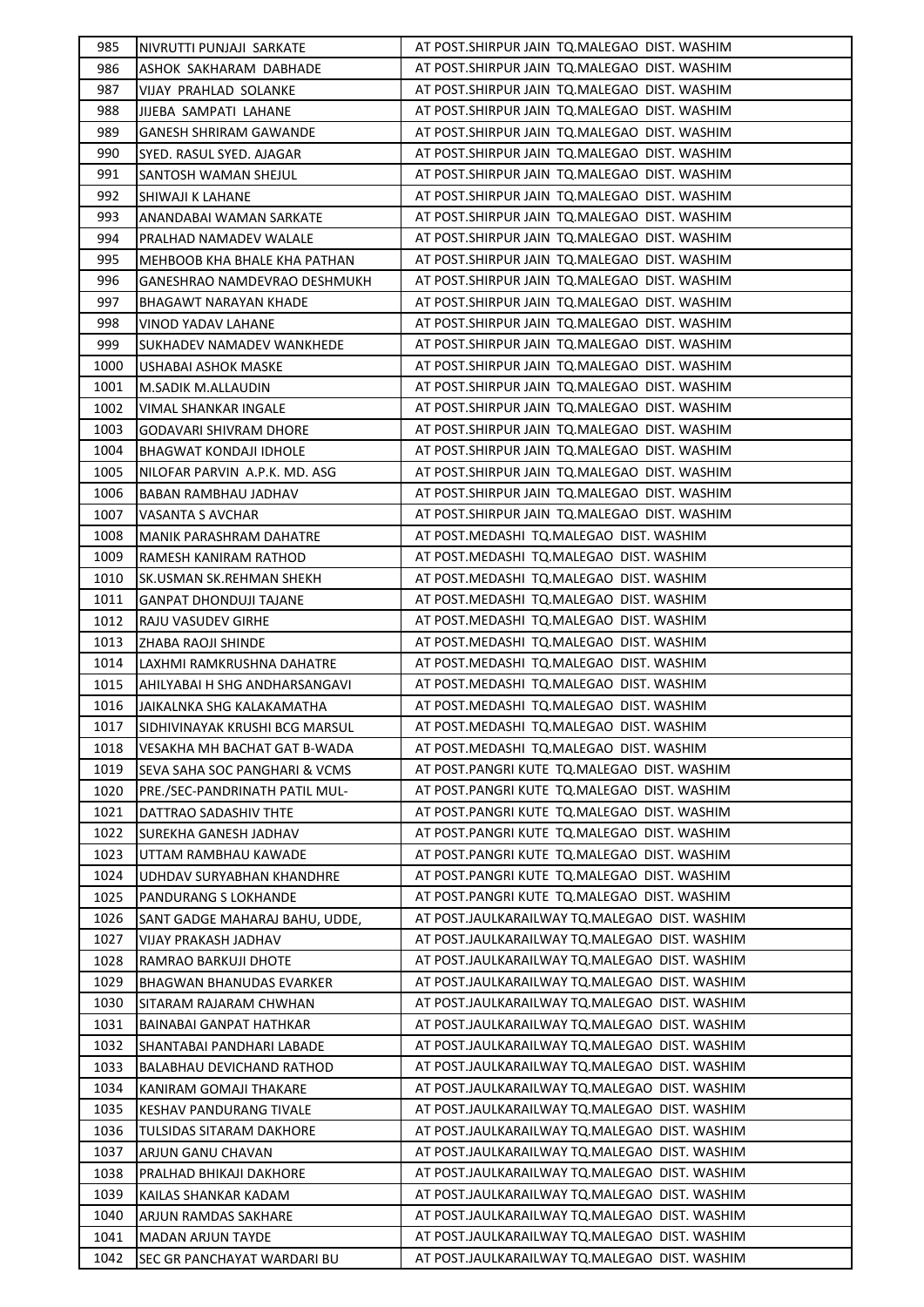| | | |
|---|---|---|
| 985 | NIVRUTTI PUNJAJI SARKATE | AT POST.SHIRPUR JAIN TQ.MALEGAO DIST. WASHIM |
| 986 | ASHOK SAKHARAM DABHADE | AT POST.SHIRPUR JAIN TQ.MALEGAO DIST. WASHIM |
| 987 | VIJAY PRAHLAD SOLANKE | AT POST.SHIRPUR JAIN TQ.MALEGAO DIST. WASHIM |
| 988 | JIJEBA SAMPATI LAHANE | AT POST.SHIRPUR JAIN TQ.MALEGAO DIST. WASHIM |
| 989 | GANESH SHRIRAM GAWANDE | AT POST.SHIRPUR JAIN TQ.MALEGAO DIST. WASHIM |
| 990 | SYED. RASUL SYED. AJAGAR | AT POST.SHIRPUR JAIN TQ.MALEGAO DIST. WASHIM |
| 991 | SANTOSH WAMAN SHEJUL | AT POST.SHIRPUR JAIN TQ.MALEGAO DIST. WASHIM |
| 992 | SHIWAJI K LAHANE | AT POST.SHIRPUR JAIN TQ.MALEGAO DIST. WASHIM |
| 993 | ANANDABAI WAMAN SARKATE | AT POST.SHIRPUR JAIN TQ.MALEGAO DIST. WASHIM |
| 994 | PRALHAD NAMADEV WALALE | AT POST.SHIRPUR JAIN TQ.MALEGAO DIST. WASHIM |
| 995 | MEHBOOB KHA BHALE KHA PATHAN | AT POST.SHIRPUR JAIN TQ.MALEGAO DIST. WASHIM |
| 996 | GANESHRAO NAMDEVRAO DESHMUKH | AT POST.SHIRPUR JAIN TQ.MALEGAO DIST. WASHIM |
| 997 | BHAGAWT NARAYAN KHADE | AT POST.SHIRPUR JAIN TQ.MALEGAO DIST. WASHIM |
| 998 | VINOD YADAV LAHANE | AT POST.SHIRPUR JAIN TQ.MALEGAO DIST. WASHIM |
| 999 | SUKHADEV NAMADEV WANKHEDE | AT POST.SHIRPUR JAIN TQ.MALEGAO DIST. WASHIM |
| 1000 | USHABAI ASHOK MASKE | AT POST.SHIRPUR JAIN TQ.MALEGAO DIST. WASHIM |
| 1001 | M.SADIK M.ALLAUDIN | AT POST.SHIRPUR JAIN TQ.MALEGAO DIST. WASHIM |
| 1002 | VIMAL SHANKAR INGALE | AT POST.SHIRPUR JAIN TQ.MALEGAO DIST. WASHIM |
| 1003 | GODAVARI SHIVRAM DHORE | AT POST.SHIRPUR JAIN TQ.MALEGAO DIST. WASHIM |
| 1004 | BHAGWAT KONDAJI IDHOLE | AT POST.SHIRPUR JAIN TQ.MALEGAO DIST. WASHIM |
| 1005 | NILOFAR PARVIN A.P.K. MD. ASG | AT POST.SHIRPUR JAIN TQ.MALEGAO DIST. WASHIM |
| 1006 | BABAN RAMBHAU JADHAV | AT POST.SHIRPUR JAIN TQ.MALEGAO DIST. WASHIM |
| 1007 | VASANTA S AVCHAR | AT POST.SHIRPUR JAIN TQ.MALEGAO DIST. WASHIM |
| 1008 | MANIK PARASHRAM DAHATRE | AT POST.MEDASHI TQ.MALEGAO DIST. WASHIM |
| 1009 | RAMESH KANIRAM RATHOD | AT POST.MEDASHI TQ.MALEGAO DIST. WASHIM |
| 1010 | SK.USMAN SK.REHMAN SHEKH | AT POST.MEDASHI TQ.MALEGAO DIST. WASHIM |
| 1011 | GANPAT DHONDUJI TAJANE | AT POST.MEDASHI TQ.MALEGAO DIST. WASHIM |
| 1012 | RAJU VASUDEV GIRHE | AT POST.MEDASHI TQ.MALEGAO DIST. WASHIM |
| 1013 | ZHABA RAOJI SHINDE | AT POST.MEDASHI TQ.MALEGAO DIST. WASHIM |
| 1014 | LAXHMI RAMKRUSHNA DAHATRE | AT POST.MEDASHI TQ.MALEGAO DIST. WASHIM |
| 1015 | AHILYABAI H SHG ANDHARSANGAVI | AT POST.MEDASHI TQ.MALEGAO DIST. WASHIM |
| 1016 | JAIKALNKA SHG KALAKAMATHA | AT POST.MEDASHI TQ.MALEGAO DIST. WASHIM |
| 1017 | SIDHIVINAYAK KRUSHI BCG MARSUL | AT POST.MEDASHI TQ.MALEGAO DIST. WASHIM |
| 1018 | VESAKHA MH BACHAT GAT B-WADA | AT POST.MEDASHI TQ.MALEGAO DIST. WASHIM |
| 1019 | SEVA SAHA SOC PANGHARI & VCMS | AT POST.PANGRI KUTE TQ.MALEGAO DIST. WASHIM |
| 1020 | PRE./SEC-PANDRINATH PATIL MUL- | AT POST.PANGRI KUTE TQ.MALEGAO DIST. WASHIM |
| 1021 | DATTRAO SADASHIV THTE | AT POST.PANGRI KUTE TQ.MALEGAO DIST. WASHIM |
| 1022 | SUREKHA GANESH JADHAV | AT POST.PANGRI KUTE TQ.MALEGAO DIST. WASHIM |
| 1023 | UTTAM RAMBHAU KAWADE | AT POST.PANGRI KUTE TQ.MALEGAO DIST. WASHIM |
| 1024 | UDHDAV SURYABHAN KHANDHRE | AT POST.PANGRI KUTE TQ.MALEGAO DIST. WASHIM |
| 1025 | PANDURANG S LOKHANDE | AT POST.PANGRI KUTE TQ.MALEGAO DIST. WASHIM |
| 1026 | SANT GADGE MAHARAJ BAHU, UDDE, | AT POST.JAULKARAILWAY TQ.MALEGAO DIST. WASHIM |
| 1027 | VIJAY PRAKASH JADHAV | AT POST.JAULKARAILWAY TQ.MALEGAO DIST. WASHIM |
| 1028 | RAMRAO BARKUJI DHOTE | AT POST.JAULKARAILWAY TQ.MALEGAO DIST. WASHIM |
| 1029 | BHAGWAN BHANUDAS EVARKER | AT POST.JAULKARAILWAY TQ.MALEGAO DIST. WASHIM |
| 1030 | SITARAM RAJARAM CHWHAN | AT POST.JAULKARAILWAY TQ.MALEGAO DIST. WASHIM |
| 1031 | BAINABAI GANPAT HATHKAR | AT POST.JAULKARAILWAY TQ.MALEGAO DIST. WASHIM |
| 1032 | SHANTABAI PANDHARI LABADE | AT POST.JAULKARAILWAY TQ.MALEGAO DIST. WASHIM |
| 1033 | BALABHAU DEVICHAND RATHOD | AT POST.JAULKARAILWAY TQ.MALEGAO DIST. WASHIM |
| 1034 | KANIRAM GOMAJI THAKARE | AT POST.JAULKARAILWAY TQ.MALEGAO DIST. WASHIM |
| 1035 | KESHAV PANDURANG TIVALE | AT POST.JAULKARAILWAY TQ.MALEGAO DIST. WASHIM |
| 1036 | TULSIDAS SITARAM DAKHORE | AT POST.JAULKARAILWAY TQ.MALEGAO DIST. WASHIM |
| 1037 | ARJUN GANU CHAVAN | AT POST.JAULKARAILWAY TQ.MALEGAO DIST. WASHIM |
| 1038 | PRALHAD BHIKAJI DAKHORE | AT POST.JAULKARAILWAY TQ.MALEGAO DIST. WASHIM |
| 1039 | KAILAS SHANKAR KADAM | AT POST.JAULKARAILWAY TQ.MALEGAO DIST. WASHIM |
| 1040 | ARJUN RAMDAS SAKHARE | AT POST.JAULKARAILWAY TQ.MALEGAO DIST. WASHIM |
| 1041 | MADAN ARJUN TAYDE | AT POST.JAULKARAILWAY TQ.MALEGAO DIST. WASHIM |
| 1042 | SEC GR PANCHAYAT WARDARI BU | AT POST.JAULKARAILWAY TQ.MALEGAO DIST. WASHIM |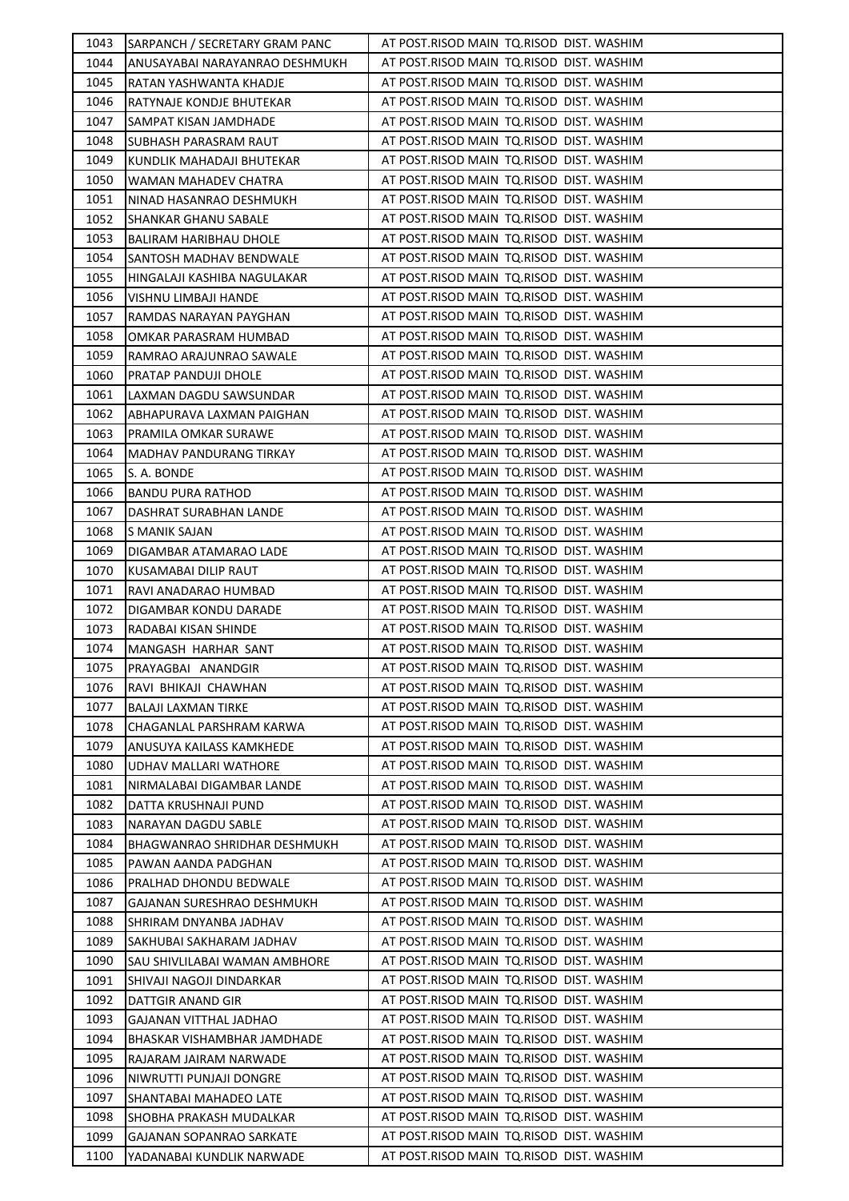| 1043 | SARPANCH / SECRETARY GRAM PANC | AT POST.RISOD MAIN TQ.RISOD DIST. WASHIM |
|---|---|---|
| 1044 | ANUSAYABAI NARAYANRAO DESHMUKH | AT POST.RISOD MAIN TQ.RISOD DIST. WASHIM |
| 1045 | RATAN YASHWANTA KHADJE | AT POST.RISOD MAIN TQ.RISOD DIST. WASHIM |
| 1046 | RATYNAJE KONDJE BHUTEKAR | AT POST.RISOD MAIN TQ.RISOD DIST. WASHIM |
| 1047 | SAMPAT KISAN JAMDHADE | AT POST.RISOD MAIN TQ.RISOD DIST. WASHIM |
| 1048 | SUBHASH PARASRAM RAUT | AT POST.RISOD MAIN TQ.RISOD DIST. WASHIM |
| 1049 | KUNDLIK MAHADAJI BHUTEKAR | AT POST.RISOD MAIN TQ.RISOD DIST. WASHIM |
| 1050 | WAMAN MAHADEV CHATRA | AT POST.RISOD MAIN TQ.RISOD DIST. WASHIM |
| 1051 | NINAD HASANRAO DESHMUKH | AT POST.RISOD MAIN TQ.RISOD DIST. WASHIM |
| 1052 | SHANKAR GHANU SABALE | AT POST.RISOD MAIN TQ.RISOD DIST. WASHIM |
| 1053 | BALIRAM HARIBHAU DHOLE | AT POST.RISOD MAIN TQ.RISOD DIST. WASHIM |
| 1054 | SANTOSH MADHAV BENDWALE | AT POST.RISOD MAIN TQ.RISOD DIST. WASHIM |
| 1055 | HINGALAJI KASHIBA NAGULAKAR | AT POST.RISOD MAIN TQ.RISOD DIST. WASHIM |
| 1056 | VISHNU LIMBAJI HANDE | AT POST.RISOD MAIN TQ.RISOD DIST. WASHIM |
| 1057 | RAMDAS NARAYAN PAYGHAN | AT POST.RISOD MAIN TQ.RISOD DIST. WASHIM |
| 1058 | OMKAR PARASRAM HUMBAD | AT POST.RISOD MAIN TQ.RISOD DIST. WASHIM |
| 1059 | RAMRAO ARAJUNRAO SAWALE | AT POST.RISOD MAIN TQ.RISOD DIST. WASHIM |
| 1060 | PRATAP PANDUJI DHOLE | AT POST.RISOD MAIN TQ.RISOD DIST. WASHIM |
| 1061 | LAXMAN DAGDU SAWSUNDAR | AT POST.RISOD MAIN TQ.RISOD DIST. WASHIM |
| 1062 | ABHAPURAVA LAXMAN PAIGHAN | AT POST.RISOD MAIN TQ.RISOD DIST. WASHIM |
| 1063 | PRAMILA OMKAR SURAWE | AT POST.RISOD MAIN TQ.RISOD DIST. WASHIM |
| 1064 | MADHAV PANDURANG TIRKAY | AT POST.RISOD MAIN TQ.RISOD DIST. WASHIM |
| 1065 | S. A. BONDE | AT POST.RISOD MAIN TQ.RISOD DIST. WASHIM |
| 1066 | BANDU PURA RATHOD | AT POST.RISOD MAIN TQ.RISOD DIST. WASHIM |
| 1067 | DASHRAT SURABHAN LANDE | AT POST.RISOD MAIN TQ.RISOD DIST. WASHIM |
| 1068 | S MANIK SAJAN | AT POST.RISOD MAIN TQ.RISOD DIST. WASHIM |
| 1069 | DIGAMBAR ATAMARAO LADE | AT POST.RISOD MAIN TQ.RISOD DIST. WASHIM |
| 1070 | KUSAMABAI DILIP RAUT | AT POST.RISOD MAIN TQ.RISOD DIST. WASHIM |
| 1071 | RAVI ANADARAO HUMBAD | AT POST.RISOD MAIN TQ.RISOD DIST. WASHIM |
| 1072 | DIGAMBAR KONDU DARADE | AT POST.RISOD MAIN TQ.RISOD DIST. WASHIM |
| 1073 | RADABAI KISAN SHINDE | AT POST.RISOD MAIN TQ.RISOD DIST. WASHIM |
| 1074 | MANGASH HARHAR SANT | AT POST.RISOD MAIN TQ.RISOD DIST. WASHIM |
| 1075 | PRAYAGBAI ANANDGIR | AT POST.RISOD MAIN TQ.RISOD DIST. WASHIM |
| 1076 | RAVI BHIKAJI CHAWHAN | AT POST.RISOD MAIN TQ.RISOD DIST. WASHIM |
| 1077 | BALAJI LAXMAN TIRKE | AT POST.RISOD MAIN TQ.RISOD DIST. WASHIM |
| 1078 | CHAGANLAL PARSHRAM KARWA | AT POST.RISOD MAIN TQ.RISOD DIST. WASHIM |
| 1079 | ANUSUYA KAILASS KAMKHEDE | AT POST.RISOD MAIN TQ.RISOD DIST. WASHIM |
| 1080 | UDHAV MALLARI WATHORE | AT POST.RISOD MAIN TQ.RISOD DIST. WASHIM |
| 1081 | NIRMALABAI DIGAMBAR LANDE | AT POST.RISOD MAIN TQ.RISOD DIST. WASHIM |
| 1082 | DATTA KRUSHNAJI PUND | AT POST.RISOD MAIN TQ.RISOD DIST. WASHIM |
| 1083 | NARAYAN DAGDU SABLE | AT POST.RISOD MAIN TQ.RISOD DIST. WASHIM |
| 1084 | BHAGWANRAO SHRIDHAR DESHMUKH | AT POST.RISOD MAIN TQ.RISOD DIST. WASHIM |
| 1085 | PAWAN AANDA PADGHAN | AT POST.RISOD MAIN TQ.RISOD DIST. WASHIM |
| 1086 | PRALHAD DHONDU BEDWALE | AT POST.RISOD MAIN TQ.RISOD DIST. WASHIM |
| 1087 | GAJANAN SURESHRAO DESHMUKH | AT POST.RISOD MAIN TQ.RISOD DIST. WASHIM |
| 1088 | SHRIRAM DNYANBA JADHAV | AT POST.RISOD MAIN TQ.RISOD DIST. WASHIM |
| 1089 | SAKHUBAI SAKHARAM JADHAV | AT POST.RISOD MAIN TQ.RISOD DIST. WASHIM |
| 1090 | SAU SHIVLILABAI WAMAN AMBHORE | AT POST.RISOD MAIN TQ.RISOD DIST. WASHIM |
| 1091 | SHIVAJI NAGOJI DINDARKAR | AT POST.RISOD MAIN TQ.RISOD DIST. WASHIM |
| 1092 | DATTGIR ANAND GIR | AT POST.RISOD MAIN TQ.RISOD DIST. WASHIM |
| 1093 | GAJANAN VITTHAL JADHAO | AT POST.RISOD MAIN TQ.RISOD DIST. WASHIM |
| 1094 | BHASKAR VISHAMBHAR JAMDHADE | AT POST.RISOD MAIN TQ.RISOD DIST. WASHIM |
| 1095 | RAJARAM JAIRAM NARWADE | AT POST.RISOD MAIN TQ.RISOD DIST. WASHIM |
| 1096 | NIWRUTTI PUNJAJI DONGRE | AT POST.RISOD MAIN TQ.RISOD DIST. WASHIM |
| 1097 | SHANTABAI MAHADEO LATE | AT POST.RISOD MAIN TQ.RISOD DIST. WASHIM |
| 1098 | SHOBHA PRAKASH MUDALKAR | AT POST.RISOD MAIN TQ.RISOD DIST. WASHIM |
| 1099 | GAJANAN SOPANRAO SARKATE | AT POST.RISOD MAIN TQ.RISOD DIST. WASHIM |
| 1100 | YADANABAI KUNDLIK NARWADE | AT POST.RISOD MAIN TQ.RISOD DIST. WASHIM |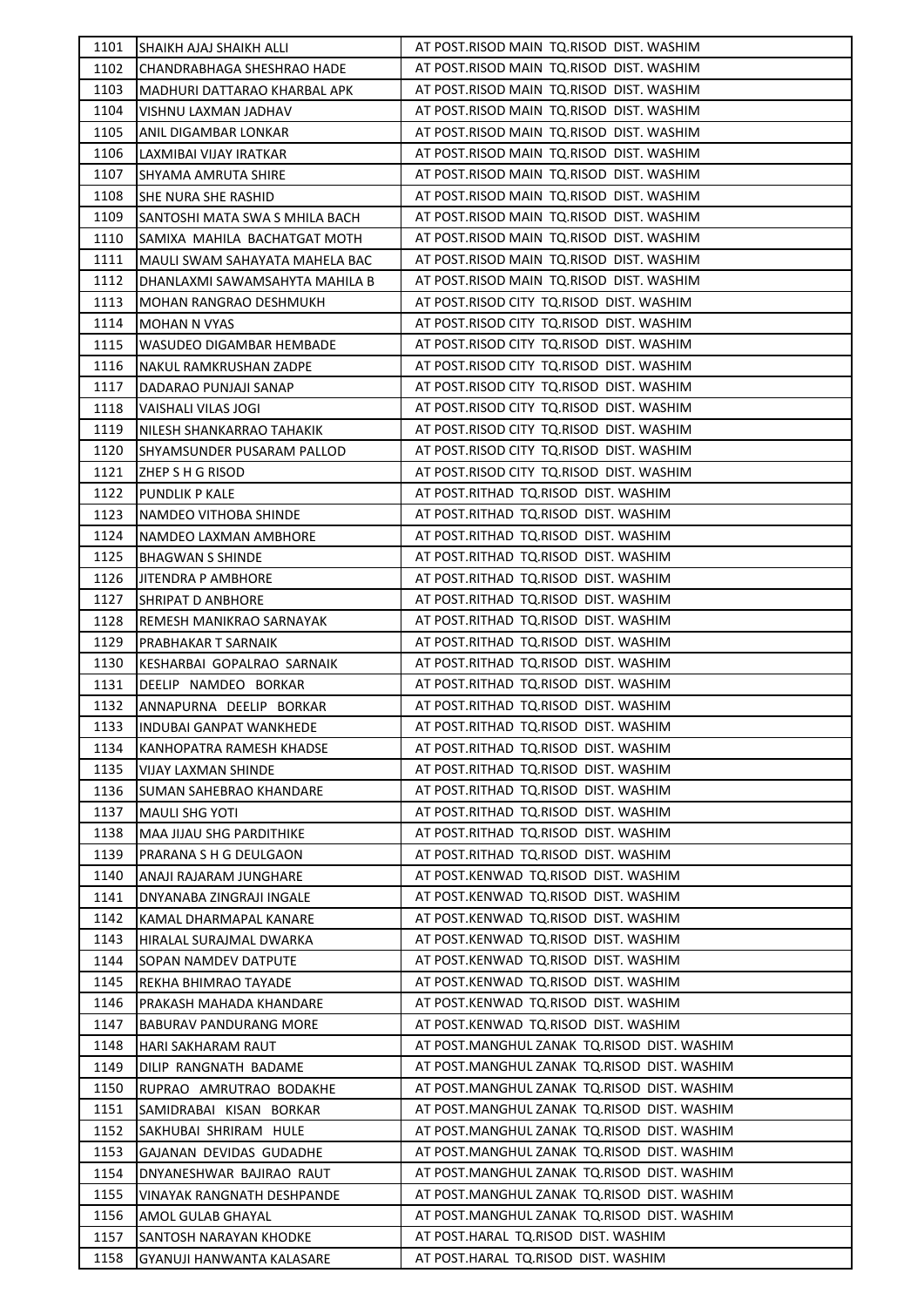| | | |
|---|---|---|
| 1101 | SHAIKH AJAJ SHAIKH ALLI | AT POST.RISOD MAIN TQ.RISOD DIST. WASHIM |
| 1102 | CHANDRABHAGA SHESHRAO HADE | AT POST.RISOD MAIN TQ.RISOD DIST. WASHIM |
| 1103 | MADHURI DATTARAO KHARBAL APK | AT POST.RISOD MAIN TQ.RISOD DIST. WASHIM |
| 1104 | VISHNU LAXMAN JADHAV | AT POST.RISOD MAIN TQ.RISOD DIST. WASHIM |
| 1105 | ANIL DIGAMBAR LONKAR | AT POST.RISOD MAIN TQ.RISOD DIST. WASHIM |
| 1106 | LAXMIBAI VIJAY IRATKAR | AT POST.RISOD MAIN TQ.RISOD DIST. WASHIM |
| 1107 | SHYAMA AMRUTA SHIRE | AT POST.RISOD MAIN TQ.RISOD DIST. WASHIM |
| 1108 | SHE NURA SHE RASHID | AT POST.RISOD MAIN TQ.RISOD DIST. WASHIM |
| 1109 | SANTOSHI MATA SWA S MHILA BACH | AT POST.RISOD MAIN TQ.RISOD DIST. WASHIM |
| 1110 | SAMIXA MAHILA BACHATGAT MOTH | AT POST.RISOD MAIN TQ.RISOD DIST. WASHIM |
| 1111 | MAULI SWAM SAHAYATA MAHELA BAC | AT POST.RISOD MAIN TQ.RISOD DIST. WASHIM |
| 1112 | DHANLAXMI SAWAMSAHYTA MAHILA B | AT POST.RISOD MAIN TQ.RISOD DIST. WASHIM |
| 1113 | MOHAN RANGRAO DESHMUKH | AT POST.RISOD CITY TQ.RISOD DIST. WASHIM |
| 1114 | MOHAN N VYAS | AT POST.RISOD CITY TQ.RISOD DIST. WASHIM |
| 1115 | WASUDEO DIGAMBAR HEMBADE | AT POST.RISOD CITY TQ.RISOD DIST. WASHIM |
| 1116 | NAKUL RAMKRUSHAN ZADPE | AT POST.RISOD CITY TQ.RISOD DIST. WASHIM |
| 1117 | DADARAO PUNJAJI SANAP | AT POST.RISOD CITY TQ.RISOD DIST. WASHIM |
| 1118 | VAISHALI VILAS JOGI | AT POST.RISOD CITY TQ.RISOD DIST. WASHIM |
| 1119 | NILESH SHANKARRAO TAHAKIK | AT POST.RISOD CITY TQ.RISOD DIST. WASHIM |
| 1120 | SHYAMSUNDER PUSARAM PALLOD | AT POST.RISOD CITY TQ.RISOD DIST. WASHIM |
| 1121 | ZHEP S H G RISOD | AT POST.RISOD CITY TQ.RISOD DIST. WASHIM |
| 1122 | PUNDLIK P KALE | AT POST.RITHAD TQ.RISOD DIST. WASHIM |
| 1123 | NAMDEO VITHOBA SHINDE | AT POST.RITHAD TQ.RISOD DIST. WASHIM |
| 1124 | NAMDEO LAXMAN AMBHORE | AT POST.RITHAD TQ.RISOD DIST. WASHIM |
| 1125 | BHAGWAN S SHINDE | AT POST.RITHAD TQ.RISOD DIST. WASHIM |
| 1126 | JITENDRA P AMBHORE | AT POST.RITHAD TQ.RISOD DIST. WASHIM |
| 1127 | SHRIPAT D ANBHORE | AT POST.RITHAD TQ.RISOD DIST. WASHIM |
| 1128 | REMESH MANIKRAO SARNAYAK | AT POST.RITHAD TQ.RISOD DIST. WASHIM |
| 1129 | PRABHAKAR T SARNAIK | AT POST.RITHAD TQ.RISOD DIST. WASHIM |
| 1130 | KESHARBAI GOPALRAO SARNAIK | AT POST.RITHAD TQ.RISOD DIST. WASHIM |
| 1131 | DEELIP NAMDEO BORKAR | AT POST.RITHAD TQ.RISOD DIST. WASHIM |
| 1132 | ANNAPURNA DEELIP BORKAR | AT POST.RITHAD TQ.RISOD DIST. WASHIM |
| 1133 | INDUBAI GANPAT WANKHEDE | AT POST.RITHAD TQ.RISOD DIST. WASHIM |
| 1134 | KANHOPATRA RAMESH KHADSE | AT POST.RITHAD TQ.RISOD DIST. WASHIM |
| 1135 | VIJAY LAXMAN SHINDE | AT POST.RITHAD TQ.RISOD DIST. WASHIM |
| 1136 | SUMAN SAHEBRAO KHANDARE | AT POST.RITHAD TQ.RISOD DIST. WASHIM |
| 1137 | MAULI SHG YOTI | AT POST.RITHAD TQ.RISOD DIST. WASHIM |
| 1138 | MAA JIJAU SHG PARDITHIKE | AT POST.RITHAD TQ.RISOD DIST. WASHIM |
| 1139 | PRARANA S H G DEULGAON | AT POST.RITHAD TQ.RISOD DIST. WASHIM |
| 1140 | ANAJI RAJARAM JUNGHARE | AT POST.KENWAD TQ.RISOD DIST. WASHIM |
| 1141 | DNYANABA ZINGRAJI INGALE | AT POST.KENWAD TQ.RISOD DIST. WASHIM |
| 1142 | KAMAL DHARMAPAL KANARE | AT POST.KENWAD TQ.RISOD DIST. WASHIM |
| 1143 | HIRALAL SURAJMAL DWARKA | AT POST.KENWAD TQ.RISOD DIST. WASHIM |
| 1144 | SOPAN NAMDEV DATPUTE | AT POST.KENWAD TQ.RISOD DIST. WASHIM |
| 1145 | REKHA BHIMRAO TAYADE | AT POST.KENWAD TQ.RISOD DIST. WASHIM |
| 1146 | PRAKASH MAHADA KHANDARE | AT POST.KENWAD TQ.RISOD DIST. WASHIM |
| 1147 | BABURAV PANDURANG MORE | AT POST.KENWAD TQ.RISOD DIST. WASHIM |
| 1148 | HARI SAKHARAM RAUT | AT POST.MANGHUL ZANAK TQ.RISOD DIST. WASHIM |
| 1149 | DILIP RANGNATH BADAME | AT POST.MANGHUL ZANAK TQ.RISOD DIST. WASHIM |
| 1150 | RUPRAO AMRUTRAO BODAKHE | AT POST.MANGHUL ZANAK TQ.RISOD DIST. WASHIM |
| 1151 | SAMIDRABAI KISAN BORKAR | AT POST.MANGHUL ZANAK TQ.RISOD DIST. WASHIM |
| 1152 | SAKHUBAI SHRIRAM HULE | AT POST.MANGHUL ZANAK TQ.RISOD DIST. WASHIM |
| 1153 | GAJANAN DEVIDAS GUDADHE | AT POST.MANGHUL ZANAK TQ.RISOD DIST. WASHIM |
| 1154 | DNYANESHWAR BAJIRAO RAUT | AT POST.MANGHUL ZANAK TQ.RISOD DIST. WASHIM |
| 1155 | VINAYAK RANGNATH DESHPANDE | AT POST.MANGHUL ZANAK TQ.RISOD DIST. WASHIM |
| 1156 | AMOL GULAB GHAYAL | AT POST.MANGHUL ZANAK TQ.RISOD DIST. WASHIM |
| 1157 | SANTOSH NARAYAN KHODKE | AT POST.HARAL TQ.RISOD DIST. WASHIM |
| 1158 | GYANUJI HANWANTA KALASARE | AT POST.HARAL TQ.RISOD DIST. WASHIM |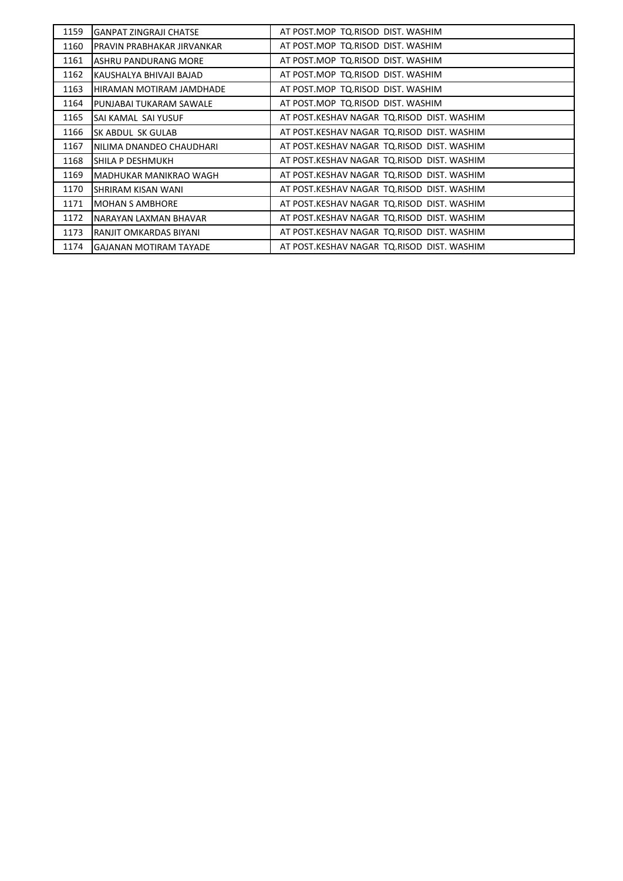| | | |
|---|---|---|
| 1159 | GANPAT ZINGRAJI CHATSE | AT POST.MOP TQ.RISOD DIST. WASHIM |
| 1160 | PRAVIN PRABHAKAR JIRVANKAR | AT POST.MOP TQ.RISOD DIST. WASHIM |
| 1161 | ASHRU PANDURANG MORE | AT POST.MOP TQ.RISOD DIST. WASHIM |
| 1162 | KAUSHALYA BHIVAJI BAJAD | AT POST.MOP TQ.RISOD DIST. WASHIM |
| 1163 | HIRAMAN MOTIRAM JAMDHADE | AT POST.MOP TQ.RISOD DIST. WASHIM |
| 1164 | PUNJABAI TUKARAM SAWALE | AT POST.MOP TQ.RISOD DIST. WASHIM |
| 1165 | SAI KAMAL SAI YUSUF | AT POST.KESHAV NAGAR TQ.RISOD DIST. WASHIM |
| 1166 | SK ABDUL SK GULAB | AT POST.KESHAV NAGAR TQ.RISOD DIST. WASHIM |
| 1167 | NILIMA DNANDEO CHAUDHARI | AT POST.KESHAV NAGAR TQ.RISOD DIST. WASHIM |
| 1168 | SHILA P DESHMUKH | AT POST.KESHAV NAGAR TQ.RISOD DIST. WASHIM |
| 1169 | MADHUKAR MANIKRAO WAGH | AT POST.KESHAV NAGAR TQ.RISOD DIST. WASHIM |
| 1170 | SHRIRAM KISAN WANI | AT POST.KESHAV NAGAR TQ.RISOD DIST. WASHIM |
| 1171 | MOHAN S AMBHORE | AT POST.KESHAV NAGAR TQ.RISOD DIST. WASHIM |
| 1172 | NARAYAN LAXMAN BHAVAR | AT POST.KESHAV NAGAR TQ.RISOD DIST. WASHIM |
| 1173 | RANJIT OMKARDAS BIYANI | AT POST.KESHAV NAGAR TQ.RISOD DIST. WASHIM |
| 1174 | GAJANAN MOTIRAM TAYADE | AT POST.KESHAV NAGAR TQ.RISOD DIST. WASHIM |